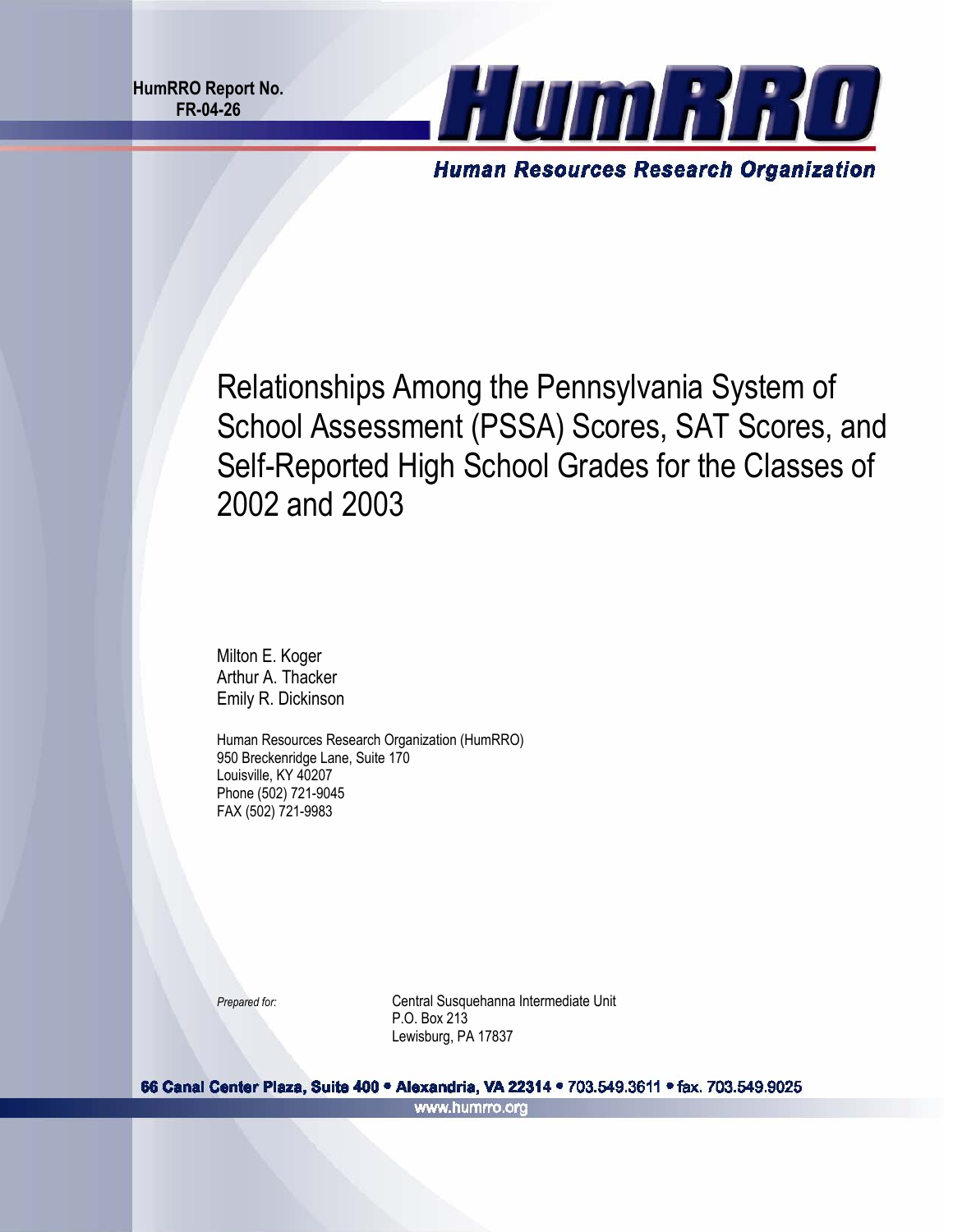HumRRO Report No.
FR-04-26

HumRRO

Human Resources Research Organization

# Relationships Among the Pennsylvania System of School Assessment (PSSA) Scores, SAT Scores, and Self-Reported High School Grades for the Classes of 2002 and 2003

Milton E. Koger
Arthur A. Thacker
Emily R. Dickinson

Human Resources Research Organization (HumRRO)
950 Breckenridge Lane, Suite 170
Louisville, KY 40207
Phone (502) 721-9045
FAX (502) 721-9983

*Prepared for:* Central Susquehanna Intermediate Unit
P.O. Box 213
Lewisburg, PA 17837

66 Canal Center Plaza, Suite 400 • Alexandria, VA 22314 • 703.549.3611 • fax. 703.549.9025
www.humrro.org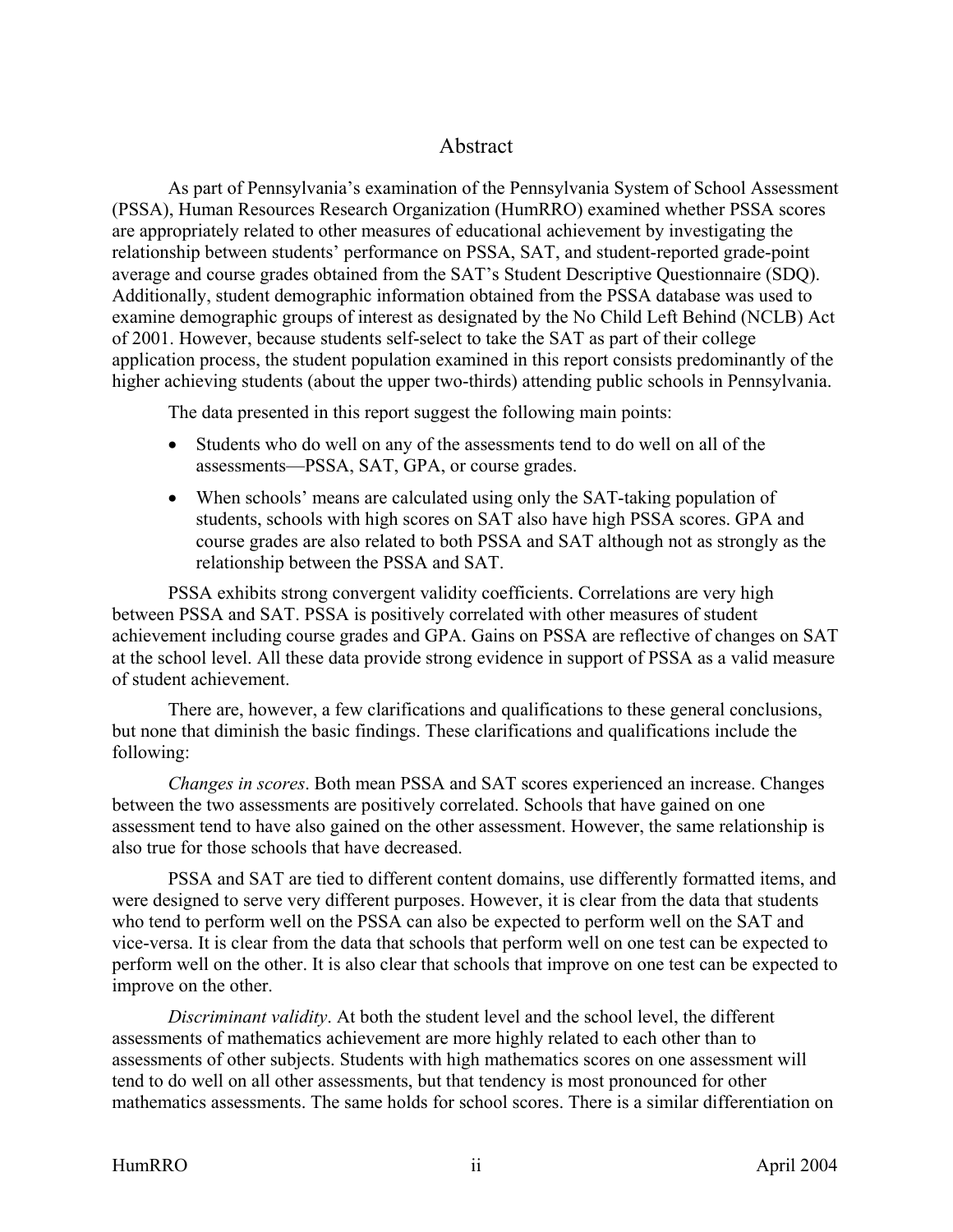# Abstract

As part of Pennsylvania's examination of the Pennsylvania System of School Assessment (PSSA), Human Resources Research Organization (HumRRO) examined whether PSSA scores are appropriately related to other measures of educational achievement by investigating the relationship between students' performance on PSSA, SAT, and student-reported grade-point average and course grades obtained from the SAT's Student Descriptive Questionnaire (SDQ). Additionally, student demographic information obtained from the PSSA database was used to examine demographic groups of interest as designated by the No Child Left Behind (NCLB) Act of 2001. However, because students self-select to take the SAT as part of their college application process, the student population examined in this report consists predominantly of the higher achieving students (about the upper two-thirds) attending public schools in Pennsylvania.

The data presented in this report suggest the following main points:

- Students who do well on any of the assessments tend to do well on all of the assessments—PSSA, SAT, GPA, or course grades.
- When schools' means are calculated using only the SAT-taking population of students, schools with high scores on SAT also have high PSSA scores. GPA and course grades are also related to both PSSA and SAT although not as strongly as the relationship between the PSSA and SAT.

PSSA exhibits strong convergent validity coefficients. Correlations are very high between PSSA and SAT. PSSA is positively correlated with other measures of student achievement including course grades and GPA. Gains on PSSA are reflective of changes on SAT at the school level. All these data provide strong evidence in support of PSSA as a valid measure of student achievement.

There are, however, a few clarifications and qualifications to these general conclusions, but none that diminish the basic findings. These clarifications and qualifications include the following:

*Changes in scores*. Both mean PSSA and SAT scores experienced an increase. Changes between the two assessments are positively correlated. Schools that have gained on one assessment tend to have also gained on the other assessment. However, the same relationship is also true for those schools that have decreased.

PSSA and SAT are tied to different content domains, use differently formatted items, and were designed to serve very different purposes. However, it is clear from the data that students who tend to perform well on the PSSA can also be expected to perform well on the SAT and vice-versa. It is clear from the data that schools that perform well on one test can be expected to perform well on the other. It is also clear that schools that improve on one test can be expected to improve on the other.

*Discriminant validity*. At both the student level and the school level, the different assessments of mathematics achievement are more highly related to each other than to assessments of other subjects. Students with high mathematics scores on one assessment will tend to do well on all other assessments, but that tendency is most pronounced for other mathematics assessments. The same holds for school scores. There is a similar differentiation on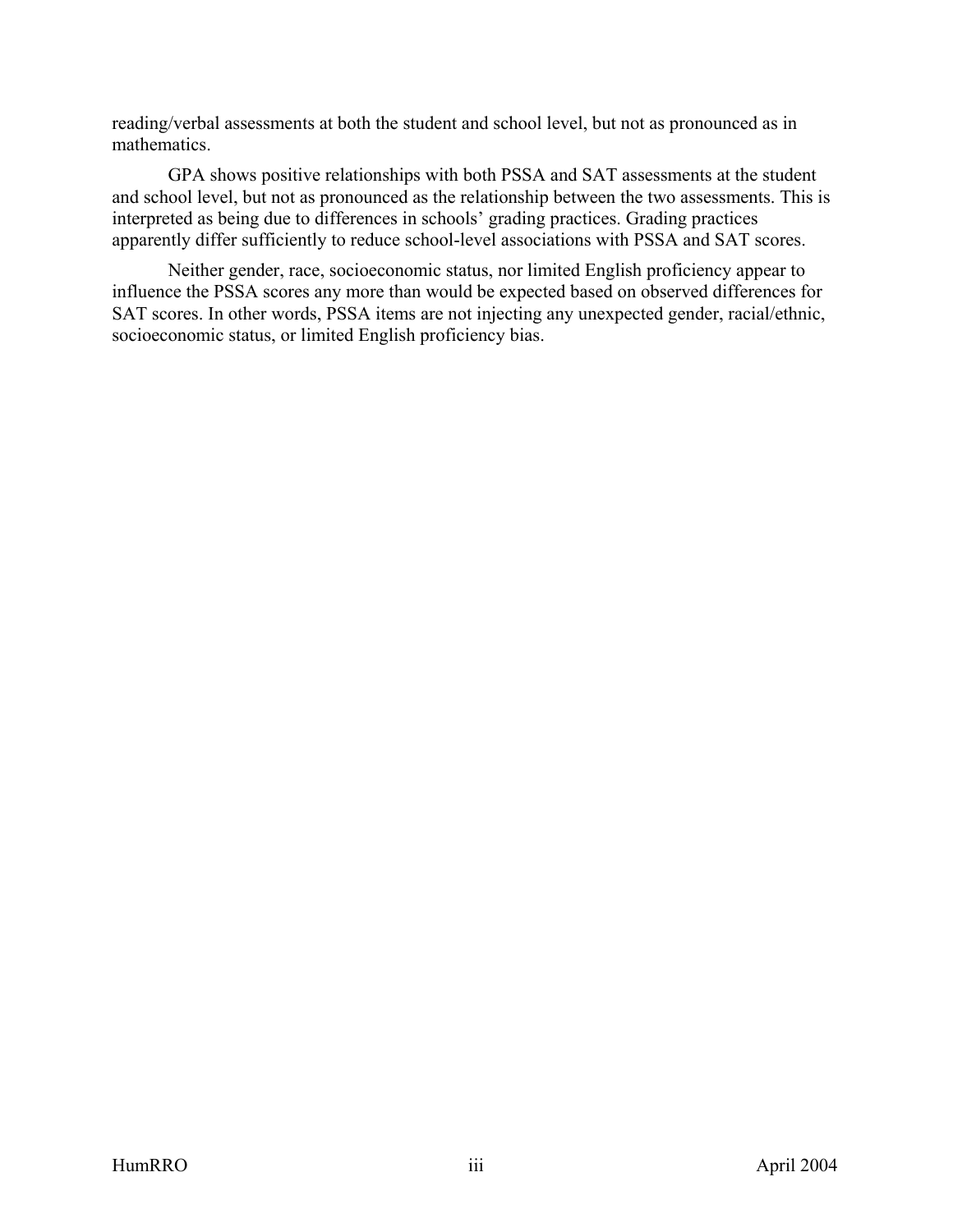reading/verbal assessments at both the student and school level, but not as pronounced as in mathematics.

GPA shows positive relationships with both PSSA and SAT assessments at the student and school level, but not as pronounced as the relationship between the two assessments. This is interpreted as being due to differences in schools' grading practices. Grading practices apparently differ sufficiently to reduce school-level associations with PSSA and SAT scores.

Neither gender, race, socioeconomic status, nor limited English proficiency appear to influence the PSSA scores any more than would be expected based on observed differences for SAT scores. In other words, PSSA items are not injecting any unexpected gender, racial/ethnic, socioeconomic status, or limited English proficiency bias.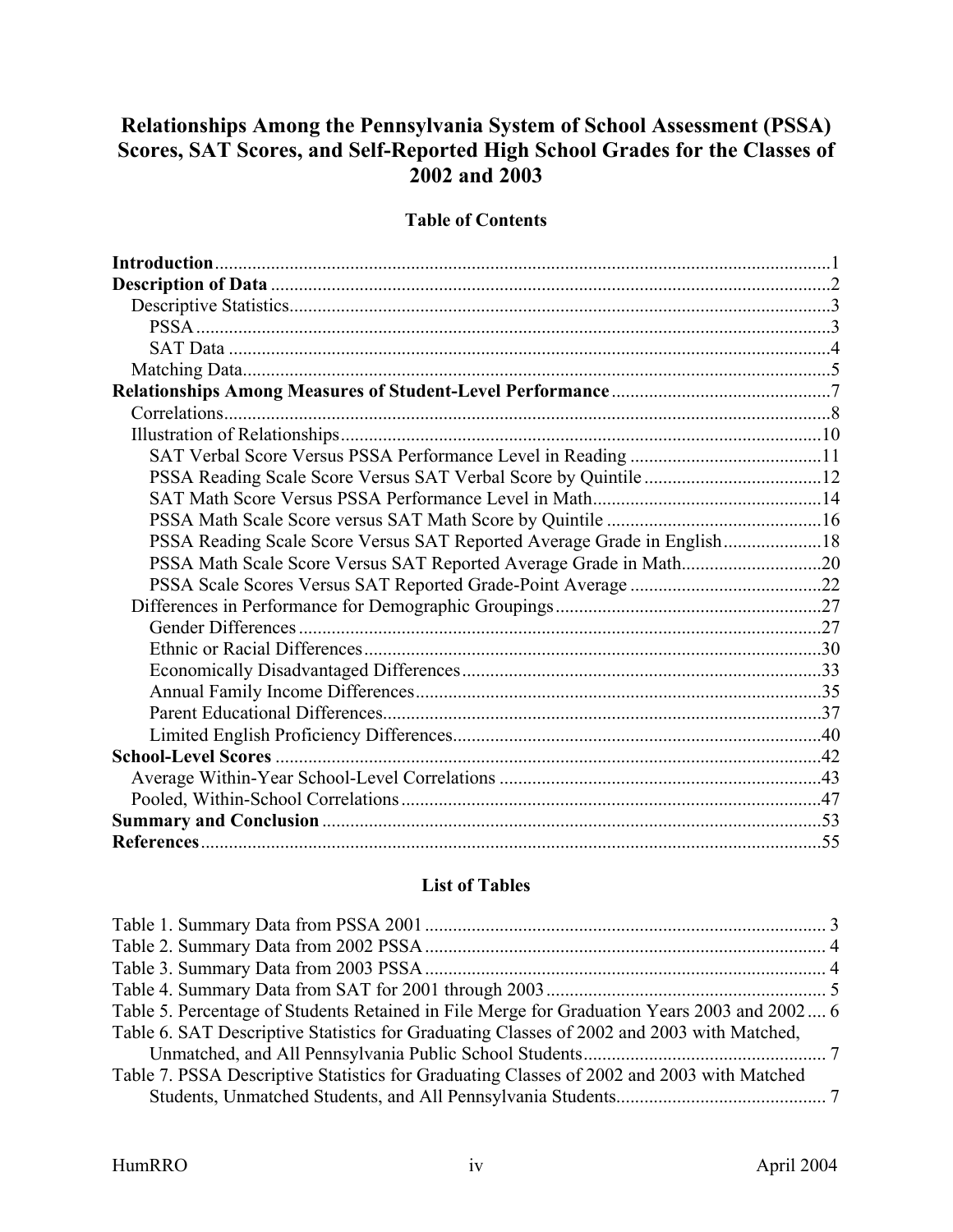# Relationships Among the Pennsylvania System of School Assessment (PSSA) Scores, SAT Scores, and Self-Reported High School Grades for the Classes of 2002 and 2003

## Table of Contents

**Introduction** .......... 1
**Description of Data** .......... 2
- Descriptive Statistics .......... 3
  - PSSA .......... 3
  - SAT Data .......... 4
- Matching Data .......... 5

**Relationships Among Measures of Student-Level Performance** .......... 7
- Correlations .......... 8
- Illustration of Relationships .......... 10
  - SAT Verbal Score Versus PSSA Performance Level in Reading .......... 11
  - PSSA Reading Scale Score Versus SAT Verbal Score by Quintile .......... 12
  - SAT Math Score Versus PSSA Performance Level in Math .......... 14
  - PSSA Math Scale Score versus SAT Math Score by Quintile .......... 16
  - PSSA Reading Scale Score Versus SAT Reported Average Grade in English .......... 18
  - PSSA Math Scale Score Versus SAT Reported Average Grade in Math .......... 20
  - PSSA Scale Scores Versus SAT Reported Grade-Point Average .......... 22
- Differences in Performance for Demographic Groupings .......... 27
  - Gender Differences .......... 27
  - Ethnic or Racial Differences .......... 30
  - Economically Disadvantaged Differences .......... 33
  - Annual Family Income Differences .......... 35
  - Parent Educational Differences .......... 37
  - Limited English Proficiency Differences .......... 40

**School-Level Scores** .......... 42
- Average Within-Year School-Level Correlations .......... 43
- Pooled, Within-School Correlations .......... 47

**Summary and Conclusion** .......... 53
**References** .......... 55

## List of Tables

Table 1. Summary Data from PSSA 2001 .......... 3
Table 2. Summary Data from 2002 PSSA .......... 4
Table 3. Summary Data from 2003 PSSA .......... 4
Table 4. Summary Data from SAT for 2001 through 2003 .......... 5
Table 5. Percentage of Students Retained in File Merge for Graduation Years 2003 and 2002 .......... 6
Table 6. SAT Descriptive Statistics for Graduating Classes of 2002 and 2003 with Matched, Unmatched, and All Pennsylvania Public School Students .......... 7
Table 7. PSSA Descriptive Statistics for Graduating Classes of 2002 and 2003 with Matched Students, Unmatched Students, and All Pennsylvania Students .......... 7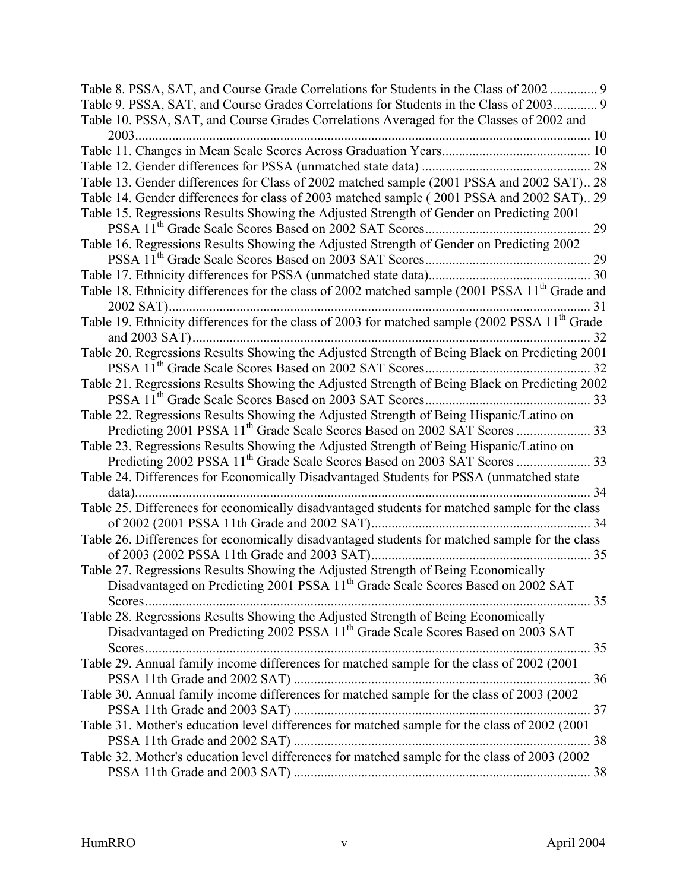Table 8. PSSA, SAT, and Course Grade Correlations for Students in the Class of 2002 .............. 9

Table 9. PSSA, SAT, and Course Grades Correlations for Students in the Class of 2003............. 9

Table 10. PSSA, SAT, and Course Grades Correlations Averaged for the Classes of 2002 and 2003....................................................................................................................... 10

Table 11. Changes in Mean Scale Scores Across Graduation Years............................................ 10

Table 12. Gender differences for PSSA (unmatched state data) .................................................. 28

Table 13. Gender differences for Class of 2002 matched sample (2001 PSSA and 2002 SAT).. 28

Table 14. Gender differences for class of 2003 matched sample ( 2001 PSSA and 2002 SAT).. 29

Table 15. Regressions Results Showing the Adjusted Strength of Gender on Predicting 2001 PSSA 11th Grade Scale Scores Based on 2002 SAT Scores................................................ 29

Table 16. Regressions Results Showing the Adjusted Strength of Gender on Predicting 2002 PSSA 11th Grade Scale Scores Based on 2003 SAT Scores................................................ 29

Table 17. Ethnicity differences for PSSA (unmatched state data)................................................ 30

Table 18. Ethnicity differences for the class of 2002 matched sample (2001 PSSA 11th Grade and 2002 SAT)............................................................................................................................ 31

Table 19. Ethnicity differences for the class of 2003 for matched sample (2002 PSSA 11th Grade and 2003 SAT)...................................................................................................................... 32

Table 20. Regressions Results Showing the Adjusted Strength of Being Black on Predicting 2001 PSSA 11th Grade Scale Scores Based on 2002 SAT Scores................................................ 32

Table 21. Regressions Results Showing the Adjusted Strength of Being Black on Predicting 2002 PSSA 11th Grade Scale Scores Based on 2003 SAT Scores................................................ 33

Table 22. Regressions Results Showing the Adjusted Strength of Being Hispanic/Latino on Predicting 2001 PSSA 11th Grade Scale Scores Based on 2002 SAT Scores ...................... 33

Table 23. Regressions Results Showing the Adjusted Strength of Being Hispanic/Latino on Predicting 2002 PSSA 11th Grade Scale Scores Based on 2003 SAT Scores ...................... 33

Table 24. Differences for Economically Disadvantaged Students for PSSA (unmatched state data)....................................................................................................................... 34

Table 25. Differences for economically disadvantaged students for matched sample for the class of 2002 (2001 PSSA 11th Grade and 2002 SAT)................................................................ 34

Table 26. Differences for economically disadvantaged students for matched sample for the class of 2003 (2002 PSSA 11th Grade and 2003 SAT)................................................................ 35

Table 27. Regressions Results Showing the Adjusted Strength of Being Economically Disadvantaged on Predicting 2001 PSSA 11th Grade Scale Scores Based on 2002 SAT Scores.................................................................................................................... 35

Table 28. Regressions Results Showing the Adjusted Strength of Being Economically Disadvantaged on Predicting 2002 PSSA 11th Grade Scale Scores Based on 2003 SAT Scores.................................................................................................................... 35

Table 29. Annual family income differences for matched sample for the class of 2002 (2001 PSSA 11th Grade and 2002 SAT) ....................................................................................... 36

Table 30. Annual family income differences for matched sample for the class of 2003 (2002 PSSA 11th Grade and 2003 SAT) ....................................................................................... 37

Table 31. Mother's education level differences for matched sample for the class of 2002 (2001 PSSA 11th Grade and 2002 SAT) ....................................................................................... 38

Table 32. Mother's education level differences for matched sample for the class of 2003 (2002 PSSA 11th Grade and 2003 SAT) ....................................................................................... 38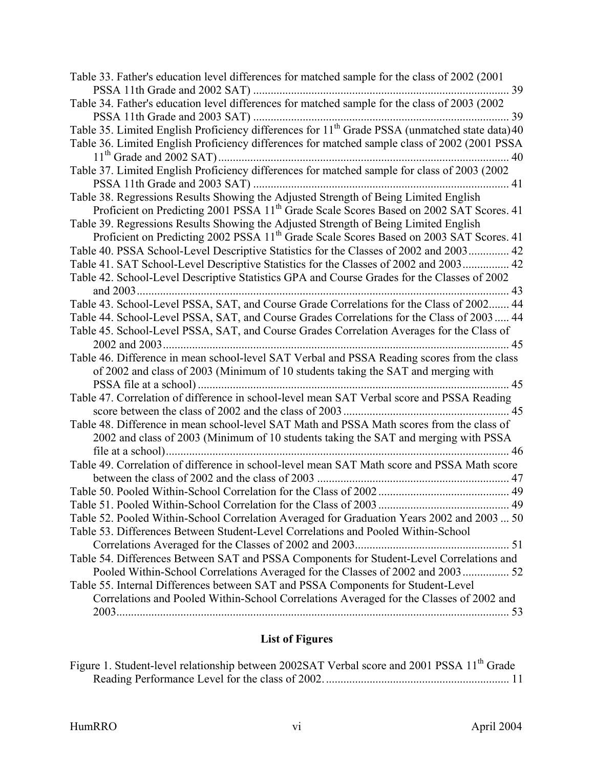Table 33. Father's education level differences for matched sample for the class of 2002 (2001 PSSA 11th Grade and 2002 SAT) ........................................................................................ 39

Table 34. Father's education level differences for matched sample for the class of 2003 (2002 PSSA 11th Grade and 2003 SAT) ........................................................................................ 39

Table 35. Limited English Proficiency differences for 11th Grade PSSA (unmatched state data) 40

Table 36. Limited English Proficiency differences for matched sample class of 2002 (2001 PSSA 11th Grade and 2002 SAT) .................................................................................................... 40

Table 37. Limited English Proficiency differences for matched sample for class of 2003 (2002 PSSA 11th Grade and 2003 SAT) ........................................................................................ 41

Table 38. Regressions Results Showing the Adjusted Strength of Being Limited English Proficient on Predicting 2001 PSSA 11th Grade Scale Scores Based on 2002 SAT Scores. 41

Table 39. Regressions Results Showing the Adjusted Strength of Being Limited English Proficient on Predicting 2002 PSSA 11th Grade Scale Scores Based on 2003 SAT Scores. 41

Table 40. PSSA School-Level Descriptive Statistics for the Classes of 2002 and 2003 .............. 42

Table 41. SAT School-Level Descriptive Statistics for the Classes of 2002 and 2003 ................ 42

Table 42. School-Level Descriptive Statistics GPA and Course Grades for the Classes of 2002 and 2003 ................................................................................................................................ 43

Table 43. School-Level PSSA, SAT, and Course Grade Correlations for the Class of 2002 ....... 44

Table 44. School-Level PSSA, SAT, and Course Grades Correlations for the Class of 2003 ..... 44

Table 45. School-Level PSSA, SAT, and Course Grade Correlation Averages for the Class of 2002 and 2003 ...................................................................................................................... 45

Table 46. Difference in mean school-level SAT Verbal and PSSA Reading scores from the class of 2002 and class of 2003 (Minimum of 10 students taking the SAT and merging with PSSA file at a school) ........................................................................................................... 45

Table 47. Correlation of difference in school-level mean SAT Verbal score and PSSA Reading score between the class of 2002 and the class of 2003 ......................................................... 45

Table 48. Difference in mean school-level SAT Math and PSSA Math scores from the class of 2002 and class of 2003 (Minimum of 10 students taking the SAT and merging with PSSA file at a school) ..................................................................................................................... 46

Table 49. Correlation of difference in school-level mean SAT Math score and PSSA Math score between the class of 2002 and the class of 2003 .................................................................. 47

Table 50. Pooled Within-School Correlation for the Class of 2002 ............................................ 49

Table 51. Pooled Within-School Correlation for the Class of 2003 ............................................ 49

Table 52. Pooled Within-School Correlation Averaged for Graduation Years 2002 and 2003 ... 50

Table 53. Differences Between Student-Level Correlations and Pooled Within-School Correlations Averaged for the Classes of 2002 and 2003 ..................................................... 51

Table 54. Differences Between SAT and PSSA Components for Student-Level Correlations and Pooled Within-School Correlations Averaged for the Classes of 2002 and 2003 ................ 52

Table 55. Internal Differences between SAT and PSSA Components for Student-Level Correlations and Pooled Within-School Correlations Averaged for the Classes of 2002 and 2003 ...................................................................................................................................... 53

## List of Figures

Figure 1. Student-level relationship between 2002SAT Verbal score and 2001 PSSA 11th Grade Reading Performance Level for the class of 2002. .............................................................. 11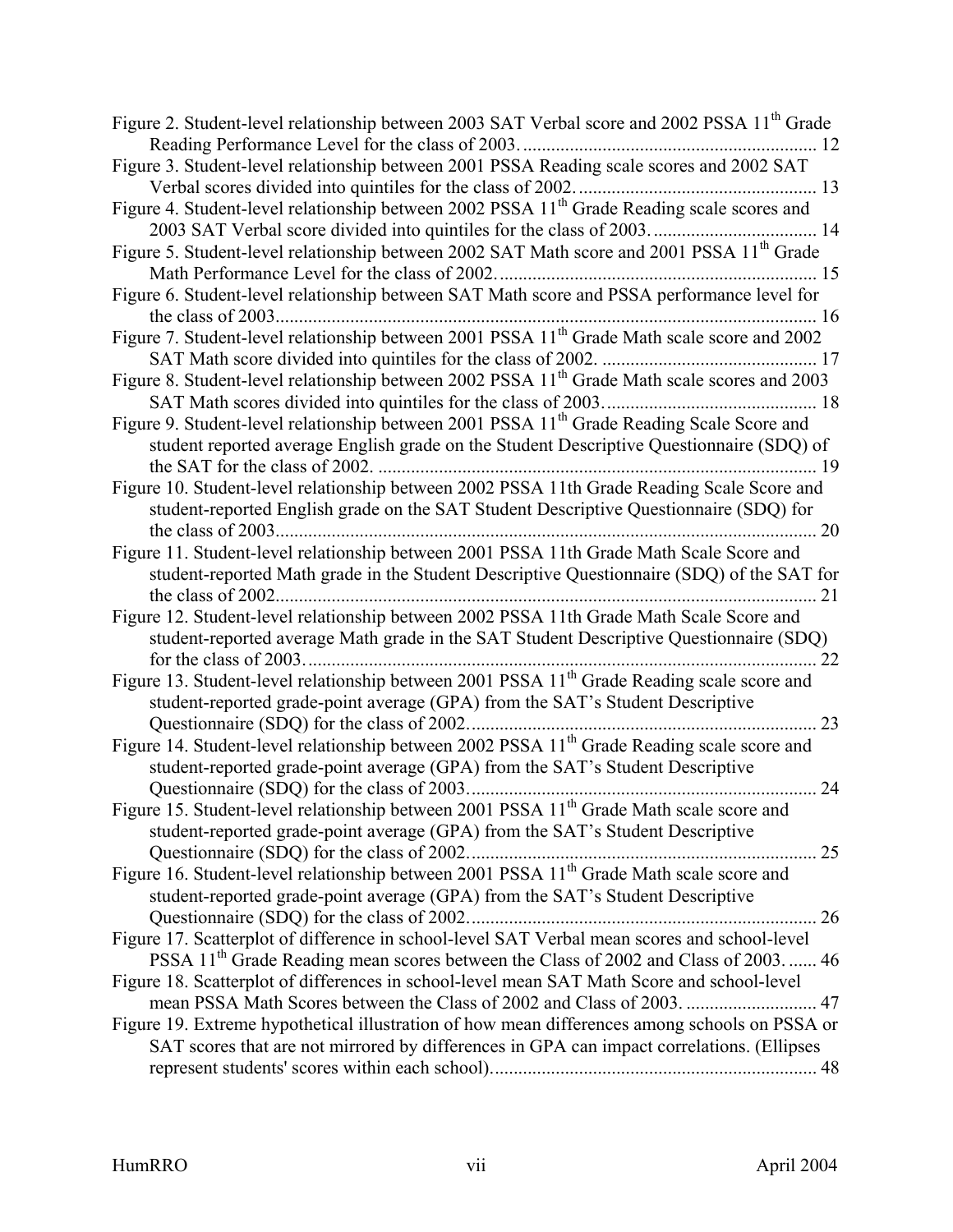Figure 2. Student-level relationship between 2003 SAT Verbal score and 2002 PSSA 11th Grade Reading Performance Level for the class of 2003. ............................................................... 12

Figure 3. Student-level relationship between 2001 PSSA Reading scale scores and 2002 SAT Verbal scores divided into quintiles for the class of 2002. .................................................. 13

Figure 4. Student-level relationship between 2002 PSSA 11th Grade Reading scale scores and 2003 SAT Verbal score divided into quintiles for the class of 2003. .................................. 14

Figure 5. Student-level relationship between 2002 SAT Math score and 2001 PSSA 11th Grade Math Performance Level for the class of 2002. .................................................................. 15

Figure 6. Student-level relationship between SAT Math score and PSSA performance level for the class of 2003................................................................................................................. 16

Figure 7. Student-level relationship between 2001 PSSA 11th Grade Math scale score and 2002 SAT Math score divided into quintiles for the class of 2002. ............................................. 17

Figure 8. Student-level relationship between 2002 PSSA 11th Grade Math scale scores and 2003 SAT Math scores divided into quintiles for the class of 2003. ............................................ 18

Figure 9. Student-level relationship between 2001 PSSA 11th Grade Reading Scale Score and student reported average English grade on the Student Descriptive Questionnaire (SDQ) of the SAT for the class of 2002. .............................................................................................. 19

Figure 10. Student-level relationship between 2002 PSSA 11th Grade Reading Scale Score and student-reported English grade on the SAT Student Descriptive Questionnaire (SDQ) for the class of 2003.................................................................................................................. 20

Figure 11. Student-level relationship between 2001 PSSA 11th Grade Math Scale Score and student-reported Math grade in the Student Descriptive Questionnaire (SDQ) of the SAT for the class of 2002.................................................................................................................. 21

Figure 12. Student-level relationship between 2002 PSSA 11th Grade Math Scale Score and student-reported average Math grade in the SAT Student Descriptive Questionnaire (SDQ) for the class of 2003. ........................................................................................................... 22

Figure 13. Student-level relationship between 2001 PSSA 11th Grade Reading scale score and student-reported grade-point average (GPA) from the SAT's Student Descriptive Questionnaire (SDQ) for the class of 2002.......................................................................... 23

Figure 14. Student-level relationship between 2002 PSSA 11th Grade Reading scale score and student-reported grade-point average (GPA) from the SAT's Student Descriptive Questionnaire (SDQ) for the class of 2003.......................................................................... 24

Figure 15. Student-level relationship between 2001 PSSA 11th Grade Math scale score and student-reported grade-point average (GPA) from the SAT's Student Descriptive Questionnaire (SDQ) for the class of 2002.......................................................................... 25

Figure 16. Student-level relationship between 2001 PSSA 11th Grade Math scale score and student-reported grade-point average (GPA) from the SAT's Student Descriptive Questionnaire (SDQ) for the class of 2002.......................................................................... 26

Figure 17. Scatterplot of difference in school-level SAT Verbal mean scores and school-level PSSA 11th Grade Reading mean scores between the Class of 2002 and Class of 2003. ...... 46

Figure 18. Scatterplot of differences in school-level mean SAT Math Score and school-level mean PSSA Math Scores between the Class of 2002 and Class of 2003. ............................ 47

Figure 19. Extreme hypothetical illustration of how mean differences among schools on PSSA or SAT scores that are not mirrored by differences in GPA can impact correlations. (Ellipses represent students' scores within each school)..................................................................... 48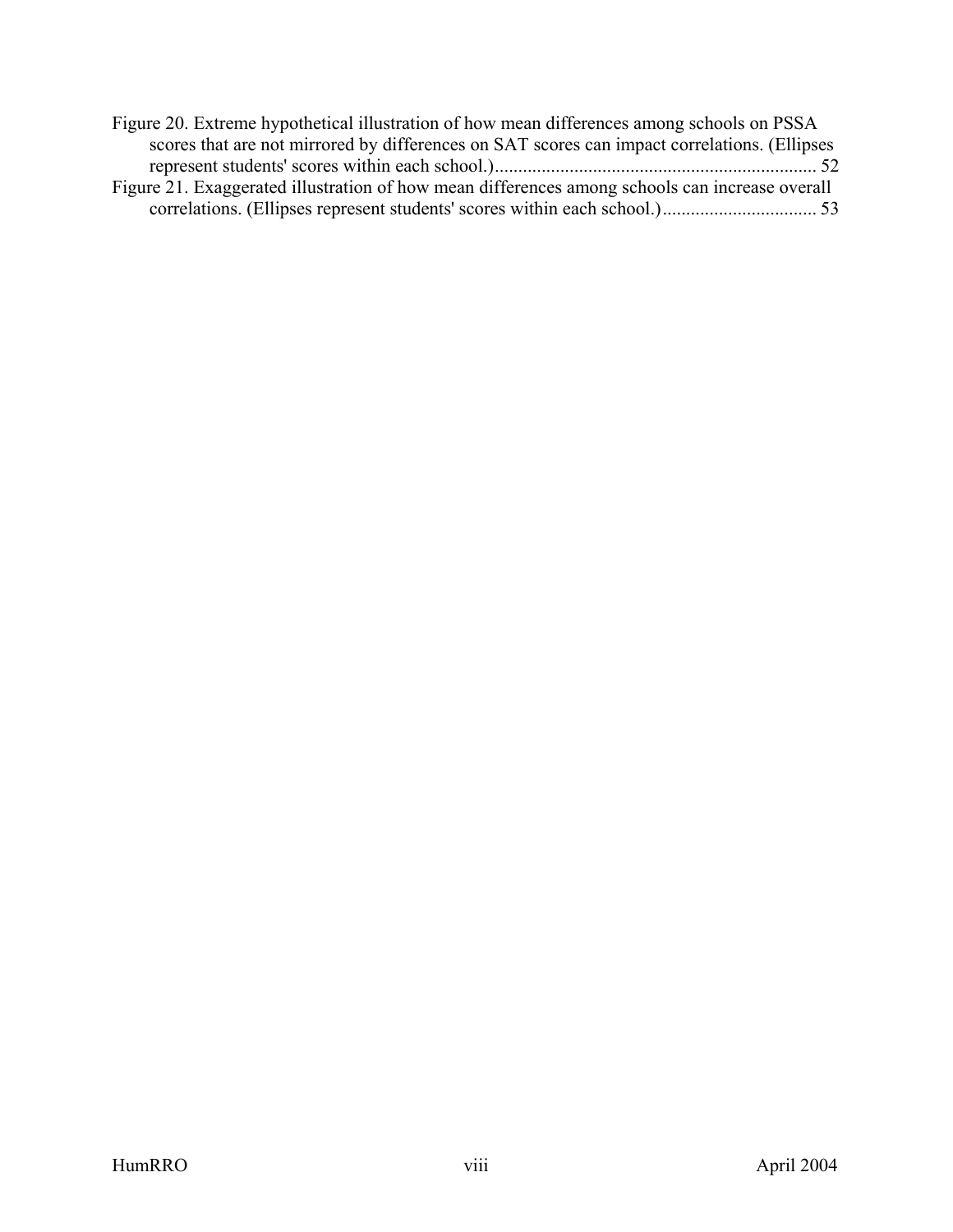Figure 20. Extreme hypothetical illustration of how mean differences among schools on PSSA scores that are not mirrored by differences on SAT scores can impact correlations. (Ellipses represent students' scores within each school.) .................................................................... 52

Figure 21. Exaggerated illustration of how mean differences among schools can increase overall correlations. (Ellipses represent students' scores within each school.) ................................. 53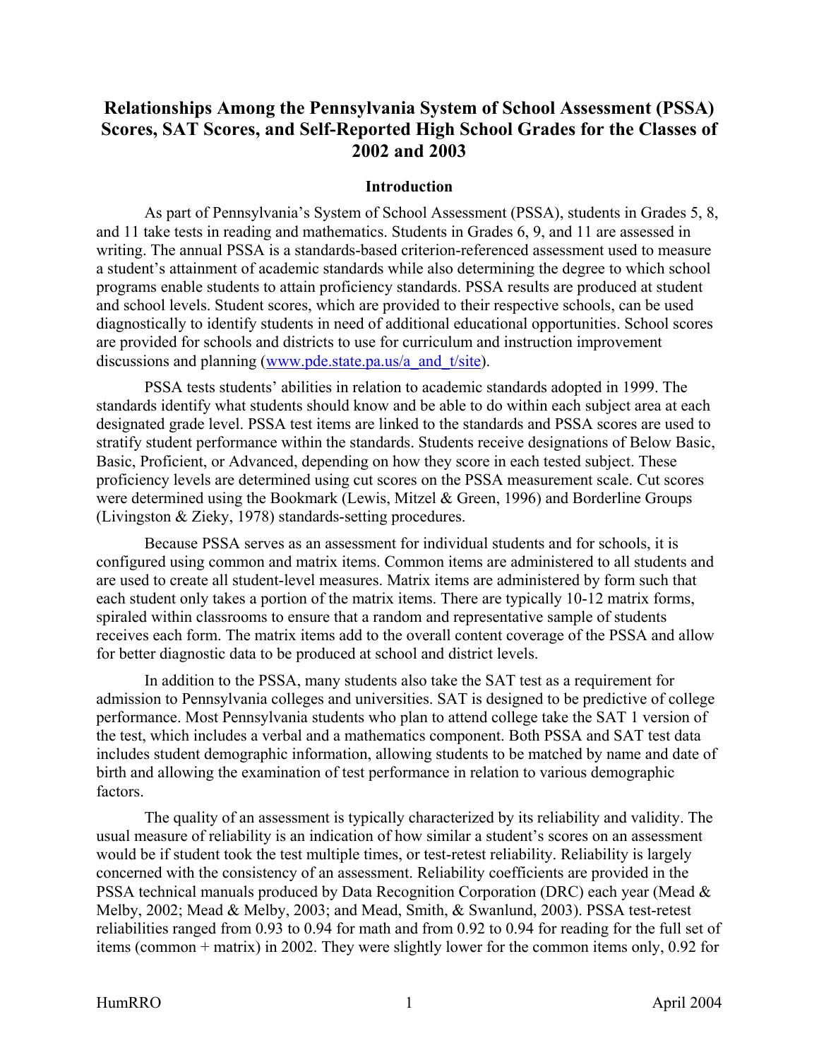# Relationships Among the Pennsylvania System of School Assessment (PSSA) Scores, SAT Scores, and Self-Reported High School Grades for the Classes of 2002 and 2003

## Introduction

As part of Pennsylvania's System of School Assessment (PSSA), students in Grades 5, 8, and 11 take tests in reading and mathematics. Students in Grades 6, 9, and 11 are assessed in writing. The annual PSSA is a standards-based criterion-referenced assessment used to measure a student's attainment of academic standards while also determining the degree to which school programs enable students to attain proficiency standards. PSSA results are produced at student and school levels. Student scores, which are provided to their respective schools, can be used diagnostically to identify students in need of additional educational opportunities. School scores are provided for schools and districts to use for curriculum and instruction improvement discussions and planning (www.pde.state.pa.us/a_and_t/site).

PSSA tests students' abilities in relation to academic standards adopted in 1999. The standards identify what students should know and be able to do within each subject area at each designated grade level. PSSA test items are linked to the standards and PSSA scores are used to stratify student performance within the standards. Students receive designations of Below Basic, Basic, Proficient, or Advanced, depending on how they score in each tested subject. These proficiency levels are determined using cut scores on the PSSA measurement scale. Cut scores were determined using the Bookmark (Lewis, Mitzel & Green, 1996) and Borderline Groups (Livingston & Zieky, 1978) standards-setting procedures.

Because PSSA serves as an assessment for individual students and for schools, it is configured using common and matrix items. Common items are administered to all students and are used to create all student-level measures. Matrix items are administered by form such that each student only takes a portion of the matrix items. There are typically 10-12 matrix forms, spiraled within classrooms to ensure that a random and representative sample of students receives each form. The matrix items add to the overall content coverage of the PSSA and allow for better diagnostic data to be produced at school and district levels.

In addition to the PSSA, many students also take the SAT test as a requirement for admission to Pennsylvania colleges and universities. SAT is designed to be predictive of college performance. Most Pennsylvania students who plan to attend college take the SAT 1 version of the test, which includes a verbal and a mathematics component. Both PSSA and SAT test data includes student demographic information, allowing students to be matched by name and date of birth and allowing the examination of test performance in relation to various demographic factors.

The quality of an assessment is typically characterized by its reliability and validity. The usual measure of reliability is an indication of how similar a student's scores on an assessment would be if student took the test multiple times, or test-retest reliability. Reliability is largely concerned with the consistency of an assessment. Reliability coefficients are provided in the PSSA technical manuals produced by Data Recognition Corporation (DRC) each year (Mead & Melby, 2002; Mead & Melby, 2003; and Mead, Smith, & Swanlund, 2003). PSSA test-retest reliabilities ranged from 0.93 to 0.94 for math and from 0.92 to 0.94 for reading for the full set of items (common + matrix) in 2002. They were slightly lower for the common items only, 0.92 for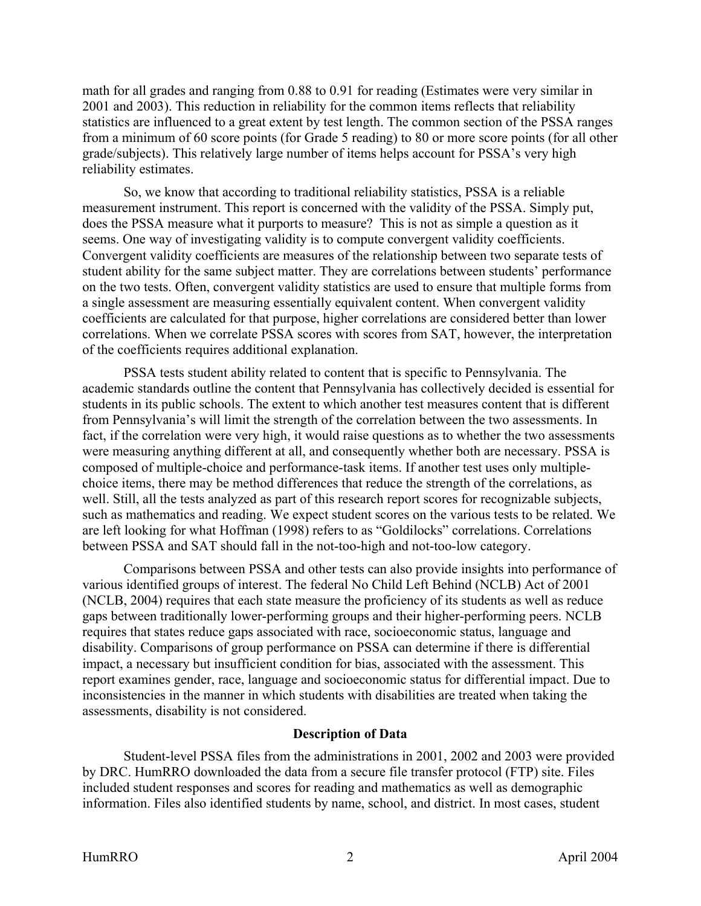math for all grades and ranging from 0.88 to 0.91 for reading (Estimates were very similar in 2001 and 2003). This reduction in reliability for the common items reflects that reliability statistics are influenced to a great extent by test length. The common section of the PSSA ranges from a minimum of 60 score points (for Grade 5 reading) to 80 or more score points (for all other grade/subjects). This relatively large number of items helps account for PSSA's very high reliability estimates.

So, we know that according to traditional reliability statistics, PSSA is a reliable measurement instrument. This report is concerned with the validity of the PSSA. Simply put, does the PSSA measure what it purports to measure? This is not as simple a question as it seems. One way of investigating validity is to compute convergent validity coefficients. Convergent validity coefficients are measures of the relationship between two separate tests of student ability for the same subject matter. They are correlations between students' performance on the two tests. Often, convergent validity statistics are used to ensure that multiple forms from a single assessment are measuring essentially equivalent content. When convergent validity coefficients are calculated for that purpose, higher correlations are considered better than lower correlations. When we correlate PSSA scores with scores from SAT, however, the interpretation of the coefficients requires additional explanation.

PSSA tests student ability related to content that is specific to Pennsylvania. The academic standards outline the content that Pennsylvania has collectively decided is essential for students in its public schools. The extent to which another test measures content that is different from Pennsylvania's will limit the strength of the correlation between the two assessments. In fact, if the correlation were very high, it would raise questions as to whether the two assessments were measuring anything different at all, and consequently whether both are necessary. PSSA is composed of multiple-choice and performance-task items. If another test uses only multiple-choice items, there may be method differences that reduce the strength of the correlations, as well. Still, all the tests analyzed as part of this research report scores for recognizable subjects, such as mathematics and reading. We expect student scores on the various tests to be related. We are left looking for what Hoffman (1998) refers to as "Goldilocks" correlations. Correlations between PSSA and SAT should fall in the not-too-high and not-too-low category.

Comparisons between PSSA and other tests can also provide insights into performance of various identified groups of interest. The federal No Child Left Behind (NCLB) Act of 2001 (NCLB, 2004) requires that each state measure the proficiency of its students as well as reduce gaps between traditionally lower-performing groups and their higher-performing peers. NCLB requires that states reduce gaps associated with race, socioeconomic status, language and disability. Comparisons of group performance on PSSA can determine if there is differential impact, a necessary but insufficient condition for bias, associated with the assessment. This report examines gender, race, language and socioeconomic status for differential impact. Due to inconsistencies in the manner in which students with disabilities are treated when taking the assessments, disability is not considered.

## Description of Data

Student-level PSSA files from the administrations in 2001, 2002 and 2003 were provided by DRC. HumRRO downloaded the data from a secure file transfer protocol (FTP) site. Files included student responses and scores for reading and mathematics as well as demographic information. Files also identified students by name, school, and district. In most cases, student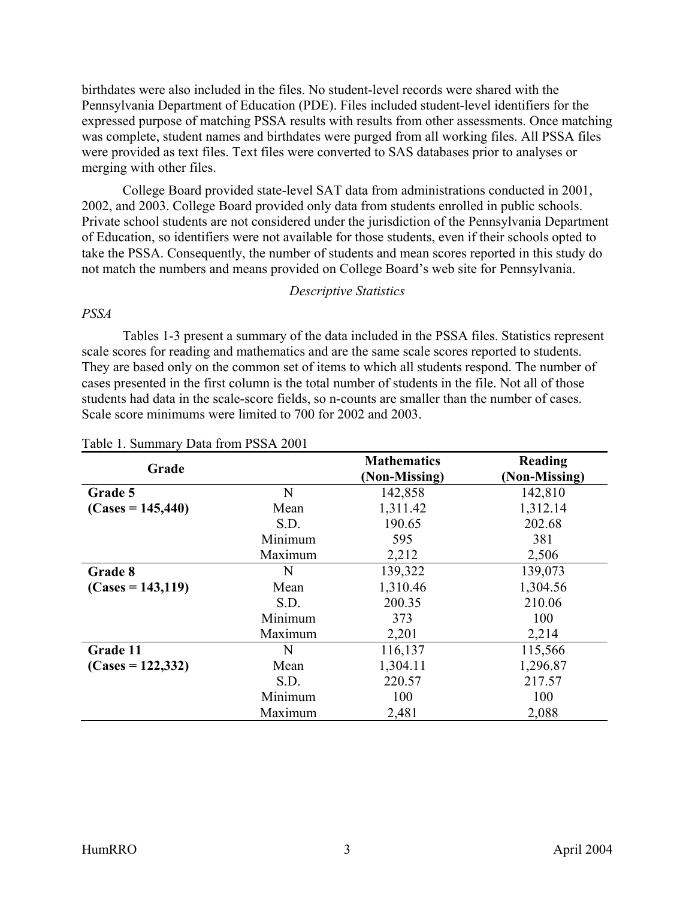birthdates were also included in the files. No student-level records were shared with the Pennsylvania Department of Education (PDE). Files included student-level identifiers for the expressed purpose of matching PSSA results with results from other assessments. Once matching was complete, student names and birthdates were purged from all working files. All PSSA files were provided as text files. Text files were converted to SAS databases prior to analyses or merging with other files.

College Board provided state-level SAT data from administrations conducted in 2001, 2002, and 2003. College Board provided only data from students enrolled in public schools. Private school students are not considered under the jurisdiction of the Pennsylvania Department of Education, so identifiers were not available for those students, even if their schools opted to take the PSSA. Consequently, the number of students and mean scores reported in this study do not match the numbers and means provided on College Board's web site for Pennsylvania.

### *Descriptive Statistics*

#### *PSSA*

Tables 1-3 present a summary of the data included in the PSSA files. Statistics represent scale scores for reading and mathematics and are the same scale scores reported to students. They are based only on the common set of items to which all students respond. The number of cases presented in the first column is the total number of students in the file. Not all of those students had data in the scale-score fields, so n-counts are smaller than the number of cases. Scale score minimums were limited to 700 for 2002 and 2003.

Table 1. Summary Data from PSSA 2001

| Grade | | Mathematics (Non-Missing) | Reading (Non-Missing) |
|---|---|---|---|
| **Grade 5** | N | 142,858 | 142,810 |
| **(Cases = 145,440)** | Mean | 1,311.42 | 1,312.14 |
| | S.D. | 190.65 | 202.68 |
| | Minimum | 595 | 381 |
| | Maximum | 2,212 | 2,506 |
| **Grade 8** | N | 139,322 | 139,073 |
| **(Cases = 143,119)** | Mean | 1,310.46 | 1,304.56 |
| | S.D. | 200.35 | 210.06 |
| | Minimum | 373 | 100 |
| | Maximum | 2,201 | 2,214 |
| **Grade 11** | N | 116,137 | 115,566 |
| **(Cases = 122,332)** | Mean | 1,304.11 | 1,296.87 |
| | S.D. | 220.57 | 217.57 |
| | Minimum | 100 | 100 |
| | Maximum | 2,481 | 2,088 |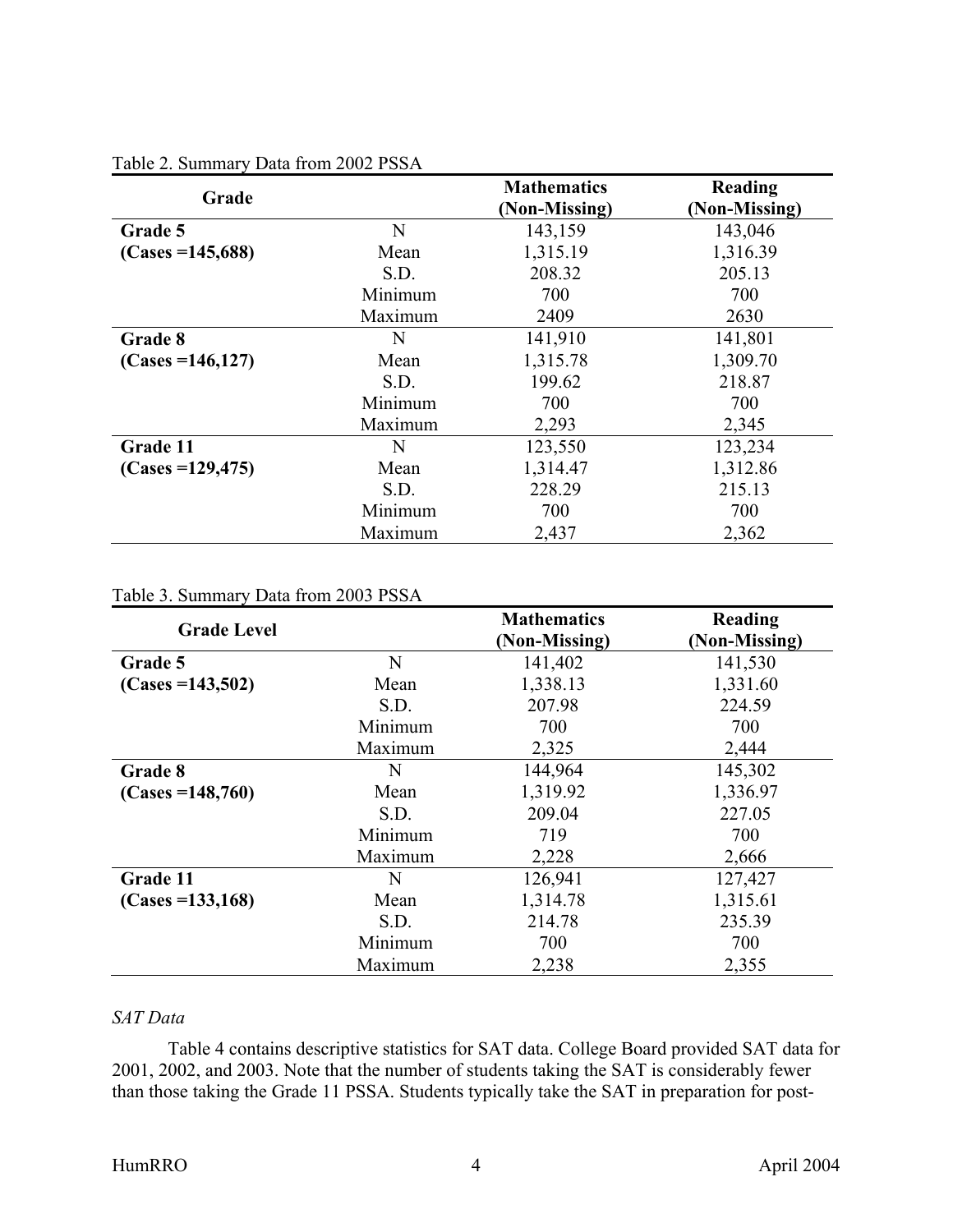Table 2. Summary Data from 2002 PSSA

| Grade | | Mathematics (Non-Missing) | Reading (Non-Missing) |
|---|---|---|---|
| **Grade 5** | N | 143,159 | 143,046 |
| **(Cases =145,688)** | Mean | 1,315.19 | 1,316.39 |
| | S.D. | 208.32 | 205.13 |
| | Minimum | 700 | 700 |
| | Maximum | 2409 | 2630 |
| **Grade 8** | N | 141,910 | 141,801 |
| **(Cases =146,127)** | Mean | 1,315.78 | 1,309.70 |
| | S.D. | 199.62 | 218.87 |
| | Minimum | 700 | 700 |
| | Maximum | 2,293 | 2,345 |
| **Grade 11** | N | 123,550 | 123,234 |
| **(Cases =129,475)** | Mean | 1,314.47 | 1,312.86 |
| | S.D. | 228.29 | 215.13 |
| | Minimum | 700 | 700 |
| | Maximum | 2,437 | 2,362 |

Table 3. Summary Data from 2003 PSSA

| Grade Level | | Mathematics (Non-Missing) | Reading (Non-Missing) |
|---|---|---|---|
| **Grade 5** | N | 141,402 | 141,530 |
| **(Cases =143,502)** | Mean | 1,338.13 | 1,331.60 |
| | S.D. | 207.98 | 224.59 |
| | Minimum | 700 | 700 |
| | Maximum | 2,325 | 2,444 |
| **Grade 8** | N | 144,964 | 145,302 |
| **(Cases =148,760)** | Mean | 1,319.92 | 1,336.97 |
| | S.D. | 209.04 | 227.05 |
| | Minimum | 719 | 700 |
| | Maximum | 2,228 | 2,666 |
| **Grade 11** | N | 126,941 | 127,427 |
| **(Cases =133,168)** | Mean | 1,314.78 | 1,315.61 |
| | S.D. | 214.78 | 235.39 |
| | Minimum | 700 | 700 |
| | Maximum | 2,238 | 2,355 |

*SAT Data*

Table 4 contains descriptive statistics for SAT data. College Board provided SAT data for 2001, 2002, and 2003. Note that the number of students taking the SAT is considerably fewer than those taking the Grade 11 PSSA. Students typically take the SAT in preparation for post-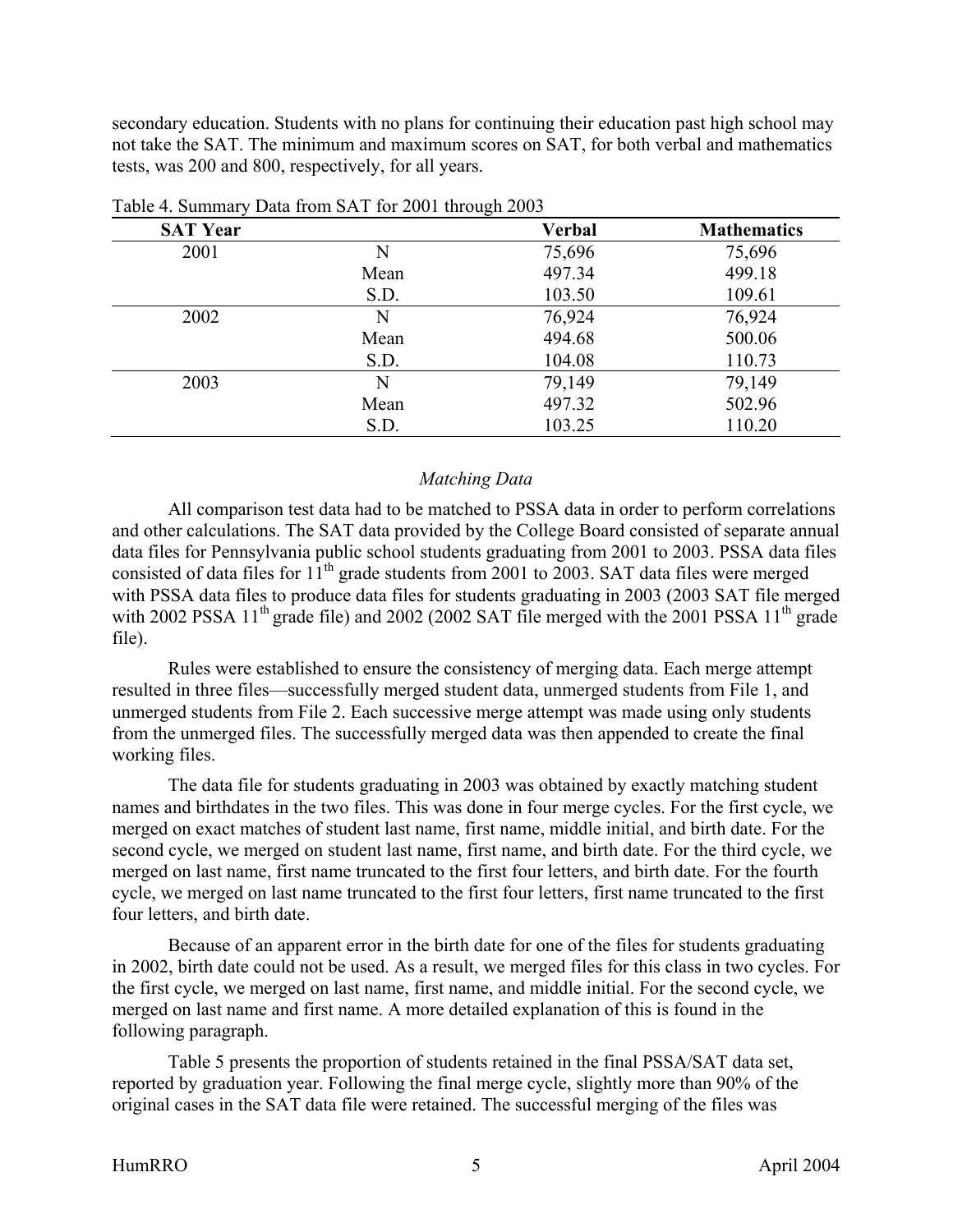secondary education. Students with no plans for continuing their education past high school may not take the SAT. The minimum and maximum scores on SAT, for both verbal and mathematics tests, was 200 and 800, respectively, for all years.

Table 4. Summary Data from SAT for 2001 through 2003

| SAT Year | | Verbal | Mathematics |
|---|---|---|---|
| 2001 | N | 75,696 | 75,696 |
| | Mean | 497.34 | 499.18 |
| | S.D. | 103.50 | 109.61 |
| 2002 | N | 76,924 | 76,924 |
| | Mean | 494.68 | 500.06 |
| | S.D. | 104.08 | 110.73 |
| 2003 | N | 79,149 | 79,149 |
| | Mean | 497.32 | 502.96 |
| | S.D. | 103.25 | 110.20 |

### *Matching Data*

All comparison test data had to be matched to PSSA data in order to perform correlations and other calculations. The SAT data provided by the College Board consisted of separate annual data files for Pennsylvania public school students graduating from 2001 to 2003. PSSA data files consisted of data files for 11th grade students from 2001 to 2003. SAT data files were merged with PSSA data files to produce data files for students graduating in 2003 (2003 SAT file merged with 2002 PSSA 11th grade file) and 2002 (2002 SAT file merged with the 2001 PSSA 11th grade file).

Rules were established to ensure the consistency of merging data. Each merge attempt resulted in three files—successfully merged student data, unmerged students from File 1, and unmerged students from File 2. Each successive merge attempt was made using only students from the unmerged files. The successfully merged data was then appended to create the final working files.

The data file for students graduating in 2003 was obtained by exactly matching student names and birthdates in the two files. This was done in four merge cycles. For the first cycle, we merged on exact matches of student last name, first name, middle initial, and birth date. For the second cycle, we merged on student last name, first name, and birth date. For the third cycle, we merged on last name, first name truncated to the first four letters, and birth date. For the fourth cycle, we merged on last name truncated to the first four letters, first name truncated to the first four letters, and birth date.

Because of an apparent error in the birth date for one of the files for students graduating in 2002, birth date could not be used. As a result, we merged files for this class in two cycles. For the first cycle, we merged on last name, first name, and middle initial. For the second cycle, we merged on last name and first name. A more detailed explanation of this is found in the following paragraph.

Table 5 presents the proportion of students retained in the final PSSA/SAT data set, reported by graduation year. Following the final merge cycle, slightly more than 90% of the original cases in the SAT data file were retained. The successful merging of the files was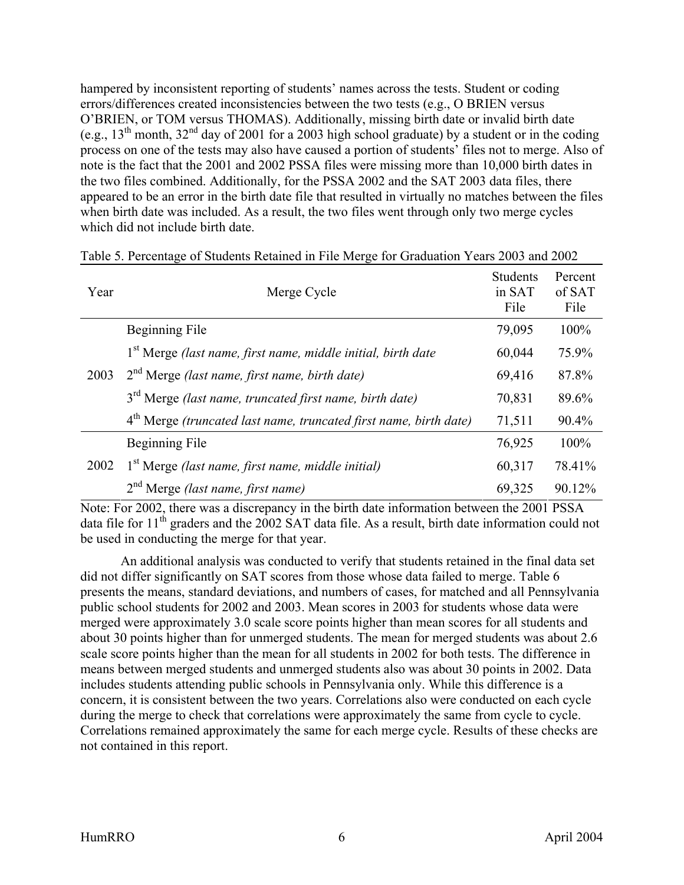hampered by inconsistent reporting of students' names across the tests. Student or coding errors/differences created inconsistencies between the two tests (e.g., O BRIEN versus O'BRIEN, or TOM versus THOMAS). Additionally, missing birth date or invalid birth date (e.g., 13th month, 32nd day of 2001 for a 2003 high school graduate) by a student or in the coding process on one of the tests may also have caused a portion of students' files not to merge. Also of note is the fact that the 2001 and 2002 PSSA files were missing more than 10,000 birth dates in the two files combined. Additionally, for the PSSA 2002 and the SAT 2003 data files, there appeared to be an error in the birth date file that resulted in virtually no matches between the files when birth date was included. As a result, the two files went through only two merge cycles which did not include birth date.

Table 5. Percentage of Students Retained in File Merge for Graduation Years 2003 and 2002

| Year | Merge Cycle | Students in SAT File | Percent of SAT File |
|---|---|---|---|
| 2003 | Beginning File | 79,095 | 100% |
| | 1st Merge *(last name, first name, middle initial, birth date* | 60,044 | 75.9% |
| | 2nd Merge *(last name, first name, birth date)* | 69,416 | 87.8% |
| | 3rd Merge *(last name, truncated first name, birth date)* | 70,831 | 89.6% |
| | 4th Merge *(truncated last name, truncated first name, birth date)* | 71,511 | 90.4% |
| 2002 | Beginning File | 76,925 | 100% |
| | 1st Merge *(last name, first name, middle initial)* | 60,317 | 78.41% |
| | 2nd Merge *(last name, first name)* | 69,325 | 90.12% |

Note: For 2002, there was a discrepancy in the birth date information between the 2001 PSSA data file for 11th graders and the 2002 SAT data file. As a result, birth date information could not be used in conducting the merge for that year.

An additional analysis was conducted to verify that students retained in the final data set did not differ significantly on SAT scores from those whose data failed to merge. Table 6 presents the means, standard deviations, and numbers of cases, for matched and all Pennsylvania public school students for 2002 and 2003. Mean scores in 2003 for students whose data were merged were approximately 3.0 scale score points higher than mean scores for all students and about 30 points higher than for unmerged students. The mean for merged students was about 2.6 scale score points higher than the mean for all students in 2002 for both tests. The difference in means between merged students and unmerged students also was about 30 points in 2002. Data includes students attending public schools in Pennsylvania only. While this difference is a concern, it is consistent between the two years. Correlations also were conducted on each cycle during the merge to check that correlations were approximately the same from cycle to cycle. Correlations remained approximately the same for each merge cycle. Results of these checks are not contained in this report.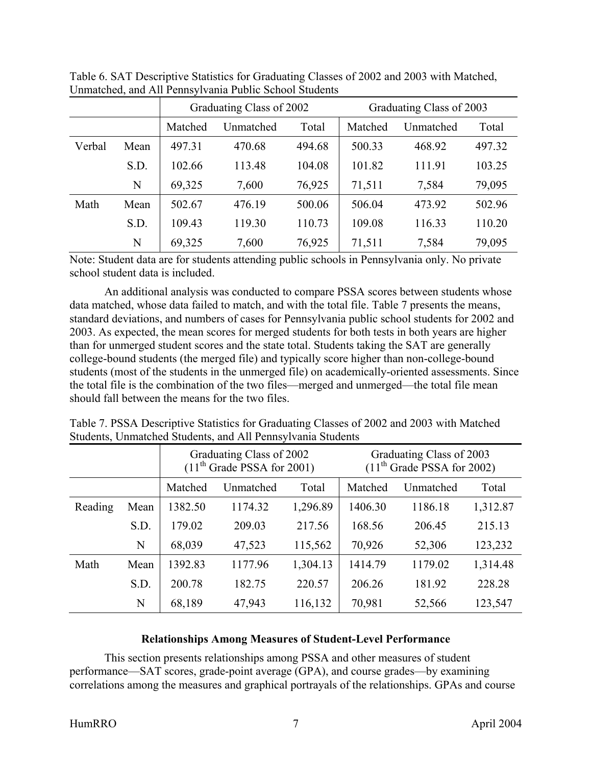Table 6. SAT Descriptive Statistics for Graduating Classes of 2002 and 2003 with Matched, Unmatched, and All Pennsylvania Public School Students

| | | Graduating Class of 2002 | | | Graduating Class of 2003 | | |
|---|---|---|---|---|---|---|---|
| | | Matched | Unmatched | Total | Matched | Unmatched | Total |
| Verbal | Mean | 497.31 | 470.68 | 494.68 | 500.33 | 468.92 | 497.32 |
| | S.D. | 102.66 | 113.48 | 104.08 | 101.82 | 111.91 | 103.25 |
| | N | 69,325 | 7,600 | 76,925 | 71,511 | 7,584 | 79,095 |
| Math | Mean | 502.67 | 476.19 | 500.06 | 506.04 | 473.92 | 502.96 |
| | S.D. | 109.43 | 119.30 | 110.73 | 109.08 | 116.33 | 110.20 |
| | N | 69,325 | 7,600 | 76,925 | 71,511 | 7,584 | 79,095 |

Note: Student data are for students attending public schools in Pennsylvania only. No private school student data is included.

An additional analysis was conducted to compare PSSA scores between students whose data matched, whose data failed to match, and with the total file. Table 7 presents the means, standard deviations, and numbers of cases for Pennsylvania public school students for 2002 and 2003. As expected, the mean scores for merged students for both tests in both years are higher than for unmerged student scores and the state total. Students taking the SAT are generally college-bound students (the merged file) and typically score higher than non-college-bound students (most of the students in the unmerged file) on academically-oriented assessments. Since the total file is the combination of the two files—merged and unmerged—the total file mean should fall between the means for the two files.

Table 7. PSSA Descriptive Statistics for Graduating Classes of 2002 and 2003 with Matched Students, Unmatched Students, and All Pennsylvania Students

| | | Graduating Class of 2002 (11th Grade PSSA for 2001) | | | Graduating Class of 2003 (11th Grade PSSA for 2002) | | |
|---|---|---|---|---|---|---|---|
| | | Matched | Unmatched | Total | Matched | Unmatched | Total |
| Reading | Mean | 1382.50 | 1174.32 | 1,296.89 | 1406.30 | 1186.18 | 1,312.87 |
| | S.D. | 179.02 | 209.03 | 217.56 | 168.56 | 206.45 | 215.13 |
| | N | 68,039 | 47,523 | 115,562 | 70,926 | 52,306 | 123,232 |
| Math | Mean | 1392.83 | 1177.96 | 1,304.13 | 1414.79 | 1179.02 | 1,314.48 |
| | S.D. | 200.78 | 182.75 | 220.57 | 206.26 | 181.92 | 228.28 |
| | N | 68,189 | 47,943 | 116,132 | 70,981 | 52,566 | 123,547 |

### Relationships Among Measures of Student-Level Performance

This section presents relationships among PSSA and other measures of student performance—SAT scores, grade-point average (GPA), and course grades—by examining correlations among the measures and graphical portrayals of the relationships. GPAs and course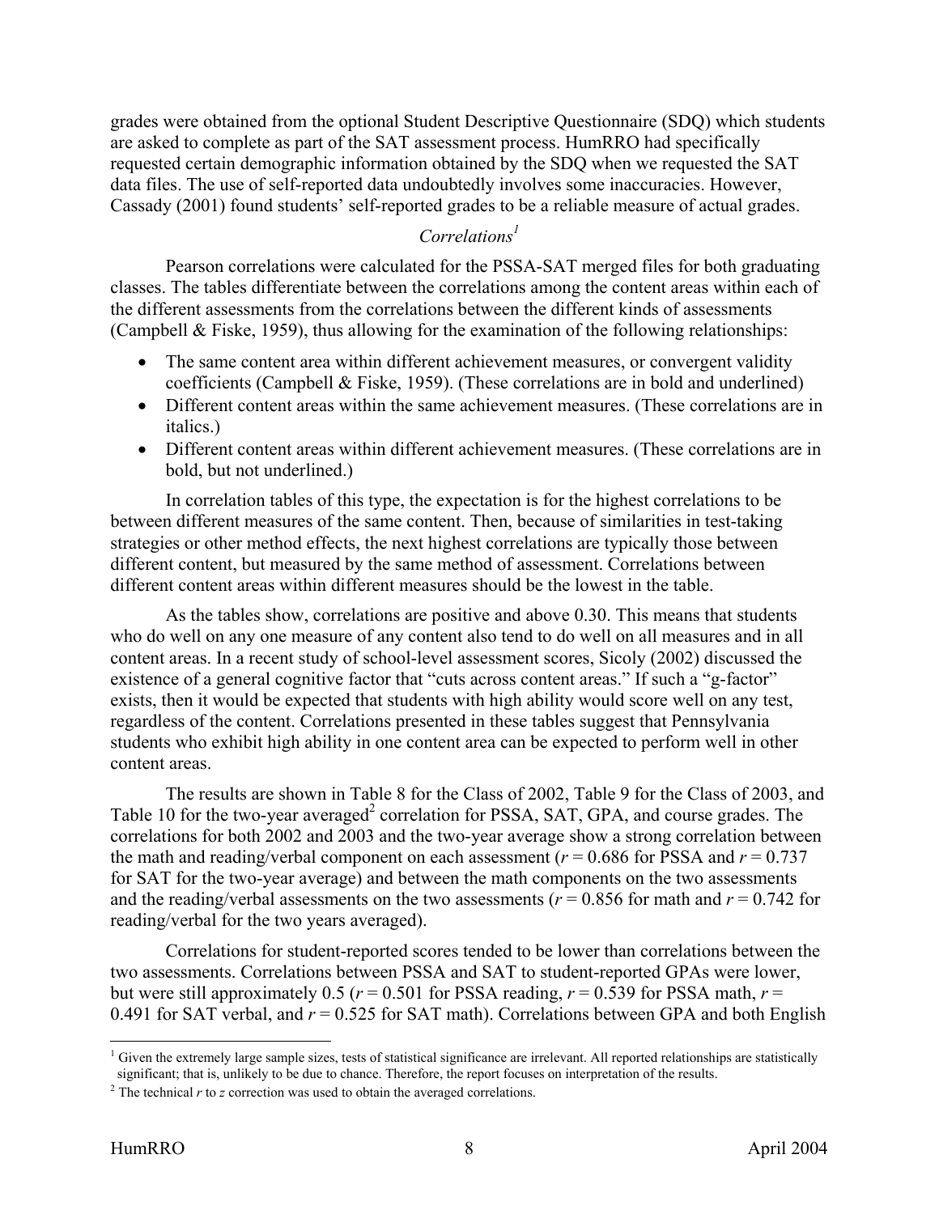grades were obtained from the optional Student Descriptive Questionnaire (SDQ) which students are asked to complete as part of the SAT assessment process. HumRRO had specifically requested certain demographic information obtained by the SDQ when we requested the SAT data files. The use of self-reported data undoubtedly involves some inaccuracies. However, Cassady (2001) found students' self-reported grades to be a reliable measure of actual grades.

### *Correlations*[1]

Pearson correlations were calculated for the PSSA-SAT merged files for both graduating classes. The tables differentiate between the correlations among the content areas within each of the different assessments from the correlations between the different kinds of assessments (Campbell & Fiske, 1959), thus allowing for the examination of the following relationships:

- The same content area within different achievement measures, or convergent validity coefficients (Campbell & Fiske, 1959). (These correlations are in bold and underlined)
- Different content areas within the same achievement measures. (These correlations are in italics.)
- Different content areas within different achievement measures. (These correlations are in bold, but not underlined.)

In correlation tables of this type, the expectation is for the highest correlations to be between different measures of the same content. Then, because of similarities in test-taking strategies or other method effects, the next highest correlations are typically those between different content, but measured by the same method of assessment. Correlations between different content areas within different measures should be the lowest in the table.

As the tables show, correlations are positive and above 0.30. This means that students who do well on any one measure of any content also tend to do well on all measures and in all content areas. In a recent study of school-level assessment scores, Sicoly (2002) discussed the existence of a general cognitive factor that "cuts across content areas." If such a "g-factor" exists, then it would be expected that students with high ability would score well on any test, regardless of the content. Correlations presented in these tables suggest that Pennsylvania students who exhibit high ability in one content area can be expected to perform well in other content areas.

The results are shown in Table 8 for the Class of 2002, Table 9 for the Class of 2003, and Table 10 for the two-year averaged[2] correlation for PSSA, SAT, GPA, and course grades. The correlations for both 2002 and 2003 and the two-year average show a strong correlation between the math and reading/verbal component on each assessment ($r = 0.686$ for PSSA and $r = 0.737$ for SAT for the two-year average) and between the math components on the two assessments and the reading/verbal assessments on the two assessments ($r = 0.856$ for math and $r = 0.742$ for reading/verbal for the two years averaged).

Correlations for student-reported scores tended to be lower than correlations between the two assessments. Correlations between PSSA and SAT to student-reported GPAs were lower, but were still approximately 0.5 ($r = 0.501$ for PSSA reading, $r = 0.539$ for PSSA math, $r = 0.491$ for SAT verbal, and $r = 0.525$ for SAT math). Correlations between GPA and both English

---

[1] Given the extremely large sample sizes, tests of statistical significance are irrelevant. All reported relationships are statistically significant; that is, unlikely to be due to chance. Therefore, the report focuses on interpretation of the results.

[2] The technical *r* to *z* correction was used to obtain the averaged correlations.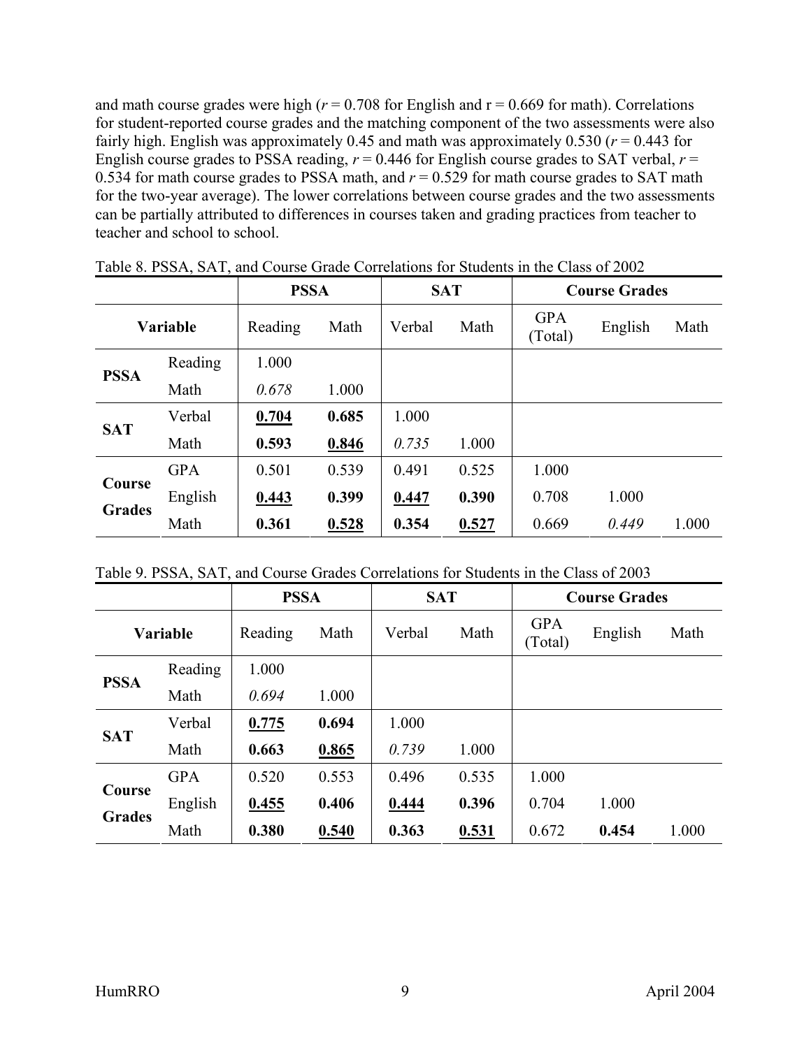and math course grades were high ($r = 0.708$ for English and $r = 0.669$ for math). Correlations for student-reported course grades and the matching component of the two assessments were also fairly high. English was approximately 0.45 and math was approximately 0.530 ($r = 0.443$ for English course grades to PSSA reading, $r = 0.446$ for English course grades to SAT verbal, $r = 0.534$ for math course grades to PSSA math, and $r = 0.529$ for math course grades to SAT math for the two-year average). The lower correlations between course grades and the two assessments can be partially attributed to differences in courses taken and grading practices from teacher to teacher and school to school.

Table 8. PSSA, SAT, and Course Grade Correlations for Students in the Class of 2002

| | | PSSA | | SAT | | Course Grades | | |
|---|---|---|---|---|---|---|---|---|
| **Variable** | | Reading | Math | Verbal | Math | GPA (Total) | English | Math |
| **PSSA** | Reading | 1.000 | | | | | | |
| | Math | *0.678* | 1.000 | | | | | |
| **SAT** | Verbal | **0.704** | **0.685** | 1.000 | | | | |
| | Math | **0.593** | **0.846** | *0.735* | 1.000 | | | |
| **Course Grades** | GPA | 0.501 | 0.539 | 0.491 | 0.525 | 1.000 | | |
| | English | **0.443** | **0.399** | **0.447** | **0.390** | 0.708 | 1.000 | |
| | Math | **0.361** | **0.528** | **0.354** | **0.527** | 0.669 | *0.449* | 1.000 |

Table 9. PSSA, SAT, and Course Grades Correlations for Students in the Class of 2003

| | | PSSA | | SAT | | Course Grades | | |
|---|---|---|---|---|---|---|---|---|
| **Variable** | | Reading | Math | Verbal | Math | GPA (Total) | English | Math |
| **PSSA** | Reading | 1.000 | | | | | | |
| | Math | *0.694* | 1.000 | | | | | |
| **SAT** | Verbal | **0.775** | **0.694** | 1.000 | | | | |
| | Math | **0.663** | **0.865** | *0.739* | 1.000 | | | |
| **Course Grades** | GPA | 0.520 | 0.553 | 0.496 | 0.535 | 1.000 | | |
| | English | **0.455** | **0.406** | **0.444** | **0.396** | 0.704 | 1.000 | |
| | Math | **0.380** | **0.540** | **0.363** | **0.531** | 0.672 | **0.454** | 1.000 |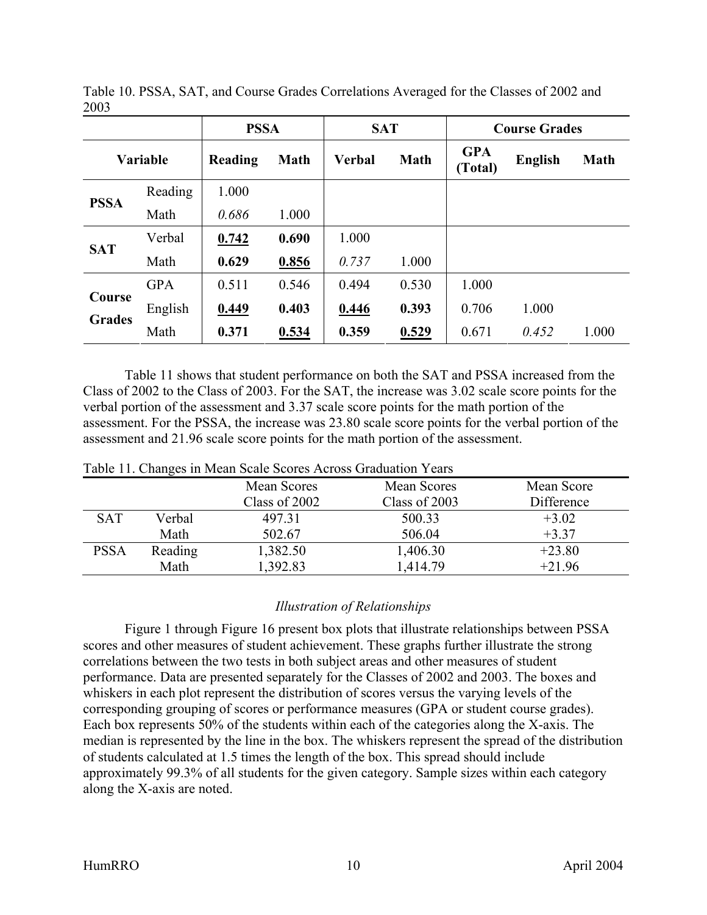Table 10. PSSA, SAT, and Course Grades Correlations Averaged for the Classes of 2002 and 2003

| | | PSSA | | SAT | | Course Grades | | |
|---|---|---|---|---|---|---|---|---|
| Variable | | Reading | Math | Verbal | Math | GPA (Total) | English | Math |
| PSSA | Reading | 1.000 | | | | | | |
| | Math | *0.686* | 1.000 | | | | | |
| SAT | Verbal | **<u>0.742</u>** | **0.690** | 1.000 | | | | |
| | Math | **0.629** | **<u>0.856</u>** | *0.737* | 1.000 | | | |
| Course Grades | GPA | 0.511 | 0.546 | 0.494 | 0.530 | 1.000 | | |
| | English | **<u>0.449</u>** | **0.403** | **<u>0.446</u>** | **0.393** | 0.706 | 1.000 | |
| | Math | **0.371** | **<u>0.534</u>** | **0.359** | **<u>0.529</u>** | 0.671 | *0.452* | 1.000 |

Table 11 shows that student performance on both the SAT and PSSA increased from the Class of 2002 to the Class of 2003. For the SAT, the increase was 3.02 scale score points for the verbal portion of the assessment and 3.37 scale score points for the math portion of the assessment. For the PSSA, the increase was 23.80 scale score points for the verbal portion of the assessment and 21.96 scale score points for the math portion of the assessment.

Table 11. Changes in Mean Scale Scores Across Graduation Years

| | | Mean Scores Class of 2002 | Mean Scores Class of 2003 | Mean Score Difference |
|---|---|---|---|---|
| SAT | Verbal | 497.31 | 500.33 | +3.02 |
| | Math | 502.67 | 506.04 | +3.37 |
| PSSA | Reading | 1,382.50 | 1,406.30 | +23.80 |
| | Math | 1,392.83 | 1,414.79 | +21.96 |

### *Illustration of Relationships*

Figure 1 through Figure 16 present box plots that illustrate relationships between PSSA scores and other measures of student achievement. These graphs further illustrate the strong correlations between the two tests in both subject areas and other measures of student performance. Data are presented separately for the Classes of 2002 and 2003. The boxes and whiskers in each plot represent the distribution of scores versus the varying levels of the corresponding grouping of scores or performance measures (GPA or student course grades). Each box represents 50% of the students within each of the categories along the X-axis. The median is represented by the line in the box. The whiskers represent the spread of the distribution of students calculated at 1.5 times the length of the box. This spread should include approximately 99.3% of all students for the given category. Sample sizes within each category along the X-axis are noted.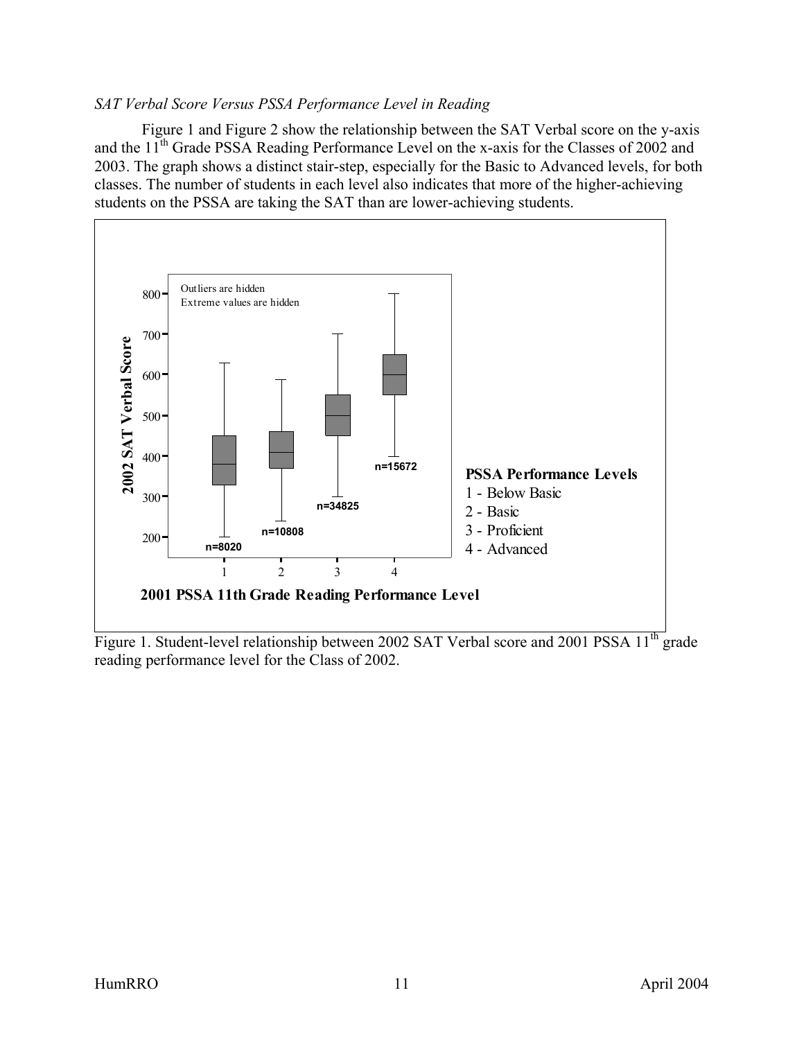*SAT Verbal Score Versus PSSA Performance Level in Reading*

Figure 1 and Figure 2 show the relationship between the SAT Verbal score on the y-axis and the 11th Grade PSSA Reading Performance Level on the x-axis for the Classes of 2002 and 2003. The graph shows a distinct stair-step, especially for the Basic to Advanced levels, for both classes. The number of students in each level also indicates that more of the higher-achieving students on the PSSA are taking the SAT than are lower-achieving students.

Figure 1. Student-level relationship between 2002 SAT Verbal score and 2001 PSSA 11th grade reading performance level for the Class of 2002.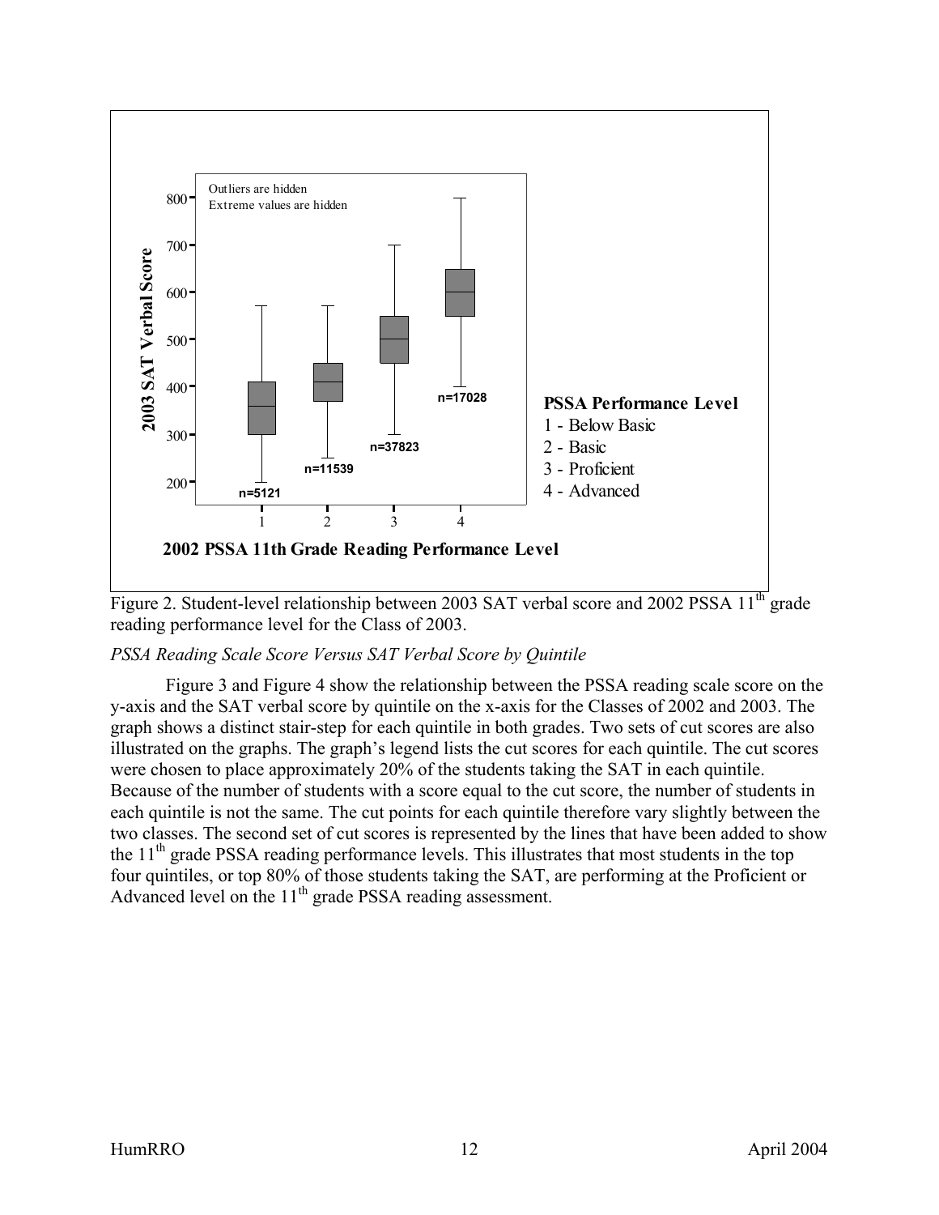Figure 2. Student-level relationship between 2003 SAT verbal score and 2002 PSSA 11th grade reading performance level for the Class of 2003.

*PSSA Reading Scale Score Versus SAT Verbal Score by Quintile*

Figure 3 and Figure 4 show the relationship between the PSSA reading scale score on the y-axis and the SAT verbal score by quintile on the x-axis for the Classes of 2002 and 2003. The graph shows a distinct stair-step for each quintile in both grades. Two sets of cut scores are also illustrated on the graphs. The graph's legend lists the cut scores for each quintile. The cut scores were chosen to place approximately 20% of the students taking the SAT in each quintile. Because of the number of students with a score equal to the cut score, the number of students in each quintile is not the same. The cut points for each quintile therefore vary slightly between the two classes. The second set of cut scores is represented by the lines that have been added to show the 11th grade PSSA reading performance levels. This illustrates that most students in the top four quintiles, or top 80% of those students taking the SAT, are performing at the Proficient or Advanced level on the 11th grade PSSA reading assessment.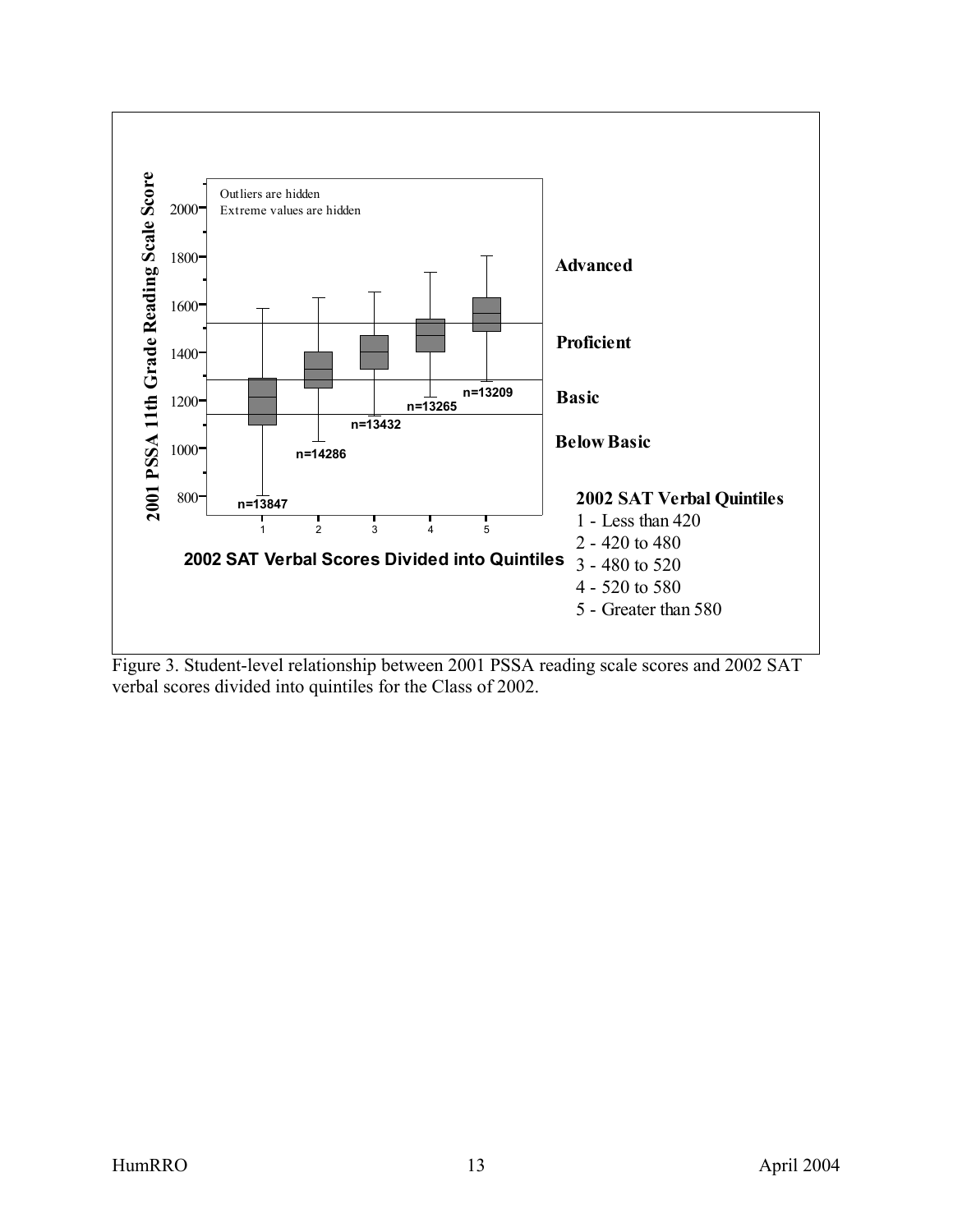Figure 3. Student-level relationship between 2001 PSSA reading scale scores and 2002 SAT verbal scores divided into quintiles for the Class of 2002.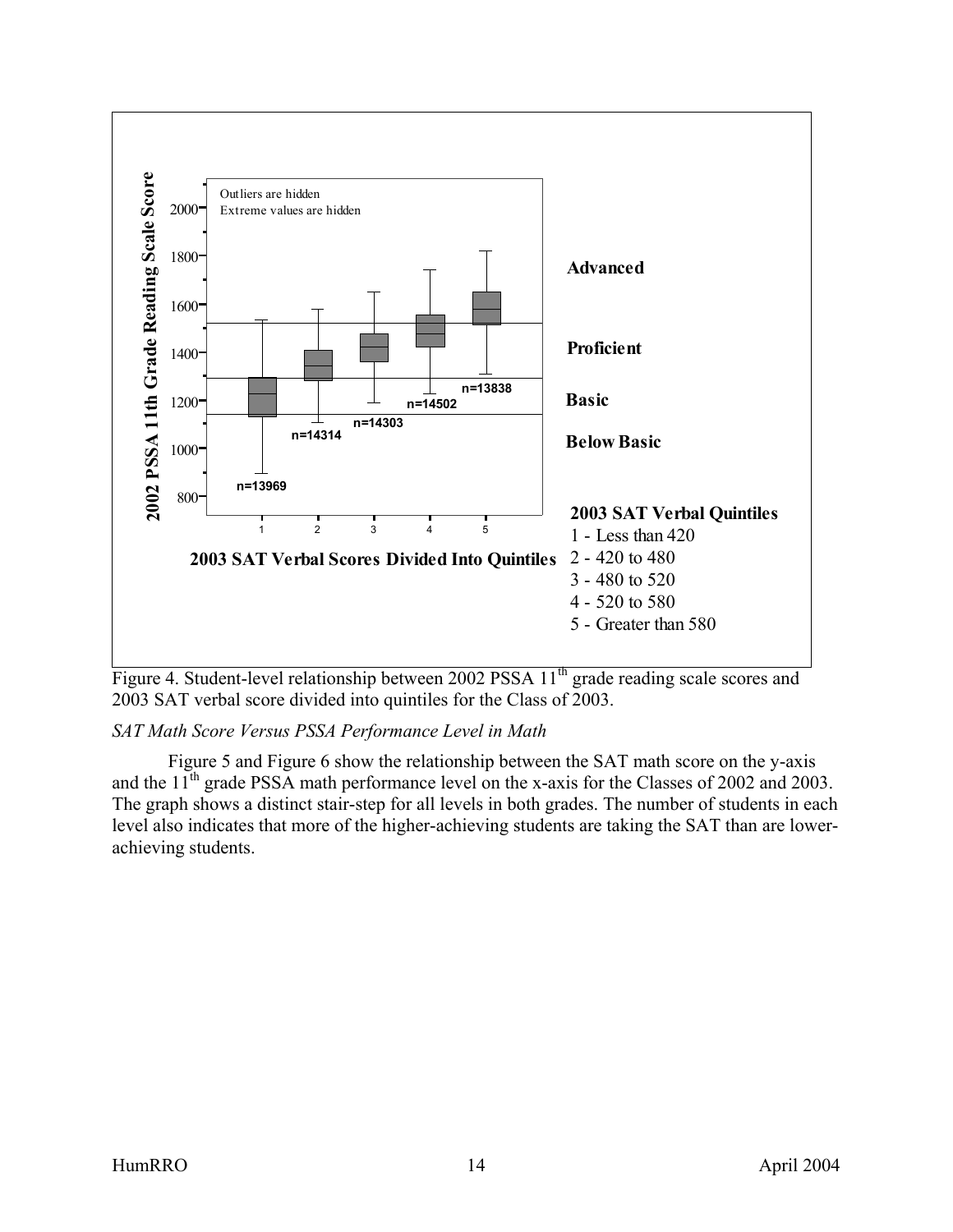Figure 4. Student-level relationship between 2002 PSSA 11th grade reading scale scores and 2003 SAT verbal score divided into quintiles for the Class of 2003.

*SAT Math Score Versus PSSA Performance Level in Math*

Figure 5 and Figure 6 show the relationship between the SAT math score on the y-axis and the 11th grade PSSA math performance level on the x-axis for the Classes of 2002 and 2003. The graph shows a distinct stair-step for all levels in both grades. The number of students in each level also indicates that more of the higher-achieving students are taking the SAT than are lower-achieving students.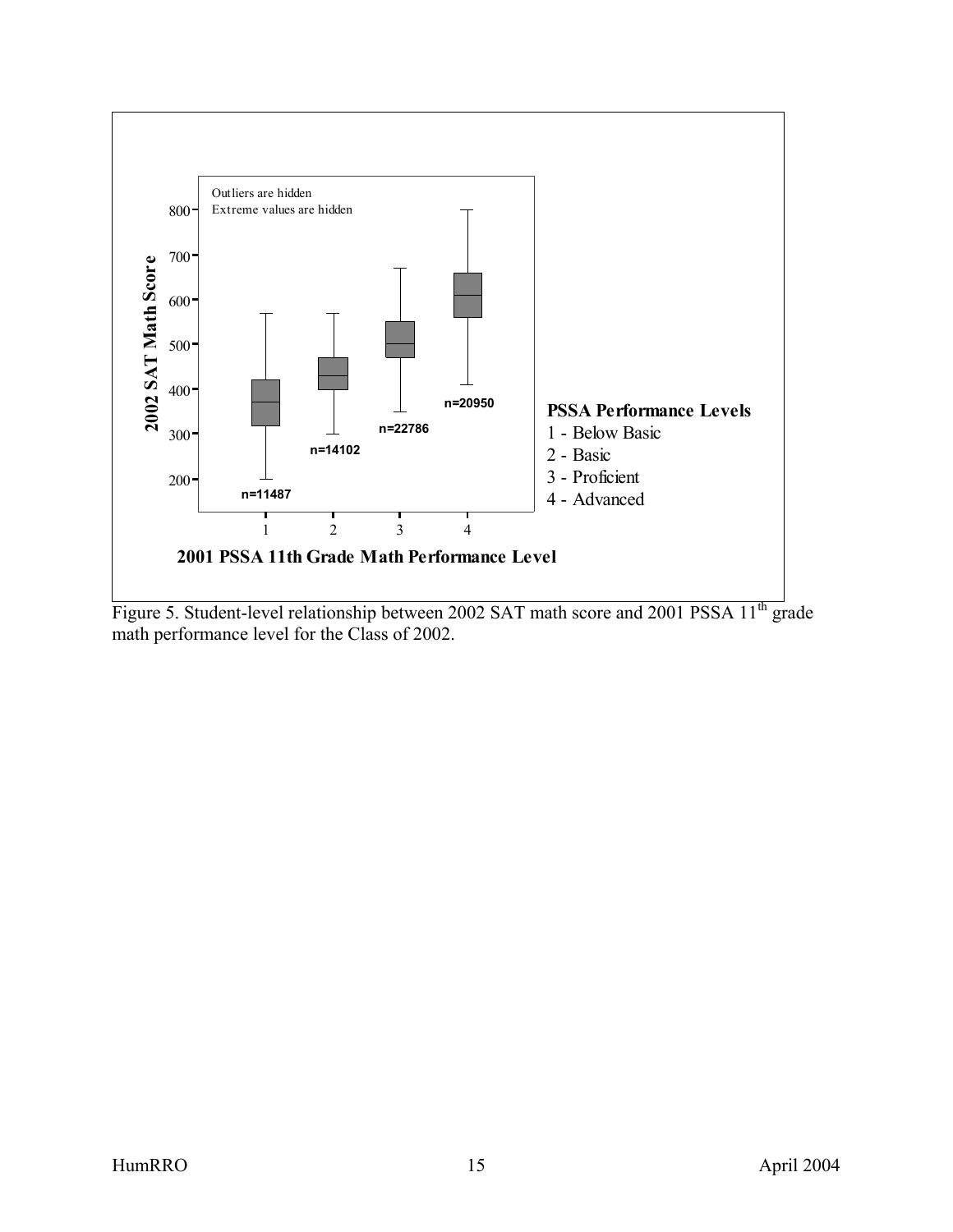Outliers are hidden
Extreme values are hidden

2002 SAT Math Score

n=11487
n=14102
n=22786
n=20950

2001 PSSA 11th Grade Math Performance Level

**PSSA Performance Levels**
1 - Below Basic
2 - Basic
3 - Proficient
4 - Advanced

Figure 5. Student-level relationship between 2002 SAT math score and 2001 PSSA 11th grade math performance level for the Class of 2002.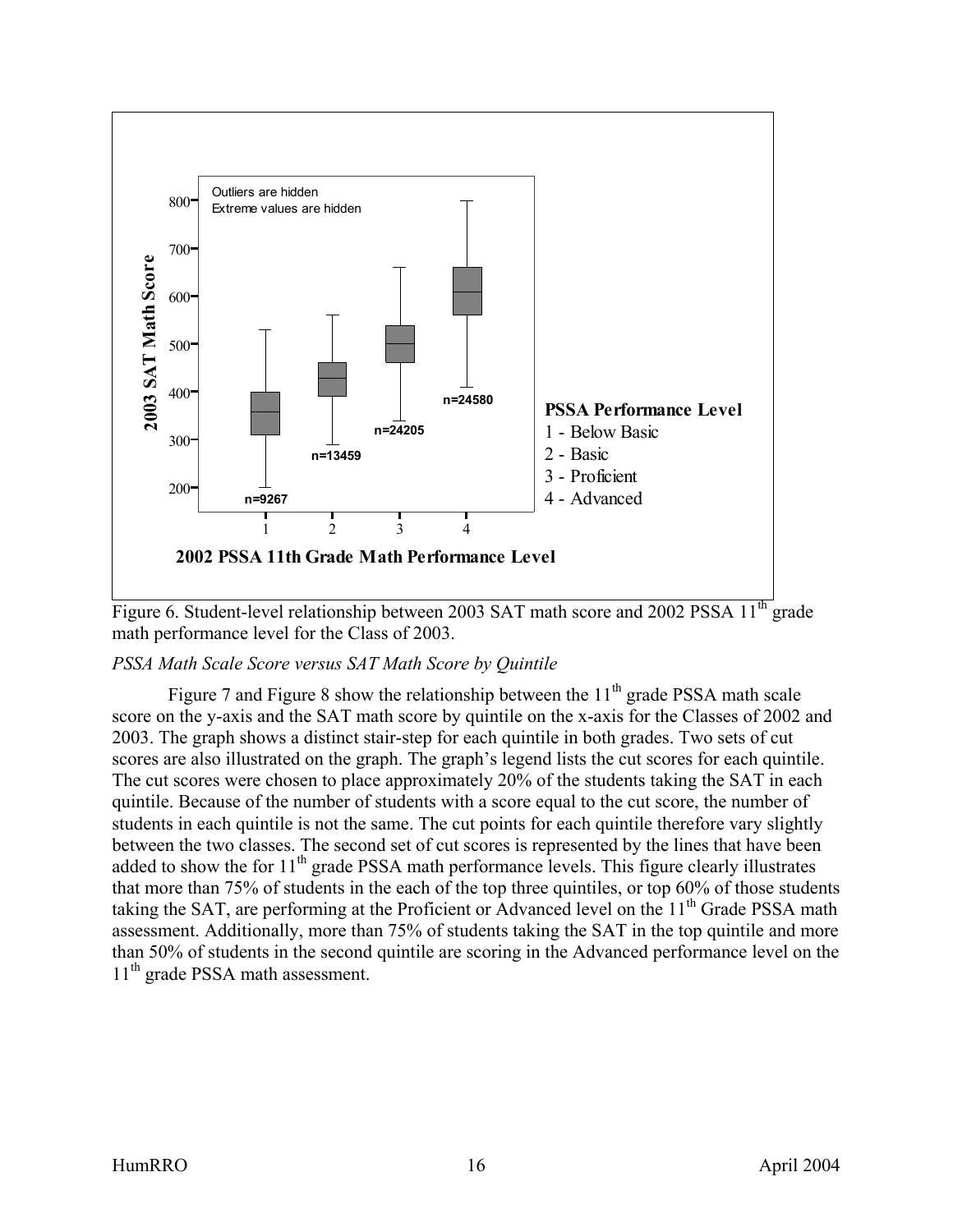Figure 6. Student-level relationship between 2003 SAT math score and 2002 PSSA 11th grade math performance level for the Class of 2003.

*PSSA Math Scale Score versus SAT Math Score by Quintile*

Figure 7 and Figure 8 show the relationship between the 11th grade PSSA math scale score on the y-axis and the SAT math score by quintile on the x-axis for the Classes of 2002 and 2003. The graph shows a distinct stair-step for each quintile in both grades. Two sets of cut scores are also illustrated on the graph. The graph's legend lists the cut scores for each quintile. The cut scores were chosen to place approximately 20% of the students taking the SAT in each quintile. Because of the number of students with a score equal to the cut score, the number of students in each quintile is not the same. The cut points for each quintile therefore vary slightly between the two classes. The second set of cut scores is represented by the lines that have been added to show the for 11th grade PSSA math performance levels. This figure clearly illustrates that more than 75% of students in the each of the top three quintiles, or top 60% of those students taking the SAT, are performing at the Proficient or Advanced level on the 11th Grade PSSA math assessment. Additionally, more than 75% of students taking the SAT in the top quintile and more than 50% of students in the second quintile are scoring in the Advanced performance level on the 11th grade PSSA math assessment.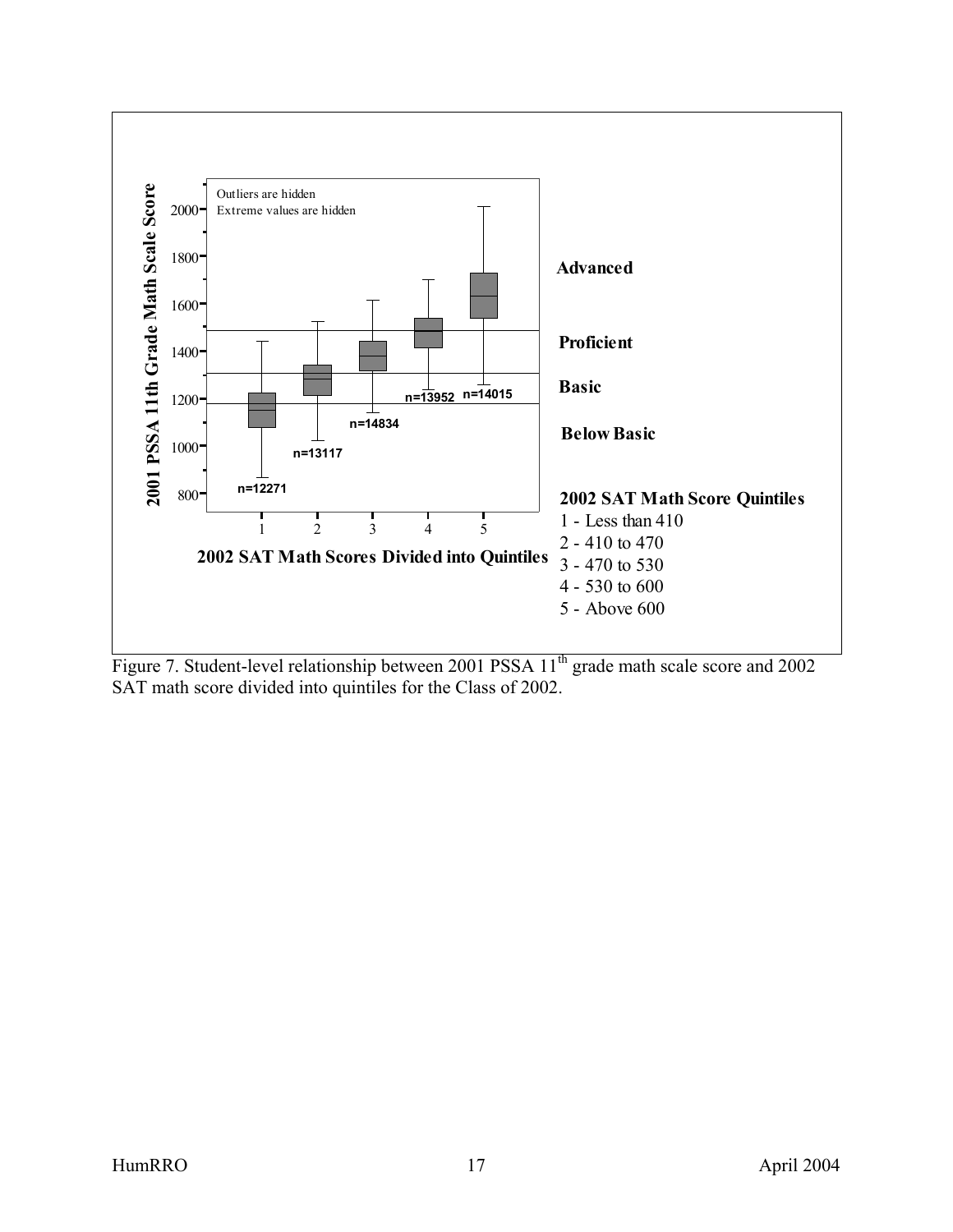Outliers are hidden
Extreme values are hidden

2001 PSSA 11th Grade Math Scale Score

2002 SAT Math Scores Divided into Quintiles

| Quintile | n |
| --- | --- |
| 1 | n=12271 |
| 2 | n=13117 |
| 3 | n=14834 |
| 4 | n=13952 |
| 5 | n=14015 |

**Advanced**

**Proficient**

**Basic**

**Below Basic**

**2002 SAT Math Score Quintiles**

1 - Less than 410
2 - 410 to 470
3 - 470 to 530
4 - 530 to 600
5 - Above 600

Figure 7. Student-level relationship between 2001 PSSA 11th grade math scale score and 2002 SAT math score divided into quintiles for the Class of 2002.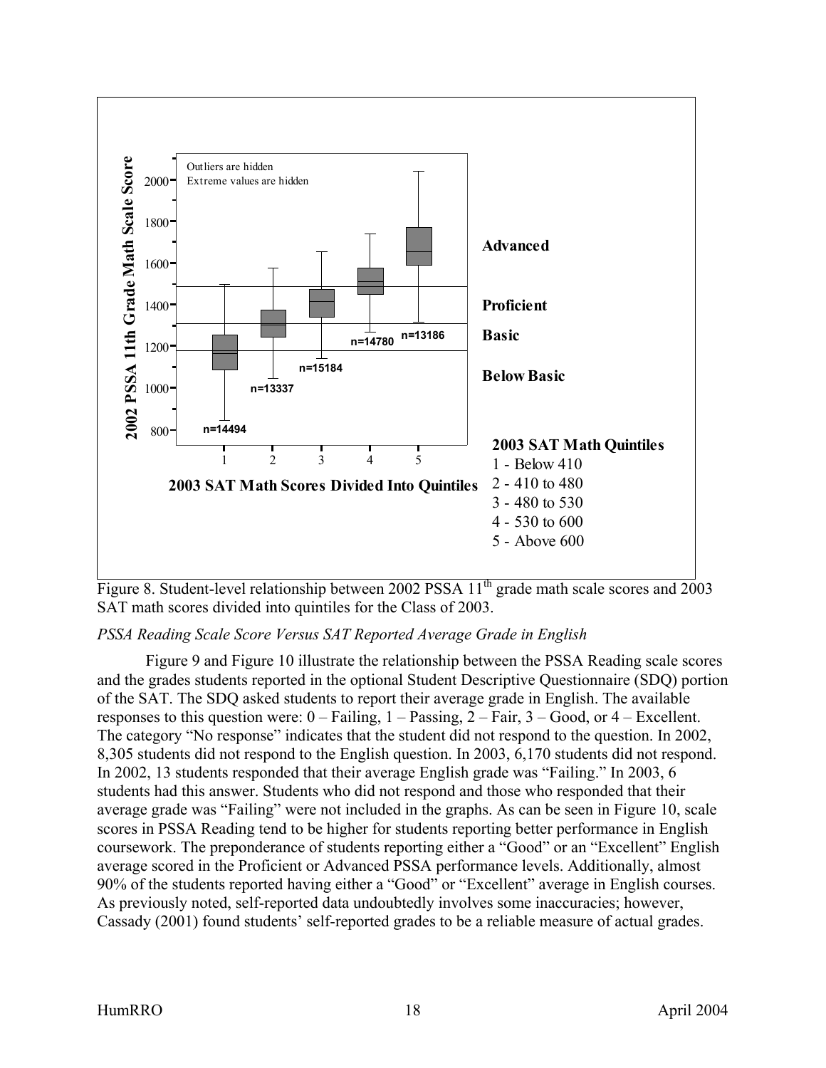Figure 8. Student-level relationship between 2002 PSSA 11th grade math scale scores and 2003 SAT math scores divided into quintiles for the Class of 2003.

*PSSA Reading Scale Score Versus SAT Reported Average Grade in English*

Figure 9 and Figure 10 illustrate the relationship between the PSSA Reading scale scores and the grades students reported in the optional Student Descriptive Questionnaire (SDQ) portion of the SAT. The SDQ asked students to report their average grade in English. The available responses to this question were: 0 – Failing, 1 – Passing, 2 – Fair, 3 – Good, or 4 – Excellent. The category "No response" indicates that the student did not respond to the question. In 2002, 8,305 students did not respond to the English question. In 2003, 6,170 students did not respond. In 2002, 13 students responded that their average English grade was "Failing." In 2003, 6 students had this answer. Students who did not respond and those who responded that their average grade was "Failing" were not included in the graphs. As can be seen in Figure 10, scale scores in PSSA Reading tend to be higher for students reporting better performance in English coursework. The preponderance of students reporting either a "Good" or an "Excellent" English average scored in the Proficient or Advanced PSSA performance levels. Additionally, almost 90% of the students reported having either a "Good" or "Excellent" average in English courses. As previously noted, self-reported data undoubtedly involves some inaccuracies; however, Cassady (2001) found students' self-reported grades to be a reliable measure of actual grades.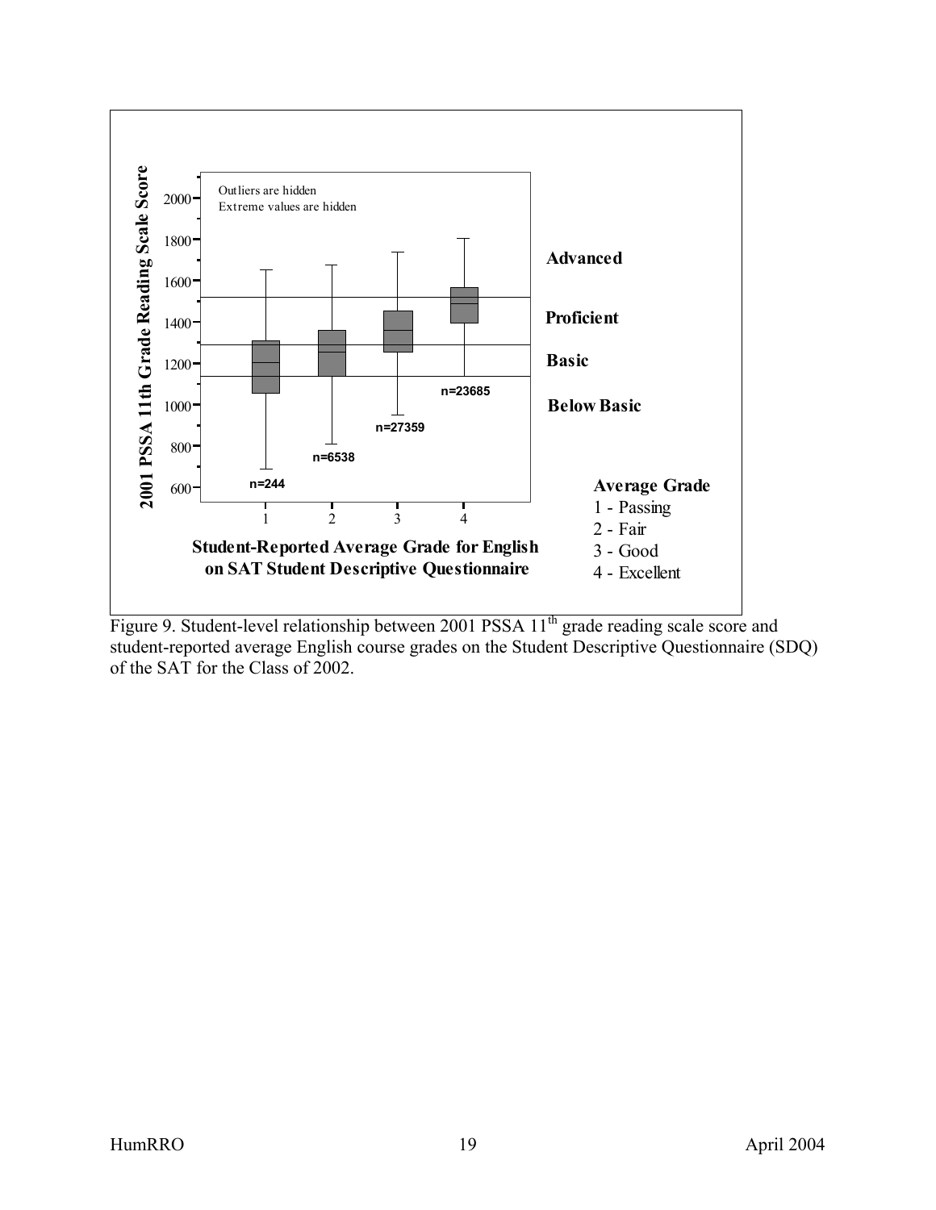Figure 9. Student-level relationship between 2001 PSSA 11th grade reading scale score and student-reported average English course grades on the Student Descriptive Questionnaire (SDQ) of the SAT for the Class of 2002.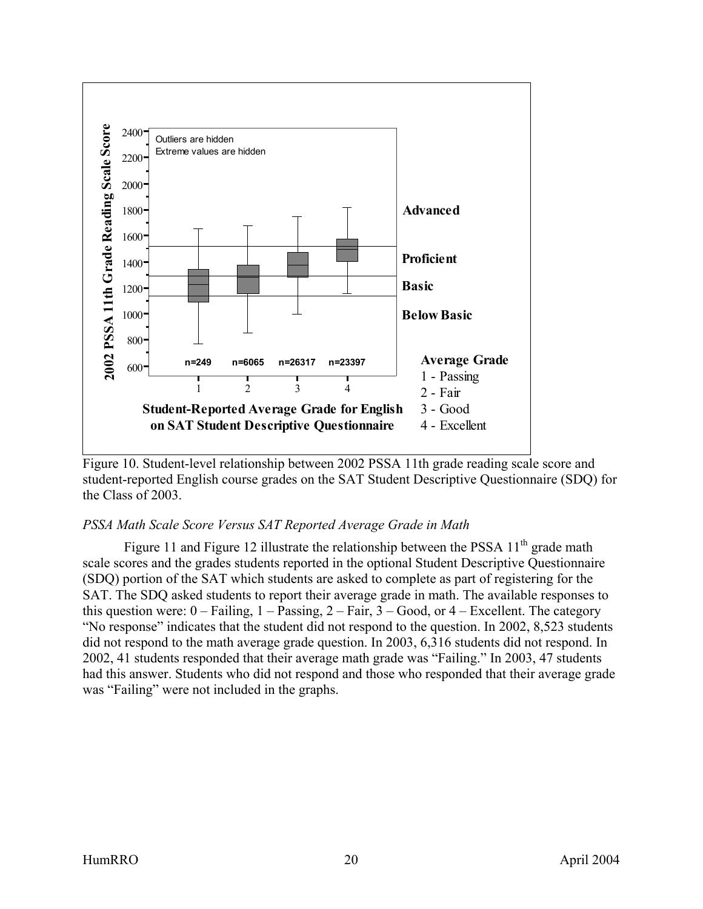Figure 10. Student-level relationship between 2002 PSSA 11th grade reading scale score and student-reported English course grades on the SAT Student Descriptive Questionnaire (SDQ) for the Class of 2003.

*PSSA Math Scale Score Versus SAT Reported Average Grade in Math*

Figure 11 and Figure 12 illustrate the relationship between the PSSA 11th grade math scale scores and the grades students reported in the optional Student Descriptive Questionnaire (SDQ) portion of the SAT which students are asked to complete as part of registering for the SAT. The SDQ asked students to report their average grade in math. The available responses to this question were: 0 – Failing, 1 – Passing, 2 – Fair, 3 – Good, or 4 – Excellent. The category "No response" indicates that the student did not respond to the question. In 2002, 8,523 students did not respond to the math average grade question. In 2003, 6,316 students did not respond. In 2002, 41 students responded that their average math grade was "Failing." In 2003, 47 students had this answer. Students who did not respond and those who responded that their average grade was "Failing" were not included in the graphs.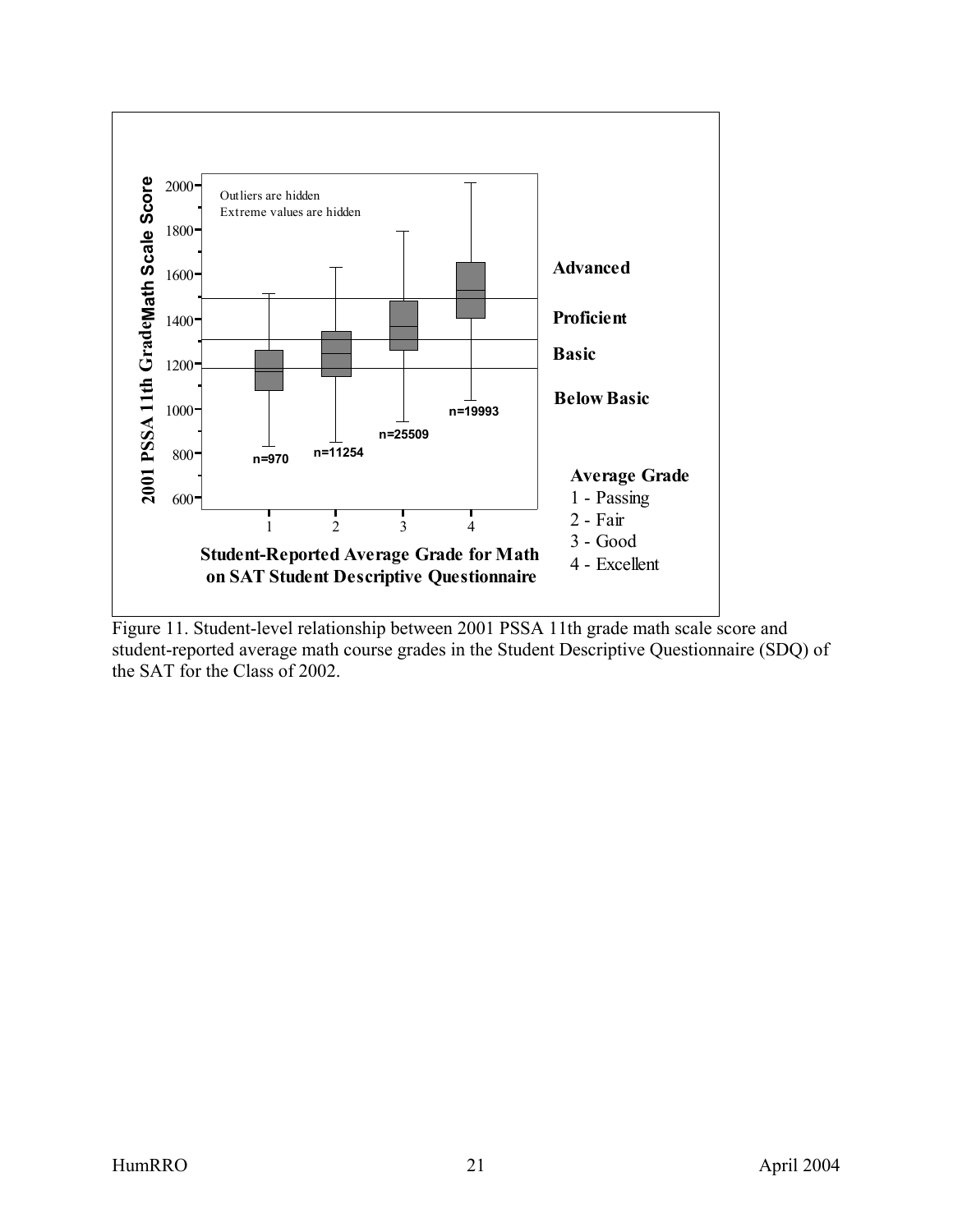Figure 11. Student-level relationship between 2001 PSSA 11th grade math scale score and student-reported average math course grades in the Student Descriptive Questionnaire (SDQ) of the SAT for the Class of 2002.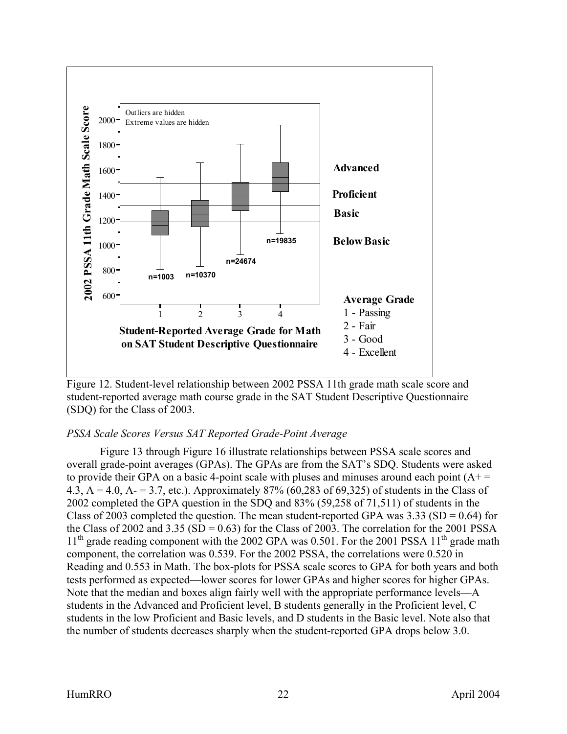Figure 12. Student-level relationship between 2002 PSSA 11th grade math scale score and student-reported average math course grade in the SAT Student Descriptive Questionnaire (SDQ) for the Class of 2003.

### *PSSA Scale Scores Versus SAT Reported Grade-Point Average*

Figure 13 through Figure 16 illustrate relationships between PSSA scale scores and overall grade-point averages (GPAs). The GPAs are from the SAT's SDQ. Students were asked to provide their GPA on a basic 4-point scale with pluses and minuses around each point (A+ = 4.3, A = 4.0, A- = 3.7, etc.). Approximately 87% (60,283 of 69,325) of students in the Class of 2002 completed the GPA question in the SDQ and 83% (59,258 of 71,511) of students in the Class of 2003 completed the question. The mean student-reported GPA was 3.33 (SD = 0.64) for the Class of 2002 and 3.35 (SD = 0.63) for the Class of 2003. The correlation for the 2001 PSSA 11th grade reading component with the 2002 GPA was 0.501. For the 2001 PSSA 11th grade math component, the correlation was 0.539. For the 2002 PSSA, the correlations were 0.520 in Reading and 0.553 in Math. The box-plots for PSSA scale scores to GPA for both years and both tests performed as expected—lower scores for lower GPAs and higher scores for higher GPAs. Note that the median and boxes align fairly well with the appropriate performance levels—A students in the Advanced and Proficient level, B students generally in the Proficient level, C students in the low Proficient and Basic levels, and D students in the Basic level. Note also that the number of students decreases sharply when the student-reported GPA drops below 3.0.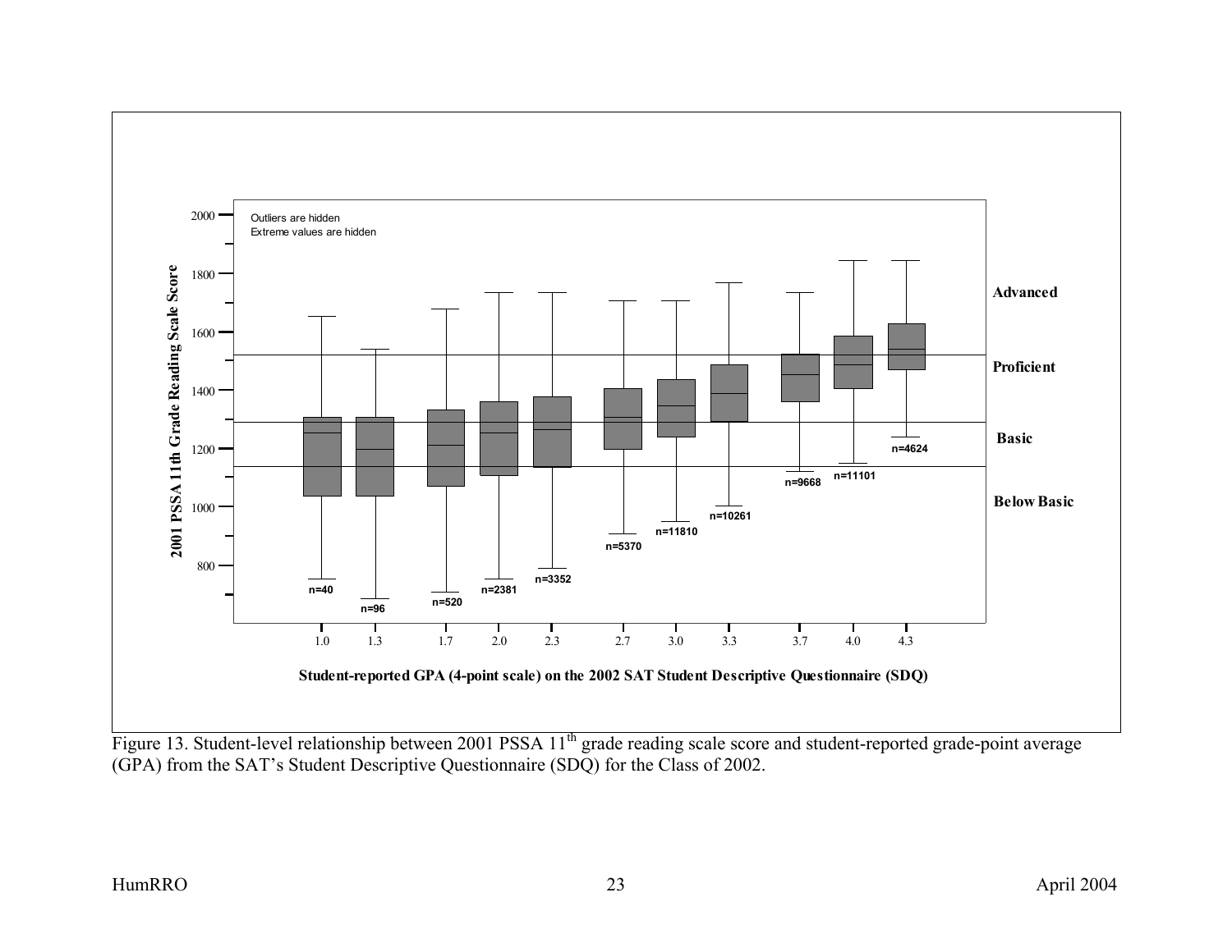Figure 13. Student-level relationship between 2001 PSSA 11[th] grade reading scale score and student-reported grade-point average (GPA) from the SAT's Student Descriptive Questionnaire (SDQ) for the Class of 2002.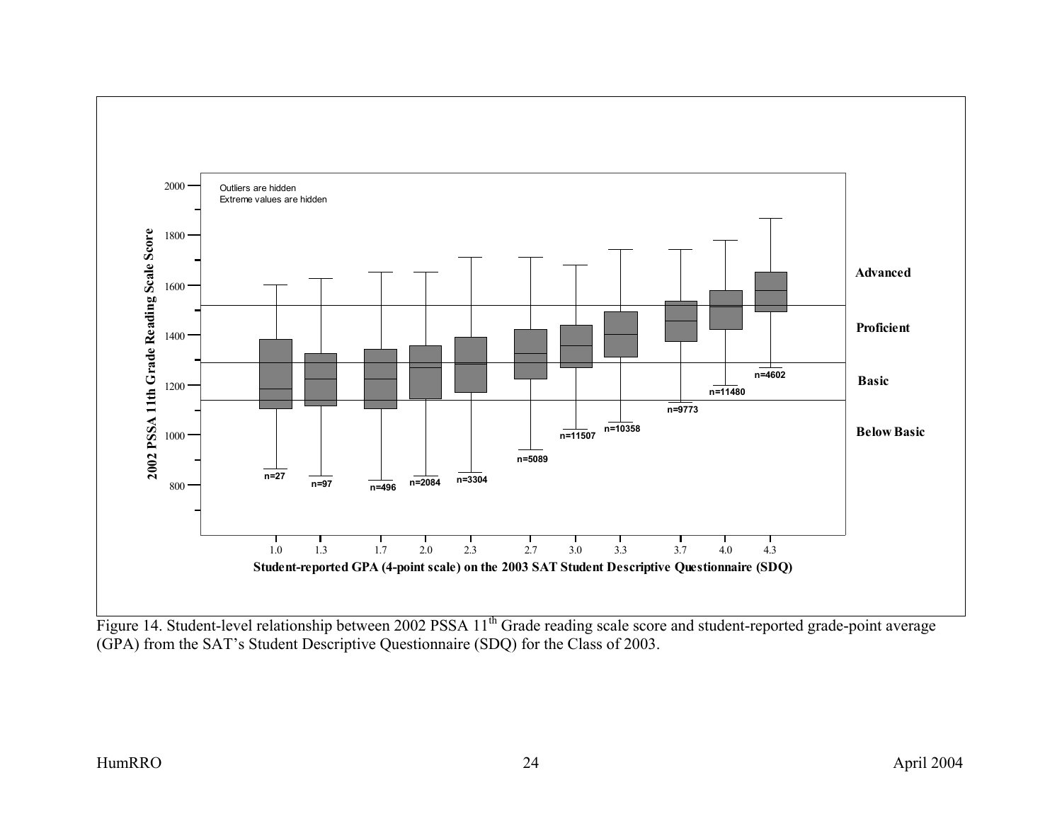Figure 14. Student-level relationship between 2002 PSSA 11th Grade reading scale score and student-reported grade-point average (GPA) from the SAT's Student Descriptive Questionnaire (SDQ) for the Class of 2003.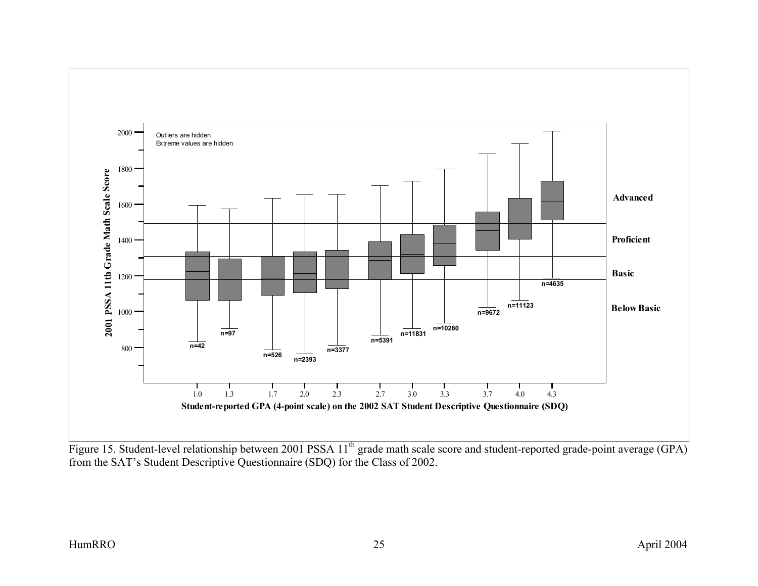Figure 15. Student-level relationship between 2001 PSSA 11th grade math scale score and student-reported grade-point average (GPA) from the SAT's Student Descriptive Questionnaire (SDQ) for the Class of 2002.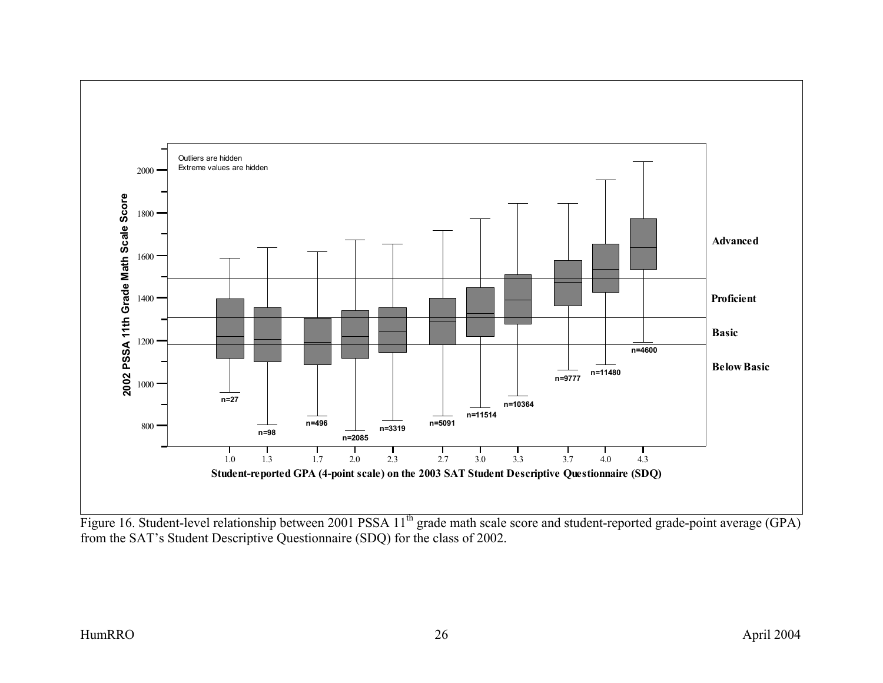Figure 16. Student-level relationship between 2001 PSSA 11th grade math scale score and student-reported grade-point average (GPA) from the SAT's Student Descriptive Questionnaire (SDQ) for the class of 2002.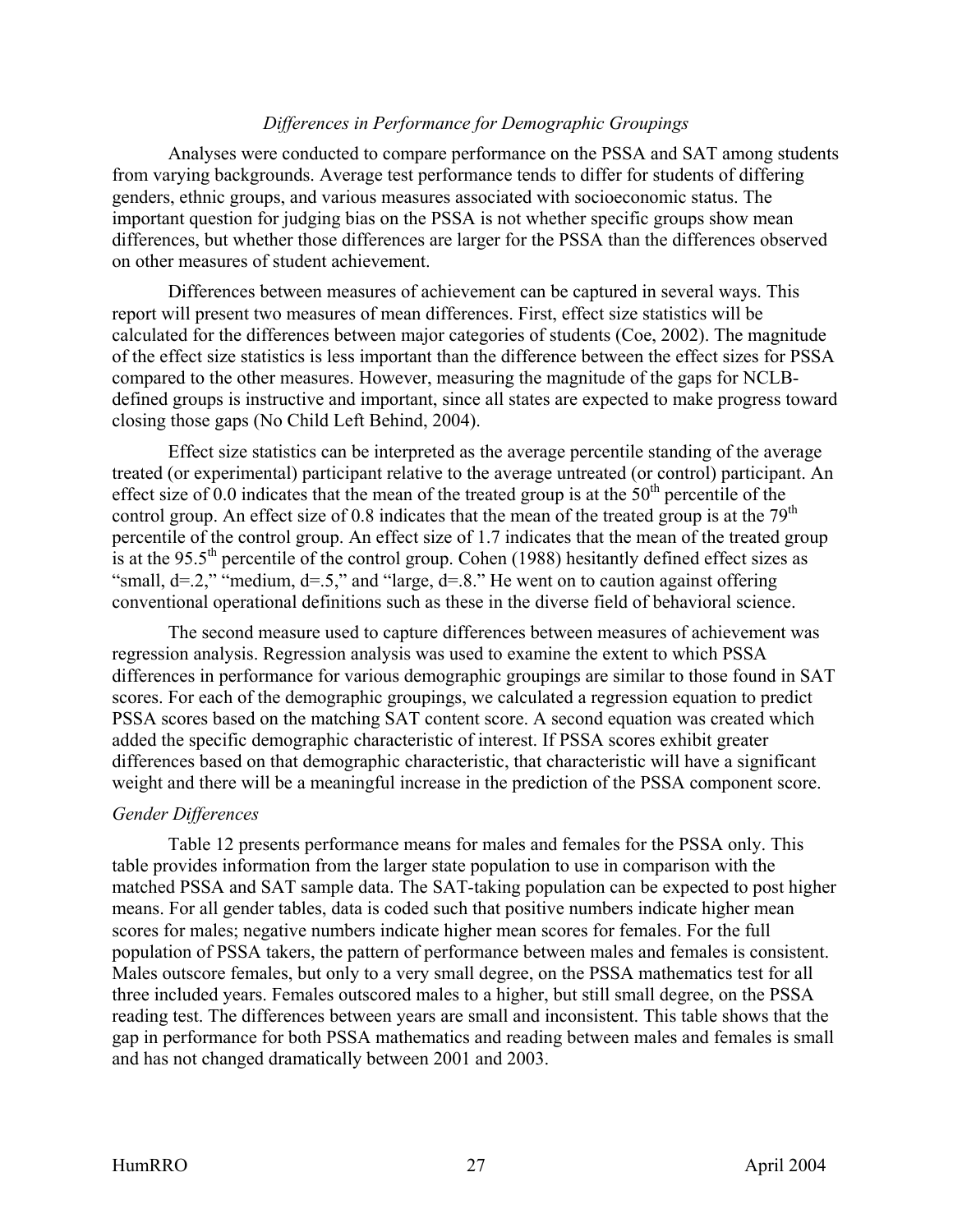### *Differences in Performance for Demographic Groupings*

Analyses were conducted to compare performance on the PSSA and SAT among students from varying backgrounds. Average test performance tends to differ for students of differing genders, ethnic groups, and various measures associated with socioeconomic status. The important question for judging bias on the PSSA is not whether specific groups show mean differences, but whether those differences are larger for the PSSA than the differences observed on other measures of student achievement.

Differences between measures of achievement can be captured in several ways. This report will present two measures of mean differences. First, effect size statistics will be calculated for the differences between major categories of students (Coe, 2002). The magnitude of the effect size statistics is less important than the difference between the effect sizes for PSSA compared to the other measures. However, measuring the magnitude of the gaps for NCLB-defined groups is instructive and important, since all states are expected to make progress toward closing those gaps (No Child Left Behind, 2004).

Effect size statistics can be interpreted as the average percentile standing of the average treated (or experimental) participant relative to the average untreated (or control) participant. An effect size of 0.0 indicates that the mean of the treated group is at the $50^{th}$ percentile of the control group. An effect size of 0.8 indicates that the mean of the treated group is at the $79^{th}$ percentile of the control group. An effect size of 1.7 indicates that the mean of the treated group is at the $95.5^{th}$ percentile of the control group. Cohen (1988) hesitantly defined effect sizes as "small, d=.2," "medium, d=.5," and "large, d=.8." He went on to caution against offering conventional operational definitions such as these in the diverse field of behavioral science.

The second measure used to capture differences between measures of achievement was regression analysis. Regression analysis was used to examine the extent to which PSSA differences in performance for various demographic groupings are similar to those found in SAT scores. For each of the demographic groupings, we calculated a regression equation to predict PSSA scores based on the matching SAT content score. A second equation was created which added the specific demographic characteristic of interest. If PSSA scores exhibit greater differences based on that demographic characteristic, that characteristic will have a significant weight and there will be a meaningful increase in the prediction of the PSSA component score.

#### *Gender Differences*

Table 12 presents performance means for males and females for the PSSA only. This table provides information from the larger state population to use in comparison with the matched PSSA and SAT sample data. The SAT-taking population can be expected to post higher means. For all gender tables, data is coded such that positive numbers indicate higher mean scores for males; negative numbers indicate higher mean scores for females. For the full population of PSSA takers, the pattern of performance between males and females is consistent. Males outscore females, but only to a very small degree, on the PSSA mathematics test for all three included years. Females outscored males to a higher, but still small degree, on the PSSA reading test. The differences between years are small and inconsistent. This table shows that the gap in performance for both PSSA mathematics and reading between males and females is small and has not changed dramatically between 2001 and 2003.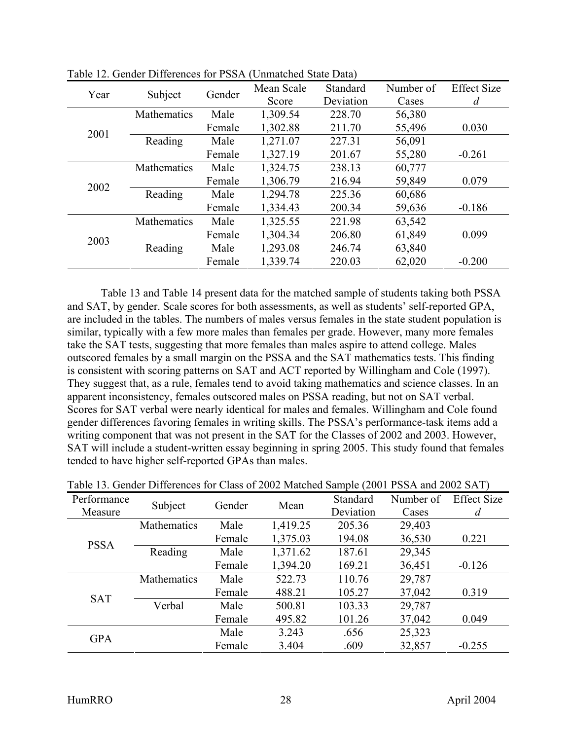Table 12. Gender Differences for PSSA (Unmatched State Data)

| Year | Subject | Gender | Mean Scale Score | Standard Deviation | Number of Cases | Effect Size *d* |
|---|---|---|---|---|---|---|
| 2001 | Mathematics | Male | 1,309.54 | 228.70 | 56,380 | |
| | | Female | 1,302.88 | 211.70 | 55,496 | 0.030 |
| | Reading | Male | 1,271.07 | 227.31 | 56,091 | |
| | | Female | 1,327.19 | 201.67 | 55,280 | -0.261 |
| 2002 | Mathematics | Male | 1,324.75 | 238.13 | 60,777 | |
| | | Female | 1,306.79 | 216.94 | 59,849 | 0.079 |
| | Reading | Male | 1,294.78 | 225.36 | 60,686 | |
| | | Female | 1,334.43 | 200.34 | 59,636 | -0.186 |
| 2003 | Mathematics | Male | 1,325.55 | 221.98 | 63,542 | |
| | | Female | 1,304.34 | 206.80 | 61,849 | 0.099 |
| | Reading | Male | 1,293.08 | 246.74 | 63,840 | |
| | | Female | 1,339.74 | 220.03 | 62,020 | -0.200 |

Table 13 and Table 14 present data for the matched sample of students taking both PSSA and SAT, by gender. Scale scores for both assessments, as well as students' self-reported GPA, are included in the tables. The numbers of males versus females in the state student population is similar, typically with a few more males than females per grade. However, many more females take the SAT tests, suggesting that more females than males aspire to attend college. Males outscored females by a small margin on the PSSA and the SAT mathematics tests. This finding is consistent with scoring patterns on SAT and ACT reported by Willingham and Cole (1997). They suggest that, as a rule, females tend to avoid taking mathematics and science classes. In an apparent inconsistency, females outscored males on PSSA reading, but not on SAT verbal. Scores for SAT verbal were nearly identical for males and females. Willingham and Cole found gender differences favoring females in writing skills. The PSSA's performance-task items add a writing component that was not present in the SAT for the Classes of 2002 and 2003. However, SAT will include a student-written essay beginning in spring 2005. This study found that females tended to have higher self-reported GPAs than males.

Table 13. Gender Differences for Class of 2002 Matched Sample (2001 PSSA and 2002 SAT)

| Performance Measure | Subject | Gender | Mean | Standard Deviation | Number of Cases | Effect Size *d* |
|---|---|---|---|---|---|---|
| PSSA | Mathematics | Male | 1,419.25 | 205.36 | 29,403 | |
| | | Female | 1,375.03 | 194.08 | 36,530 | 0.221 |
| | Reading | Male | 1,371.62 | 187.61 | 29,345 | |
| | | Female | 1,394.20 | 169.21 | 36,451 | -0.126 |
| SAT | Mathematics | Male | 522.73 | 110.76 | 29,787 | |
| | | Female | 488.21 | 105.27 | 37,042 | 0.319 |
| | Verbal | Male | 500.81 | 103.33 | 29,787 | |
| | | Female | 495.82 | 101.26 | 37,042 | 0.049 |
| GPA | | Male | 3.243 | .656 | 25,323 | |
| | | Female | 3.404 | .609 | 32,857 | -0.255 |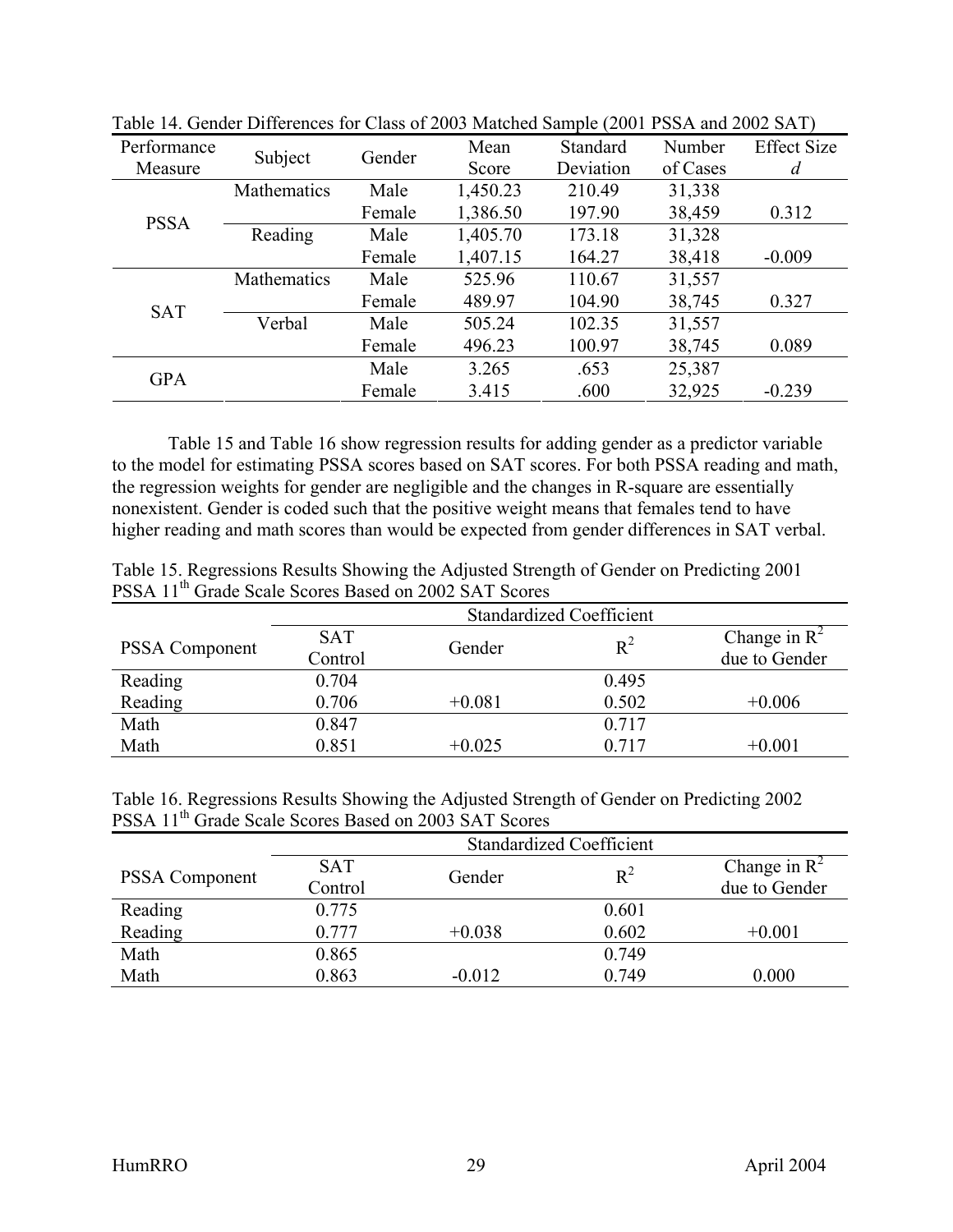Table 14. Gender Differences for Class of 2003 Matched Sample (2001 PSSA and 2002 SAT)

| Performance Measure | Subject | Gender | Mean Score | Standard Deviation | Number of Cases | Effect Size *d* |
|---|---|---|---|---|---|---|
| PSSA | Mathematics | Male | 1,450.23 | 210.49 | 31,338 | |
| | | Female | 1,386.50 | 197.90 | 38,459 | 0.312 |
| | Reading | Male | 1,405.70 | 173.18 | 31,328 | |
| | | Female | 1,407.15 | 164.27 | 38,418 | -0.009 |
| SAT | Mathematics | Male | 525.96 | 110.67 | 31,557 | |
| | | Female | 489.97 | 104.90 | 38,745 | 0.327 |
| | Verbal | Male | 505.24 | 102.35 | 31,557 | |
| | | Female | 496.23 | 100.97 | 38,745 | 0.089 |
| GPA | | Male | 3.265 | .653 | 25,387 | |
| | | Female | 3.415 | .600 | 32,925 | -0.239 |

Table 15 and Table 16 show regression results for adding gender as a predictor variable to the model for estimating PSSA scores based on SAT scores. For both PSSA reading and math, the regression weights for gender are negligible and the changes in R-square are essentially nonexistent. Gender is coded such that the positive weight means that females tend to have higher reading and math scores than would be expected from gender differences in SAT verbal.

Table 15. Regressions Results Showing the Adjusted Strength of Gender on Predicting 2001 PSSA 11th Grade Scale Scores Based on 2002 SAT Scores

| | Standardized Coefficient | | | |
|---|---|---|---|---|
| PSSA Component | SAT Control | Gender | $R^2$ | Change in $R^2$ due to Gender |
| Reading | 0.704 | | 0.495 | |
| Reading | 0.706 | +0.081 | 0.502 | +0.006 |
| Math | 0.847 | | 0.717 | |
| Math | 0.851 | +0.025 | 0.717 | +0.001 |

Table 16. Regressions Results Showing the Adjusted Strength of Gender on Predicting 2002 PSSA 11th Grade Scale Scores Based on 2003 SAT Scores

| | Standardized Coefficient | | | |
|---|---|---|---|---|
| PSSA Component | SAT Control | Gender | $R^2$ | Change in $R^2$ due to Gender |
| Reading | 0.775 | | 0.601 | |
| Reading | 0.777 | +0.038 | 0.602 | +0.001 |
| Math | 0.865 | | 0.749 | |
| Math | 0.863 | -0.012 | 0.749 | 0.000 |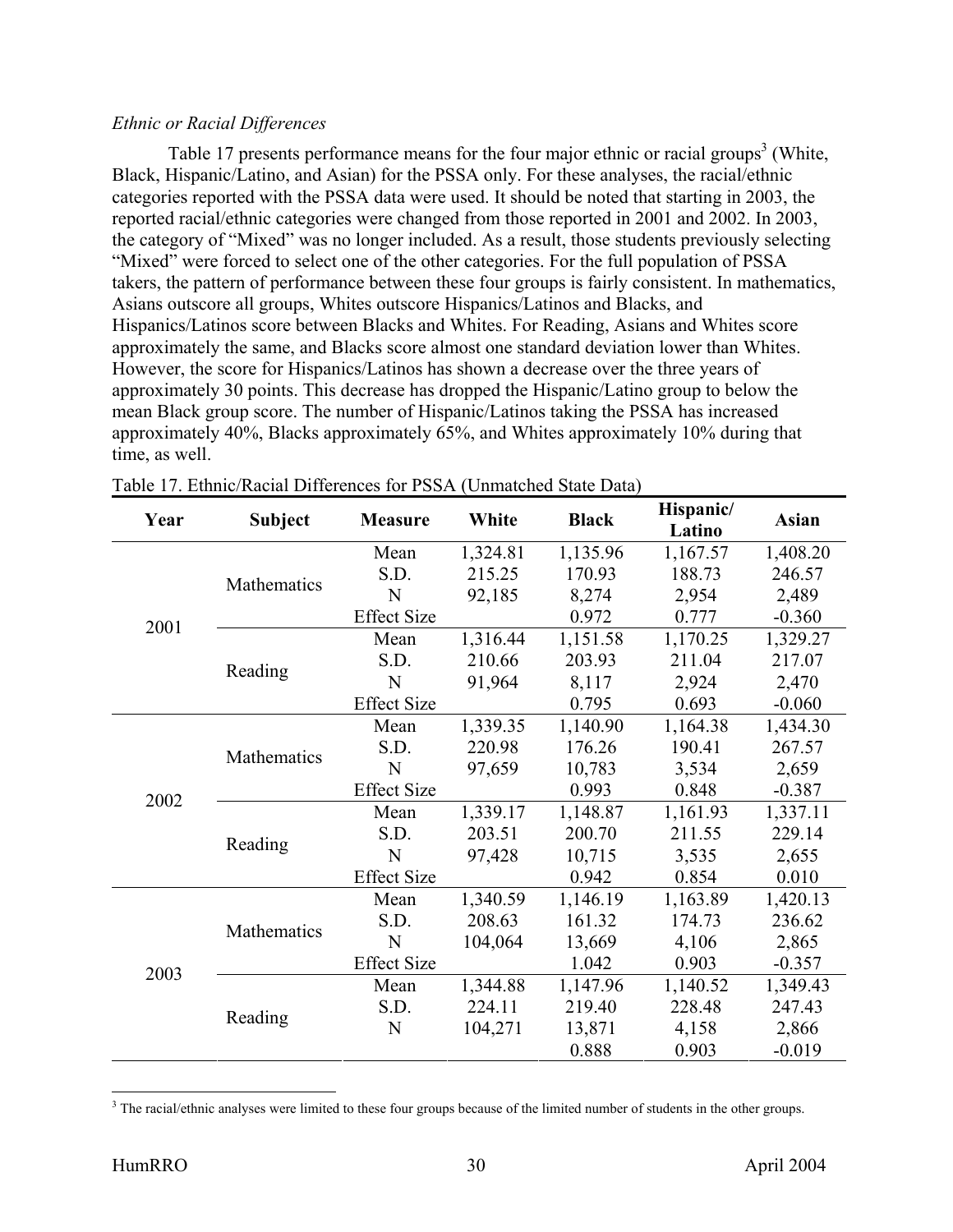*Ethnic or Racial Differences*

Table 17 presents performance means for the four major ethnic or racial groups[3] (White, Black, Hispanic/Latino, and Asian) for the PSSA only. For these analyses, the racial/ethnic categories reported with the PSSA data were used. It should be noted that starting in 2003, the reported racial/ethnic categories were changed from those reported in 2001 and 2002. In 2003, the category of "Mixed" was no longer included. As a result, those students previously selecting "Mixed" were forced to select one of the other categories. For the full population of PSSA takers, the pattern of performance between these four groups is fairly consistent. In mathematics, Asians outscore all groups, Whites outscore Hispanics/Latinos and Blacks, and Hispanics/Latinos score between Blacks and Whites. For Reading, Asians and Whites score approximately the same, and Blacks score almost one standard deviation lower than Whites. However, the score for Hispanics/Latinos has shown a decrease over the three years of approximately 30 points. This decrease has dropped the Hispanic/Latino group to below the mean Black group score. The number of Hispanic/Latinos taking the PSSA has increased approximately 40%, Blacks approximately 65%, and Whites approximately 10% during that time, as well.

Table 17. Ethnic/Racial Differences for PSSA (Unmatched State Data)

| Year | Subject | Measure | White | Black | Hispanic/ Latino | Asian |
|---|---|---|---|---|---|---|
| 2001 | Mathematics | Mean | 1,324.81 | 1,135.96 | 1,167.57 | 1,408.20 |
| | | S.D. | 215.25 | 170.93 | 188.73 | 246.57 |
| | | N | 92,185 | 8,274 | 2,954 | 2,489 |
| | | Effect Size | | 0.972 | 0.777 | -0.360 |
| | Reading | Mean | 1,316.44 | 1,151.58 | 1,170.25 | 1,329.27 |
| | | S.D. | 210.66 | 203.93 | 211.04 | 217.07 |
| | | N | 91,964 | 8,117 | 2,924 | 2,470 |
| | | Effect Size | | 0.795 | 0.693 | -0.060 |
| 2002 | Mathematics | Mean | 1,339.35 | 1,140.90 | 1,164.38 | 1,434.30 |
| | | S.D. | 220.98 | 176.26 | 190.41 | 267.57 |
| | | N | 97,659 | 10,783 | 3,534 | 2,659 |
| | | Effect Size | | 0.993 | 0.848 | -0.387 |
| | Reading | Mean | 1,339.17 | 1,148.87 | 1,161.93 | 1,337.11 |
| | | S.D. | 203.51 | 200.70 | 211.55 | 229.14 |
| | | N | 97,428 | 10,715 | 3,535 | 2,655 |
| | | Effect Size | | 0.942 | 0.854 | 0.010 |
| 2003 | Mathematics | Mean | 1,340.59 | 1,146.19 | 1,163.89 | 1,420.13 |
| | | S.D. | 208.63 | 161.32 | 174.73 | 236.62 |
| | | N | 104,064 | 13,669 | 4,106 | 2,865 |
| | | Effect Size | | 1.042 | 0.903 | -0.357 |
| | Reading | Mean | 1,344.88 | 1,147.96 | 1,140.52 | 1,349.43 |
| | | S.D. | 224.11 | 219.40 | 228.48 | 247.43 |
| | | N | 104,271 | 13,871 | 4,158 | 2,866 |
| | | | | 0.888 | 0.903 | -0.019 |

[3] The racial/ethnic analyses were limited to these four groups because of the limited number of students in the other groups.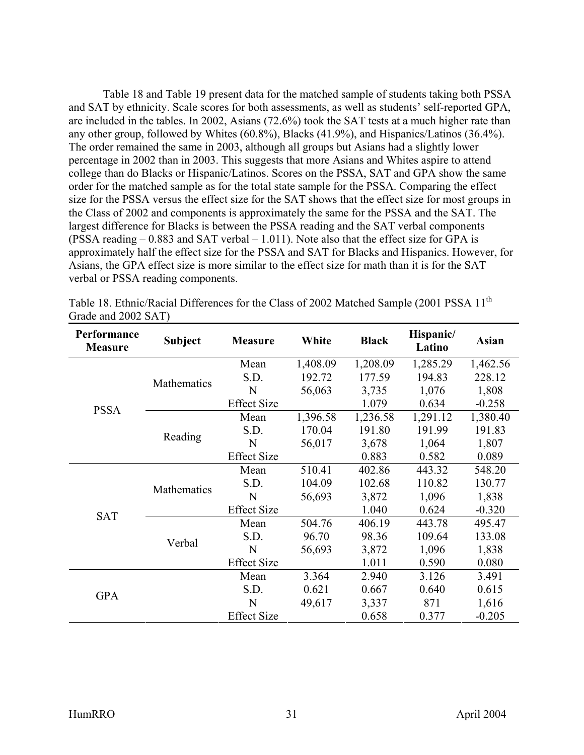Table 18 and Table 19 present data for the matched sample of students taking both PSSA and SAT by ethnicity. Scale scores for both assessments, as well as students' self-reported GPA, are included in the tables. In 2002, Asians (72.6%) took the SAT tests at a much higher rate than any other group, followed by Whites (60.8%), Blacks (41.9%), and Hispanics/Latinos (36.4%). The order remained the same in 2003, although all groups but Asians had a slightly lower percentage in 2002 than in 2003. This suggests that more Asians and Whites aspire to attend college than do Blacks or Hispanic/Latinos. Scores on the PSSA, SAT and GPA show the same order for the matched sample as for the total state sample for the PSSA. Comparing the effect size for the PSSA versus the effect size for the SAT shows that the effect size for most groups in the Class of 2002 and components is approximately the same for the PSSA and the SAT. The largest difference for Blacks is between the PSSA reading and the SAT verbal components (PSSA reading – 0.883 and SAT verbal – 1.011). Note also that the effect size for GPA is approximately half the effect size for the PSSA and SAT for Blacks and Hispanics. However, for Asians, the GPA effect size is more similar to the effect size for math than it is for the SAT verbal or PSSA reading components.

Table 18. Ethnic/Racial Differences for the Class of 2002 Matched Sample (2001 PSSA 11th Grade and 2002 SAT)

| Performance Measure | Subject | Measure | White | Black | Hispanic/ Latino | Asian |
|---|---|---|---|---|---|---|
| PSSA | Mathematics | Mean | 1,408.09 | 1,208.09 | 1,285.29 | 1,462.56 |
| | | S.D. | 192.72 | 177.59 | 194.83 | 228.12 |
| | | N | 56,063 | 3,735 | 1,076 | 1,808 |
| | | Effect Size | | 1.079 | 0.634 | -0.258 |
| | Reading | Mean | 1,396.58 | 1,236.58 | 1,291.12 | 1,380.40 |
| | | S.D. | 170.04 | 191.80 | 191.99 | 191.83 |
| | | N | 56,017 | 3,678 | 1,064 | 1,807 |
| | | Effect Size | | 0.883 | 0.582 | 0.089 |
| SAT | Mathematics | Mean | 510.41 | 402.86 | 443.32 | 548.20 |
| | | S.D. | 104.09 | 102.68 | 110.82 | 130.77 |
| | | N | 56,693 | 3,872 | 1,096 | 1,838 |
| | | Effect Size | | 1.040 | 0.624 | -0.320 |
| | Verbal | Mean | 504.76 | 406.19 | 443.78 | 495.47 |
| | | S.D. | 96.70 | 98.36 | 109.64 | 133.08 |
| | | N | 56,693 | 3,872 | 1,096 | 1,838 |
| | | Effect Size | | 1.011 | 0.590 | 0.080 |
| GPA | | Mean | 3.364 | 2.940 | 3.126 | 3.491 |
| | | S.D. | 0.621 | 0.667 | 0.640 | 0.615 |
| | | N | 49,617 | 3,337 | 871 | 1,616 |
| | | Effect Size | | 0.658 | 0.377 | -0.205 |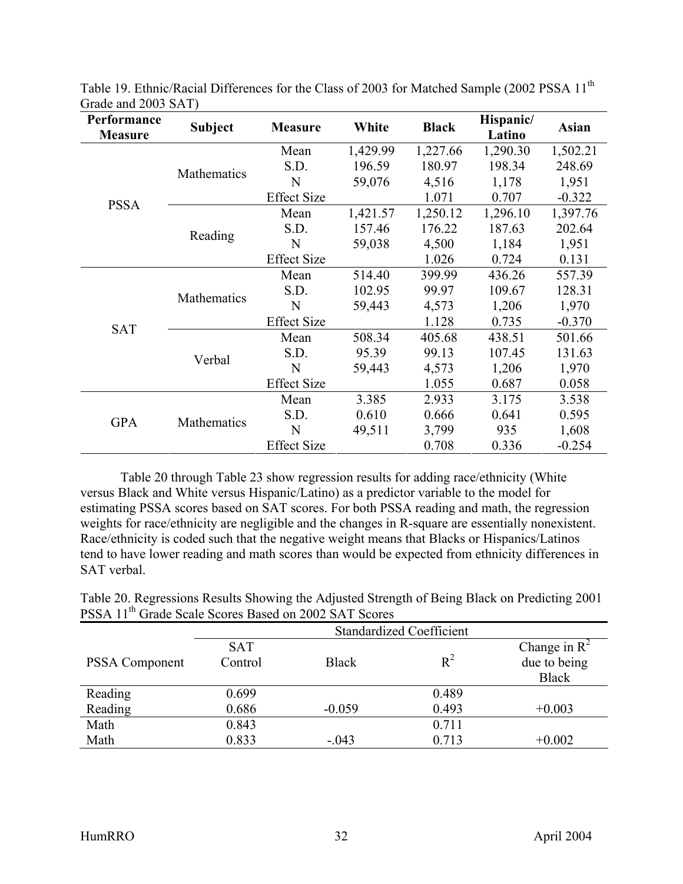Table 19. Ethnic/Racial Differences for the Class of 2003 for Matched Sample (2002 PSSA 11th Grade and 2003 SAT)

| Performance Measure | Subject | Measure | White | Black | Hispanic/ Latino | Asian |
|---|---|---|---|---|---|---|
| PSSA | Mathematics | Mean | 1,429.99 | 1,227.66 | 1,290.30 | 1,502.21 |
| | | S.D. | 196.59 | 180.97 | 198.34 | 248.69 |
| | | N | 59,076 | 4,516 | 1,178 | 1,951 |
| | | Effect Size | | 1.071 | 0.707 | -0.322 |
| | Reading | Mean | 1,421.57 | 1,250.12 | 1,296.10 | 1,397.76 |
| | | S.D. | 157.46 | 176.22 | 187.63 | 202.64 |
| | | N | 59,038 | 4,500 | 1,184 | 1,951 |
| | | Effect Size | | 1.026 | 0.724 | 0.131 |
| SAT | Mathematics | Mean | 514.40 | 399.99 | 436.26 | 557.39 |
| | | S.D. | 102.95 | 99.97 | 109.67 | 128.31 |
| | | N | 59,443 | 4,573 | 1,206 | 1,970 |
| | | Effect Size | | 1.128 | 0.735 | -0.370 |
| | Verbal | Mean | 508.34 | 405.68 | 438.51 | 501.66 |
| | | S.D. | 95.39 | 99.13 | 107.45 | 131.63 |
| | | N | 59,443 | 4,573 | 1,206 | 1,970 |
| | | Effect Size | | 1.055 | 0.687 | 0.058 |
| GPA | Mathematics | Mean | 3.385 | 2.933 | 3.175 | 3.538 |
| | | S.D. | 0.610 | 0.666 | 0.641 | 0.595 |
| | | N | 49,511 | 3,799 | 935 | 1,608 |
| | | Effect Size | | 0.708 | 0.336 | -0.254 |

Table 20 through Table 23 show regression results for adding race/ethnicity (White versus Black and White versus Hispanic/Latino) as a predictor variable to the model for estimating PSSA scores based on SAT scores. For both PSSA reading and math, the regression weights for race/ethnicity are negligible and the changes in R-square are essentially nonexistent. Race/ethnicity is coded such that the negative weight means that Blacks or Hispanics/Latinos tend to have lower reading and math scores than would be expected from ethnicity differences in SAT verbal.

Table 20. Regressions Results Showing the Adjusted Strength of Being Black on Predicting 2001 PSSA 11th Grade Scale Scores Based on 2002 SAT Scores

| | Standardized Coefficient | | | |
|---|---|---|---|---|
| PSSA Component | SAT Control | Black | $R^2$ | Change in $R^2$ due to being Black |
| Reading | 0.699 | | 0.489 | |
| Reading | 0.686 | -0.059 | 0.493 | +0.003 |
| Math | 0.843 | | 0.711 | |
| Math | 0.833 | -.043 | 0.713 | +0.002 |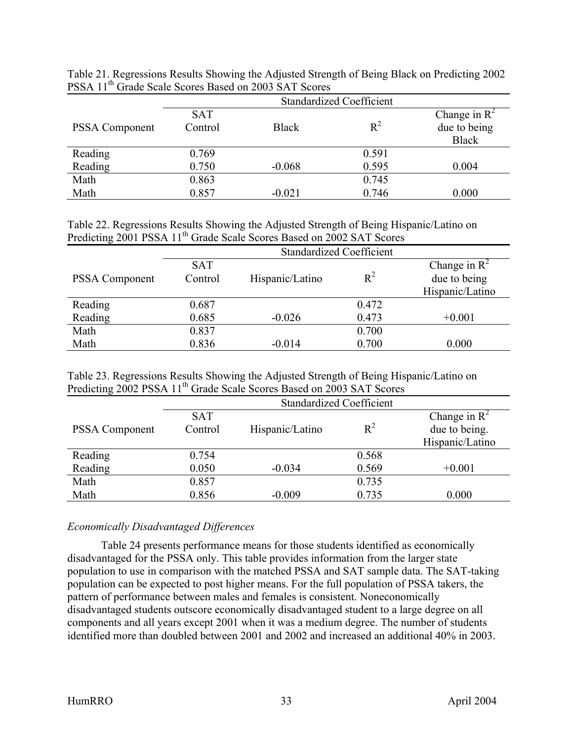Table 21. Regressions Results Showing the Adjusted Strength of Being Black on Predicting 2002 PSSA 11th Grade Scale Scores Based on 2003 SAT Scores

| | Standardized Coefficient | | | |
|---|---|---|---|---|
| PSSA Component | SAT Control | Black | $R^2$ | Change in $R^2$ due to being Black |
| Reading | 0.769 | | 0.591 | |
| Reading | 0.750 | -0.068 | 0.595 | 0.004 |
| Math | 0.863 | | 0.745 | |
| Math | 0.857 | -0.021 | 0.746 | 0.000 |

Table 22. Regressions Results Showing the Adjusted Strength of Being Hispanic/Latino on Predicting 2001 PSSA 11th Grade Scale Scores Based on 2002 SAT Scores

| | Standardized Coefficient | | | |
|---|---|---|---|---|
| PSSA Component | SAT Control | Hispanic/Latino | $R^2$ | Change in $R^2$ due to being Hispanic/Latino |
| Reading | 0.687 | | 0.472 | |
| Reading | 0.685 | -0.026 | 0.473 | +0.001 |
| Math | 0.837 | | 0.700 | |
| Math | 0.836 | -0.014 | 0.700 | 0.000 |

Table 23. Regressions Results Showing the Adjusted Strength of Being Hispanic/Latino on Predicting 2002 PSSA 11th Grade Scale Scores Based on 2003 SAT Scores

| | Standardized Coefficient | | | |
|---|---|---|---|---|
| PSSA Component | SAT Control | Hispanic/Latino | $R^2$ | Change in $R^2$ due to being. Hispanic/Latino |
| Reading | 0.754 | | 0.568 | |
| Reading | 0.050 | -0.034 | 0.569 | +0.001 |
| Math | 0.857 | | 0.735 | |
| Math | 0.856 | -0.009 | 0.735 | 0.000 |

*Economically Disadvantaged Differences*

Table 24 presents performance means for those students identified as economically disadvantaged for the PSSA only. This table provides information from the larger state population to use in comparison with the matched PSSA and SAT sample data. The SAT-taking population can be expected to post higher means. For the full population of PSSA takers, the pattern of performance between males and females is consistent. Noneconomically disadvantaged students outscore economically disadvantaged student to a large degree on all components and all years except 2001 when it was a medium degree. The number of students identified more than doubled between 2001 and 2002 and increased an additional 40% in 2003.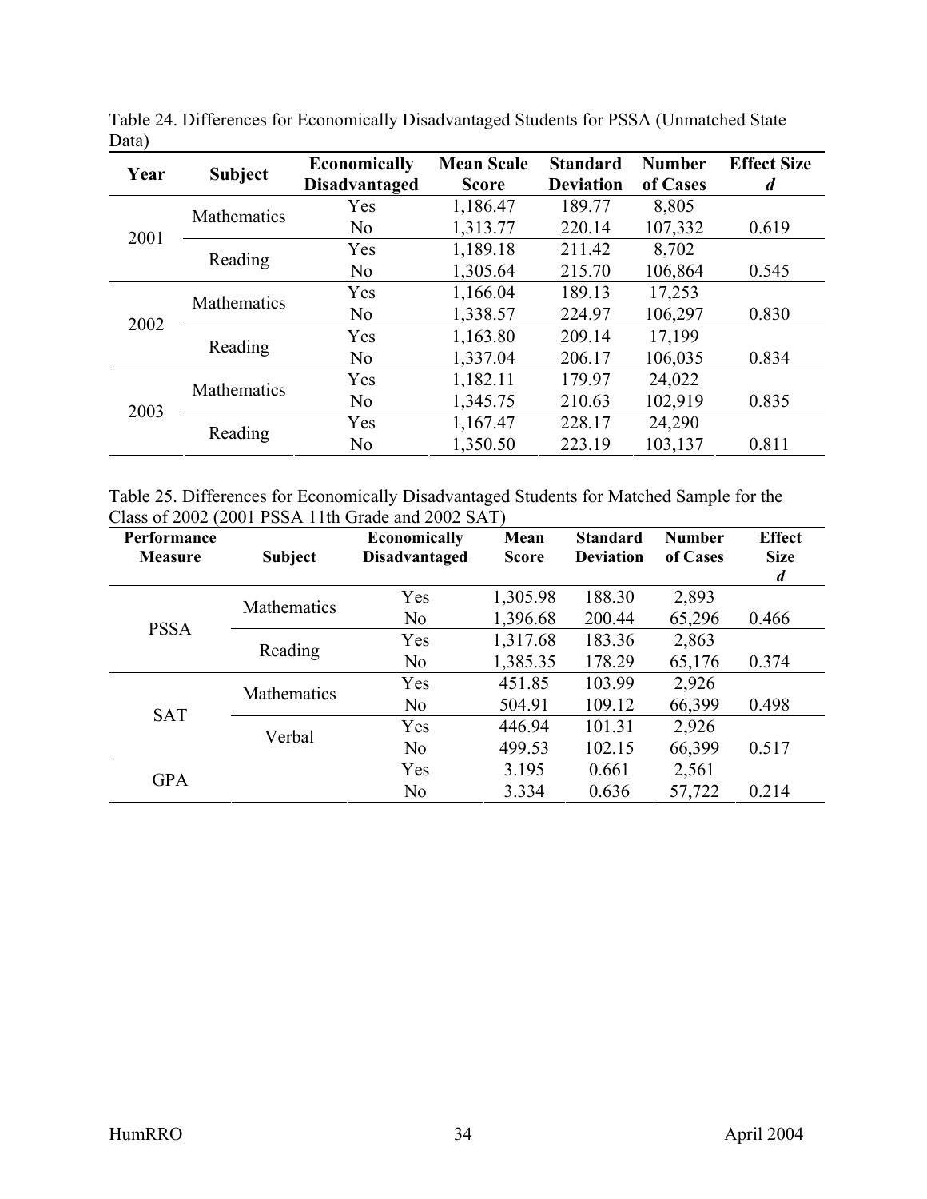Table 24. Differences for Economically Disadvantaged Students for PSSA (Unmatched State Data)

| Year | Subject | Economically Disadvantaged | Mean Scale Score | Standard Deviation | Number of Cases | Effect Size *d* |
|---|---|---|---|---|---|---|
| 2001 | Mathematics | Yes | 1,186.47 | 189.77 | 8,805 | |
| | | No | 1,313.77 | 220.14 | 107,332 | 0.619 |
| | Reading | Yes | 1,189.18 | 211.42 | 8,702 | |
| | | No | 1,305.64 | 215.70 | 106,864 | 0.545 |
| 2002 | Mathematics | Yes | 1,166.04 | 189.13 | 17,253 | |
| | | No | 1,338.57 | 224.97 | 106,297 | 0.830 |
| | Reading | Yes | 1,163.80 | 209.14 | 17,199 | |
| | | No | 1,337.04 | 206.17 | 106,035 | 0.834 |
| 2003 | Mathematics | Yes | 1,182.11 | 179.97 | 24,022 | |
| | | No | 1,345.75 | 210.63 | 102,919 | 0.835 |
| | Reading | Yes | 1,167.47 | 228.17 | 24,290 | |
| | | No | 1,350.50 | 223.19 | 103,137 | 0.811 |

Table 25. Differences for Economically Disadvantaged Students for Matched Sample for the Class of 2002 (2001 PSSA 11th Grade and 2002 SAT)

| Performance Measure | Subject | Economically Disadvantaged | Mean Score | Standard Deviation | Number of Cases | Effect Size *d* |
|---|---|---|---|---|---|---|
| PSSA | Mathematics | Yes | 1,305.98 | 188.30 | 2,893 | |
| | | No | 1,396.68 | 200.44 | 65,296 | 0.466 |
| | Reading | Yes | 1,317.68 | 183.36 | 2,863 | |
| | | No | 1,385.35 | 178.29 | 65,176 | 0.374 |
| SAT | Mathematics | Yes | 451.85 | 103.99 | 2,926 | |
| | | No | 504.91 | 109.12 | 66,399 | 0.498 |
| | Verbal | Yes | 446.94 | 101.31 | 2,926 | |
| | | No | 499.53 | 102.15 | 66,399 | 0.517 |
| GPA | | Yes | 3.195 | 0.661 | 2,561 | |
| | | No | 3.334 | 0.636 | 57,722 | 0.214 |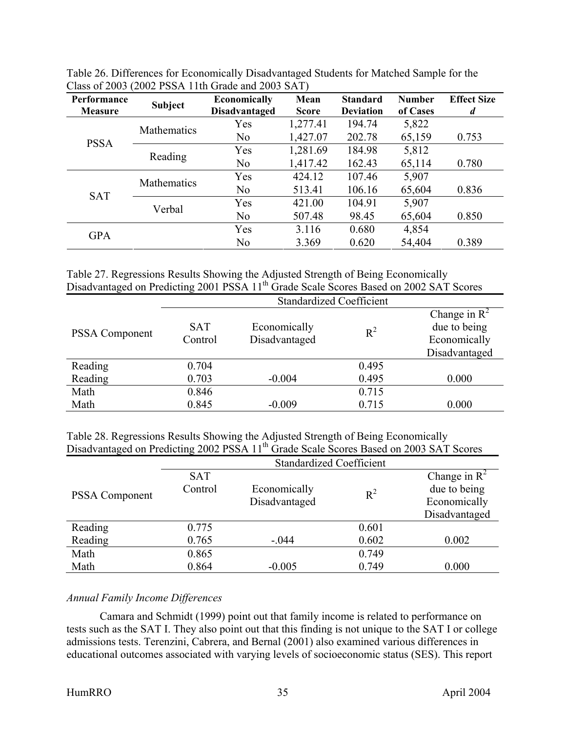Table 26. Differences for Economically Disadvantaged Students for Matched Sample for the Class of 2003 (2002 PSSA 11th Grade and 2003 SAT)

| Performance Measure | Subject | Economically Disadvantaged | Mean Score | Standard Deviation | Number of Cases | Effect Size *d* |
|---|---|---|---|---|---|---|
| PSSA | Mathematics | Yes | 1,277.41 | 194.74 | 5,822 | |
| | | No | 1,427.07 | 202.78 | 65,159 | 0.753 |
| | Reading | Yes | 1,281.69 | 184.98 | 5,812 | |
| | | No | 1,417.42 | 162.43 | 65,114 | 0.780 |
| SAT | Mathematics | Yes | 424.12 | 107.46 | 5,907 | |
| | | No | 513.41 | 106.16 | 65,604 | 0.836 |
| | Verbal | Yes | 421.00 | 104.91 | 5,907 | |
| | | No | 507.48 | 98.45 | 65,604 | 0.850 |
| GPA | | Yes | 3.116 | 0.680 | 4,854 | |
| | | No | 3.369 | 0.620 | 54,404 | 0.389 |

Table 27. Regressions Results Showing the Adjusted Strength of Being Economically Disadvantaged on Predicting 2001 PSSA 11th Grade Scale Scores Based on 2002 SAT Scores

| | Standardized Coefficient | | | |
|---|---|---|---|---|
| PSSA Component | SAT Control | Economically Disadvantaged | $R^2$ | Change in $R^2$ due to being Economically Disadvantaged |
| Reading | 0.704 | | 0.495 | |
| Reading | 0.703 | -0.004 | 0.495 | 0.000 |
| Math | 0.846 | | 0.715 | |
| Math | 0.845 | -0.009 | 0.715 | 0.000 |

Table 28. Regressions Results Showing the Adjusted Strength of Being Economically Disadvantaged on Predicting 2002 PSSA 11th Grade Scale Scores Based on 2003 SAT Scores

| | Standardized Coefficient | | | |
|---|---|---|---|---|
| PSSA Component | SAT Control | Economically Disadvantaged | $R^2$ | Change in $R^2$ due to being Economically Disadvantaged |
| Reading | 0.775 | | 0.601 | |
| Reading | 0.765 | -.044 | 0.602 | 0.002 |
| Math | 0.865 | | 0.749 | |
| Math | 0.864 | -0.005 | 0.749 | 0.000 |

*Annual Family Income Differences*

Camara and Schmidt (1999) point out that family income is related to performance on tests such as the SAT I. They also point out that this finding is not unique to the SAT I or college admissions tests. Terenzini, Cabrera, and Bernal (2001) also examined various differences in educational outcomes associated with varying levels of socioeconomic status (SES). This report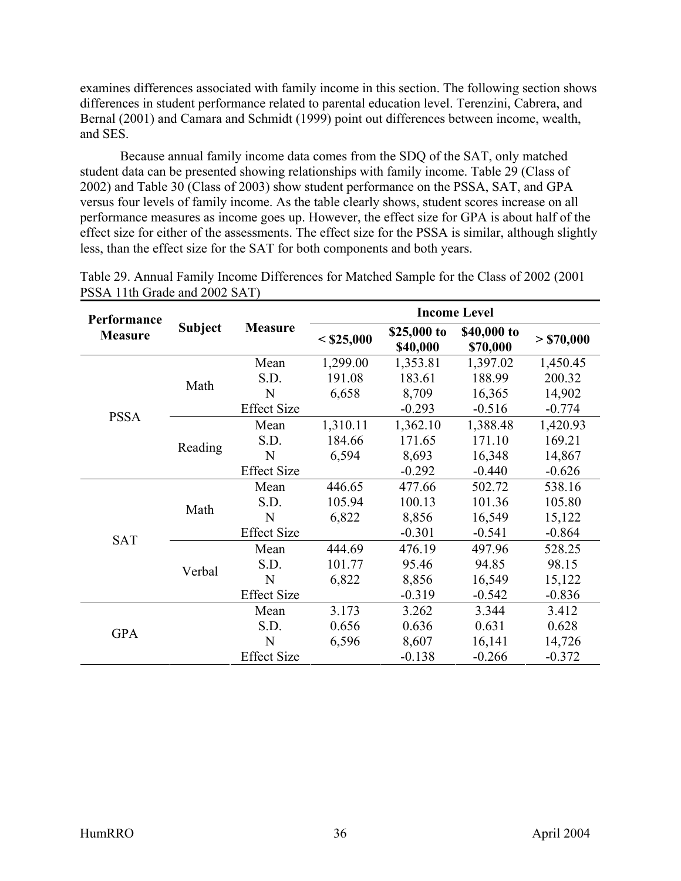examines differences associated with family income in this section. The following section shows differences in student performance related to parental education level. Terenzini, Cabrera, and Bernal (2001) and Camara and Schmidt (1999) point out differences between income, wealth, and SES.

Because annual family income data comes from the SDQ of the SAT, only matched student data can be presented showing relationships with family income. Table 29 (Class of 2002) and Table 30 (Class of 2003) show student performance on the PSSA, SAT, and GPA versus four levels of family income. As the table clearly shows, student scores increase on all performance measures as income goes up. However, the effect size for GPA is about half of the effect size for either of the assessments. The effect size for the PSSA is similar, although slightly less, than the effect size for the SAT for both components and both years.

Table 29. Annual Family Income Differences for Matched Sample for the Class of 2002 (2001 PSSA 11th Grade and 2002 SAT)

| Performance Measure | Subject | Measure | Income Level | | | |
|---|---|---|---|---|---|---|
| | | | < $25,000 | $25,000 to $40,000 | $40,000 to $70,000 | > $70,000 |
| PSSA | Math | Mean | 1,299.00 | 1,353.81 | 1,397.02 | 1,450.45 |
| | | S.D. | 191.08 | 183.61 | 188.99 | 200.32 |
| | | N | 6,658 | 8,709 | 16,365 | 14,902 |
| | | Effect Size | | -0.293 | -0.516 | -0.774 |
| | Reading | Mean | 1,310.11 | 1,362.10 | 1,388.48 | 1,420.93 |
| | | S.D. | 184.66 | 171.65 | 171.10 | 169.21 |
| | | N | 6,594 | 8,693 | 16,348 | 14,867 |
| | | Effect Size | | -0.292 | -0.440 | -0.626 |
| SAT | Math | Mean | 446.65 | 477.66 | 502.72 | 538.16 |
| | | S.D. | 105.94 | 100.13 | 101.36 | 105.80 |
| | | N | 6,822 | 8,856 | 16,549 | 15,122 |
| | | Effect Size | | -0.301 | -0.541 | -0.864 |
| | Verbal | Mean | 444.69 | 476.19 | 497.96 | 528.25 |
| | | S.D. | 101.77 | 95.46 | 94.85 | 98.15 |
| | | N | 6,822 | 8,856 | 16,549 | 15,122 |
| | | Effect Size | | -0.319 | -0.542 | -0.836 |
| GPA | | Mean | 3.173 | 3.262 | 3.344 | 3.412 |
| | | S.D. | 0.656 | 0.636 | 0.631 | 0.628 |
| | | N | 6,596 | 8,607 | 16,141 | 14,726 |
| | | Effect Size | | -0.138 | -0.266 | -0.372 |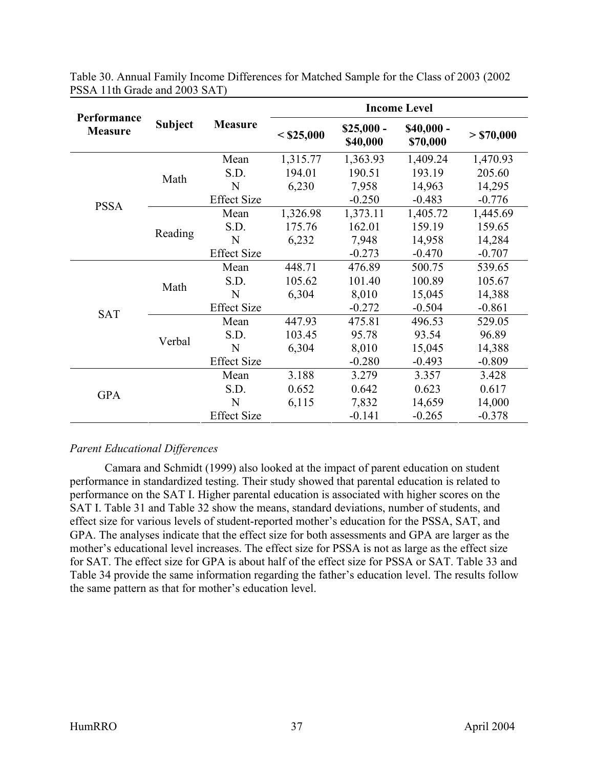Table 30. Annual Family Income Differences for Matched Sample for the Class of 2003 (2002 PSSA 11th Grade and 2003 SAT)

| Performance Measure | Subject | Measure | Income Level | | | |
|---|---|---|---|---|---|---|
| | | | < $25,000 | $25,000 - $40,000 | $40,000 - $70,000 | > $70,000 |
| PSSA | Math | Mean | 1,315.77 | 1,363.93 | 1,409.24 | 1,470.93 |
| | | S.D. | 194.01 | 190.51 | 193.19 | 205.60 |
| | | N | 6,230 | 7,958 | 14,963 | 14,295 |
| | | Effect Size | | -0.250 | -0.483 | -0.776 |
| | Reading | Mean | 1,326.98 | 1,373.11 | 1,405.72 | 1,445.69 |
| | | S.D. | 175.76 | 162.01 | 159.19 | 159.65 |
| | | N | 6,232 | 7,948 | 14,958 | 14,284 |
| | | Effect Size | | -0.273 | -0.470 | -0.707 |
| SAT | Math | Mean | 448.71 | 476.89 | 500.75 | 539.65 |
| | | S.D. | 105.62 | 101.40 | 100.89 | 105.67 |
| | | N | 6,304 | 8,010 | 15,045 | 14,388 |
| | | Effect Size | | -0.272 | -0.504 | -0.861 |
| | Verbal | Mean | 447.93 | 475.81 | 496.53 | 529.05 |
| | | S.D. | 103.45 | 95.78 | 93.54 | 96.89 |
| | | N | 6,304 | 8,010 | 15,045 | 14,388 |
| | | Effect Size | | -0.280 | -0.493 | -0.809 |
| GPA | | Mean | 3.188 | 3.279 | 3.357 | 3.428 |
| | | S.D. | 0.652 | 0.642 | 0.623 | 0.617 |
| | | N | 6,115 | 7,832 | 14,659 | 14,000 |
| | | Effect Size | | -0.141 | -0.265 | -0.378 |

*Parent Educational Differences*

Camara and Schmidt (1999) also looked at the impact of parent education on student performance in standardized testing. Their study showed that parental education is related to performance on the SAT I. Higher parental education is associated with higher scores on the SAT I. Table 31 and Table 32 show the means, standard deviations, number of students, and effect size for various levels of student-reported mother's education for the PSSA, SAT, and GPA. The analyses indicate that the effect size for both assessments and GPA are larger as the mother's educational level increases. The effect size for PSSA is not as large as the effect size for SAT. The effect size for GPA is about half of the effect size for PSSA or SAT. Table 33 and Table 34 provide the same information regarding the father's education level. The results follow the same pattern as that for mother's education level.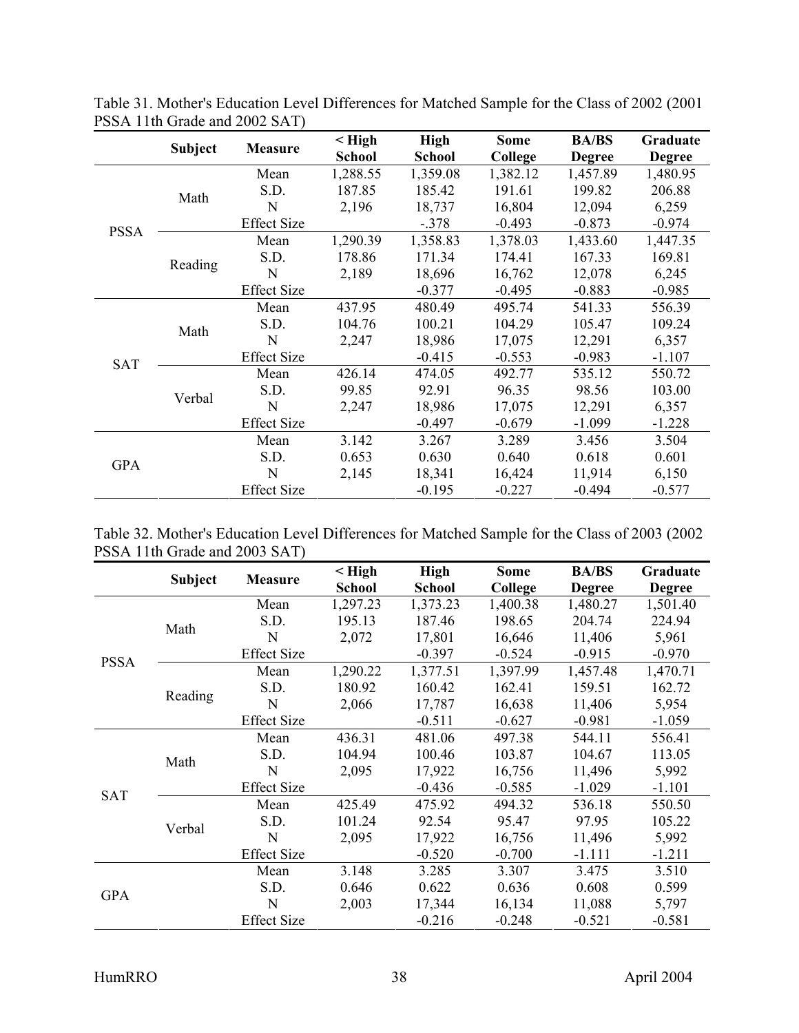Table 31. Mother's Education Level Differences for Matched Sample for the Class of 2002 (2001 PSSA 11th Grade and 2002 SAT)

| | Subject | Measure | < High School | High School | Some College | BA/BS Degree | Graduate Degree |
|---|---|---|---|---|---|---|---|
| PSSA | Math | Mean | 1,288.55 | 1,359.08 | 1,382.12 | 1,457.89 | 1,480.95 |
| | | S.D. | 187.85 | 185.42 | 191.61 | 199.82 | 206.88 |
| | | N | 2,196 | 18,737 | 16,804 | 12,094 | 6,259 |
| | | Effect Size | | -.378 | -0.493 | -0.873 | -0.974 |
| | Reading | Mean | 1,290.39 | 1,358.83 | 1,378.03 | 1,433.60 | 1,447.35 |
| | | S.D. | 178.86 | 171.34 | 174.41 | 167.33 | 169.81 |
| | | N | 2,189 | 18,696 | 16,762 | 12,078 | 6,245 |
| | | Effect Size | | -0.377 | -0.495 | -0.883 | -0.985 |
| SAT | Math | Mean | 437.95 | 480.49 | 495.74 | 541.33 | 556.39 |
| | | S.D. | 104.76 | 100.21 | 104.29 | 105.47 | 109.24 |
| | | N | 2,247 | 18,986 | 17,075 | 12,291 | 6,357 |
| | | Effect Size | | -0.415 | -0.553 | -0.983 | -1.107 |
| | Verbal | Mean | 426.14 | 474.05 | 492.77 | 535.12 | 550.72 |
| | | S.D. | 99.85 | 92.91 | 96.35 | 98.56 | 103.00 |
| | | N | 2,247 | 18,986 | 17,075 | 12,291 | 6,357 |
| | | Effect Size | | -0.497 | -0.679 | -1.099 | -1.228 |
| GPA | | Mean | 3.142 | 3.267 | 3.289 | 3.456 | 3.504 |
| | | S.D. | 0.653 | 0.630 | 0.640 | 0.618 | 0.601 |
| | | N | 2,145 | 18,341 | 16,424 | 11,914 | 6,150 |
| | | Effect Size | | -0.195 | -0.227 | -0.494 | -0.577 |

Table 32. Mother's Education Level Differences for Matched Sample for the Class of 2003 (2002 PSSA 11th Grade and 2003 SAT)

| | Subject | Measure | < High School | High School | Some College | BA/BS Degree | Graduate Degree |
|---|---|---|---|---|---|---|---|
| PSSA | Math | Mean | 1,297.23 | 1,373.23 | 1,400.38 | 1,480.27 | 1,501.40 |
| | | S.D. | 195.13 | 187.46 | 198.65 | 204.74 | 224.94 |
| | | N | 2,072 | 17,801 | 16,646 | 11,406 | 5,961 |
| | | Effect Size | | -0.397 | -0.524 | -0.915 | -0.970 |
| | Reading | Mean | 1,290.22 | 1,377.51 | 1,397.99 | 1,457.48 | 1,470.71 |
| | | S.D. | 180.92 | 160.42 | 162.41 | 159.51 | 162.72 |
| | | N | 2,066 | 17,787 | 16,638 | 11,406 | 5,954 |
| | | Effect Size | | -0.511 | -0.627 | -0.981 | -1.059 |
| SAT | Math | Mean | 436.31 | 481.06 | 497.38 | 544.11 | 556.41 |
| | | S.D. | 104.94 | 100.46 | 103.87 | 104.67 | 113.05 |
| | | N | 2,095 | 17,922 | 16,756 | 11,496 | 5,992 |
| | | Effect Size | | -0.436 | -0.585 | -1.029 | -1.101 |
| | Verbal | Mean | 425.49 | 475.92 | 494.32 | 536.18 | 550.50 |
| | | S.D. | 101.24 | 92.54 | 95.47 | 97.95 | 105.22 |
| | | N | 2,095 | 17,922 | 16,756 | 11,496 | 5,992 |
| | | Effect Size | | -0.520 | -0.700 | -1.111 | -1.211 |
| GPA | | Mean | 3.148 | 3.285 | 3.307 | 3.475 | 3.510 |
| | | S.D. | 0.646 | 0.622 | 0.636 | 0.608 | 0.599 |
| | | N | 2,003 | 17,344 | 16,134 | 11,088 | 5,797 |
| | | Effect Size | | -0.216 | -0.248 | -0.521 | -0.581 |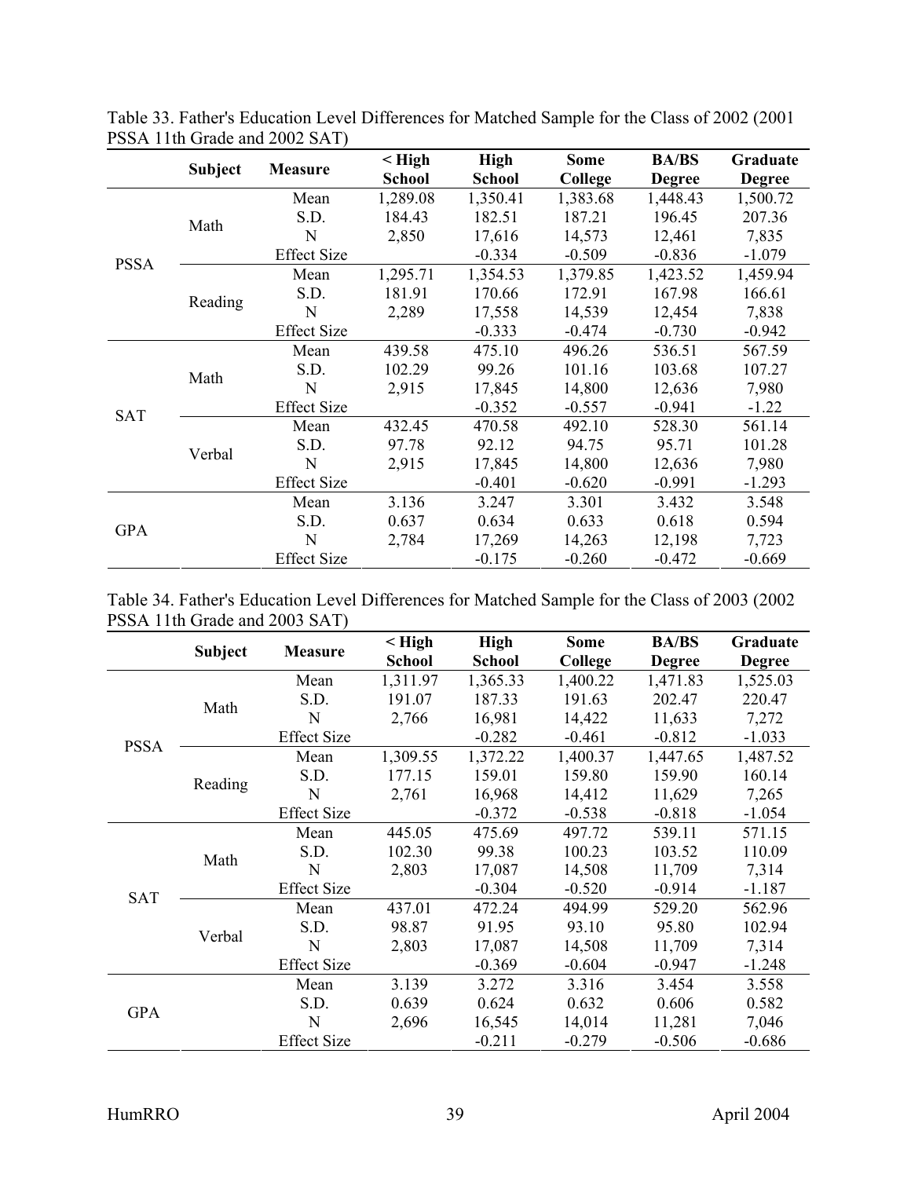Table 33. Father's Education Level Differences for Matched Sample for the Class of 2002 (2001 PSSA 11th Grade and 2002 SAT)

| | Subject | Measure | < High School | High School | Some College | BA/BS Degree | Graduate Degree |
|---|---|---|---|---|---|---|---|
| PSSA | Math | Mean | 1,289.08 | 1,350.41 | 1,383.68 | 1,448.43 | 1,500.72 |
| | | S.D. | 184.43 | 182.51 | 187.21 | 196.45 | 207.36 |
| | | N | 2,850 | 17,616 | 14,573 | 12,461 | 7,835 |
| | | Effect Size | | -0.334 | -0.509 | -0.836 | -1.079 |
| | Reading | Mean | 1,295.71 | 1,354.53 | 1,379.85 | 1,423.52 | 1,459.94 |
| | | S.D. | 181.91 | 170.66 | 172.91 | 167.98 | 166.61 |
| | | N | 2,289 | 17,558 | 14,539 | 12,454 | 7,838 |
| | | Effect Size | | -0.333 | -0.474 | -0.730 | -0.942 |
| SAT | Math | Mean | 439.58 | 475.10 | 496.26 | 536.51 | 567.59 |
| | | S.D. | 102.29 | 99.26 | 101.16 | 103.68 | 107.27 |
| | | N | 2,915 | 17,845 | 14,800 | 12,636 | 7,980 |
| | | Effect Size | | -0.352 | -0.557 | -0.941 | -1.22 |
| | Verbal | Mean | 432.45 | 470.58 | 492.10 | 528.30 | 561.14 |
| | | S.D. | 97.78 | 92.12 | 94.75 | 95.71 | 101.28 |
| | | N | 2,915 | 17,845 | 14,800 | 12,636 | 7,980 |
| | | Effect Size | | -0.401 | -0.620 | -0.991 | -1.293 |
| GPA | | Mean | 3.136 | 3.247 | 3.301 | 3.432 | 3.548 |
| | | S.D. | 0.637 | 0.634 | 0.633 | 0.618 | 0.594 |
| | | N | 2,784 | 17,269 | 14,263 | 12,198 | 7,723 |
| | | Effect Size | | -0.175 | -0.260 | -0.472 | -0.669 |

Table 34. Father's Education Level Differences for Matched Sample for the Class of 2003 (2002 PSSA 11th Grade and 2003 SAT)

| | Subject | Measure | < High School | High School | Some College | BA/BS Degree | Graduate Degree |
|---|---|---|---|---|---|---|---|
| PSSA | Math | Mean | 1,311.97 | 1,365.33 | 1,400.22 | 1,471.83 | 1,525.03 |
| | | S.D. | 191.07 | 187.33 | 191.63 | 202.47 | 220.47 |
| | | N | 2,766 | 16,981 | 14,422 | 11,633 | 7,272 |
| | | Effect Size | | -0.282 | -0.461 | -0.812 | -1.033 |
| | Reading | Mean | 1,309.55 | 1,372.22 | 1,400.37 | 1,447.65 | 1,487.52 |
| | | S.D. | 177.15 | 159.01 | 159.80 | 159.90 | 160.14 |
| | | N | 2,761 | 16,968 | 14,412 | 11,629 | 7,265 |
| | | Effect Size | | -0.372 | -0.538 | -0.818 | -1.054 |
| SAT | Math | Mean | 445.05 | 475.69 | 497.72 | 539.11 | 571.15 |
| | | S.D. | 102.30 | 99.38 | 100.23 | 103.52 | 110.09 |
| | | N | 2,803 | 17,087 | 14,508 | 11,709 | 7,314 |
| | | Effect Size | | -0.304 | -0.520 | -0.914 | -1.187 |
| | Verbal | Mean | 437.01 | 472.24 | 494.99 | 529.20 | 562.96 |
| | | S.D. | 98.87 | 91.95 | 93.10 | 95.80 | 102.94 |
| | | N | 2,803 | 17,087 | 14,508 | 11,709 | 7,314 |
| | | Effect Size | | -0.369 | -0.604 | -0.947 | -1.248 |
| GPA | | Mean | 3.139 | 3.272 | 3.316 | 3.454 | 3.558 |
| | | S.D. | 0.639 | 0.624 | 0.632 | 0.606 | 0.582 |
| | | N | 2,696 | 16,545 | 14,014 | 11,281 | 7,046 |
| | | Effect Size | | -0.211 | -0.279 | -0.506 | -0.686 |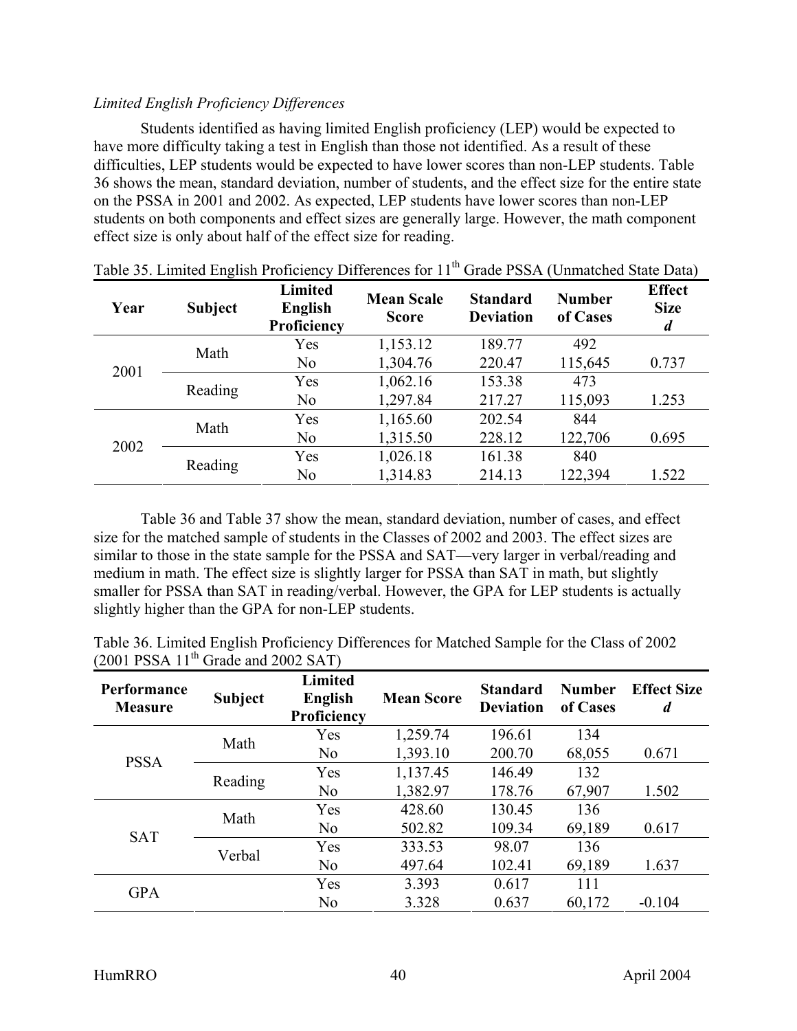*Limited English Proficiency Differences*

Students identified as having limited English proficiency (LEP) would be expected to have more difficulty taking a test in English than those not identified. As a result of these difficulties, LEP students would be expected to have lower scores than non-LEP students. Table 36 shows the mean, standard deviation, number of students, and the effect size for the entire state on the PSSA in 2001 and 2002. As expected, LEP students have lower scores than non-LEP students on both components and effect sizes are generally large. However, the math component effect size is only about half of the effect size for reading.

Table 35. Limited English Proficiency Differences for 11th Grade PSSA (Unmatched State Data)

| Year | Subject | Limited English Proficiency | Mean Scale Score | Standard Deviation | Number of Cases | Effect Size *d* |
|---|---|---|---|---|---|---|
| 2001 | Math | Yes | 1,153.12 | 189.77 | 492 | |
| | | No | 1,304.76 | 220.47 | 115,645 | 0.737 |
| | Reading | Yes | 1,062.16 | 153.38 | 473 | |
| | | No | 1,297.84 | 217.27 | 115,093 | 1.253 |
| 2002 | Math | Yes | 1,165.60 | 202.54 | 844 | |
| | | No | 1,315.50 | 228.12 | 122,706 | 0.695 |
| | Reading | Yes | 1,026.18 | 161.38 | 840 | |
| | | No | 1,314.83 | 214.13 | 122,394 | 1.522 |

Table 36 and Table 37 show the mean, standard deviation, number of cases, and effect size for the matched sample of students in the Classes of 2002 and 2003. The effect sizes are similar to those in the state sample for the PSSA and SAT—very larger in verbal/reading and medium in math. The effect size is slightly larger for PSSA than SAT in math, but slightly smaller for PSSA than SAT in reading/verbal. However, the GPA for LEP students is actually slightly higher than the GPA for non-LEP students.

Table 36. Limited English Proficiency Differences for Matched Sample for the Class of 2002 (2001 PSSA 11th Grade and 2002 SAT)

| Performance Measure | Subject | Limited English Proficiency | Mean Score | Standard Deviation | Number of Cases | Effect Size *d* |
|---|---|---|---|---|---|---|
| PSSA | Math | Yes | 1,259.74 | 196.61 | 134 | |
| | | No | 1,393.10 | 200.70 | 68,055 | 0.671 |
| | Reading | Yes | 1,137.45 | 146.49 | 132 | |
| | | No | 1,382.97 | 178.76 | 67,907 | 1.502 |
| SAT | Math | Yes | 428.60 | 130.45 | 136 | |
| | | No | 502.82 | 109.34 | 69,189 | 0.617 |
| | Verbal | Yes | 333.53 | 98.07 | 136 | |
| | | No | 497.64 | 102.41 | 69,189 | 1.637 |
| GPA | | Yes | 3.393 | 0.617 | 111 | |
| | | No | 3.328 | 0.637 | 60,172 | -0.104 |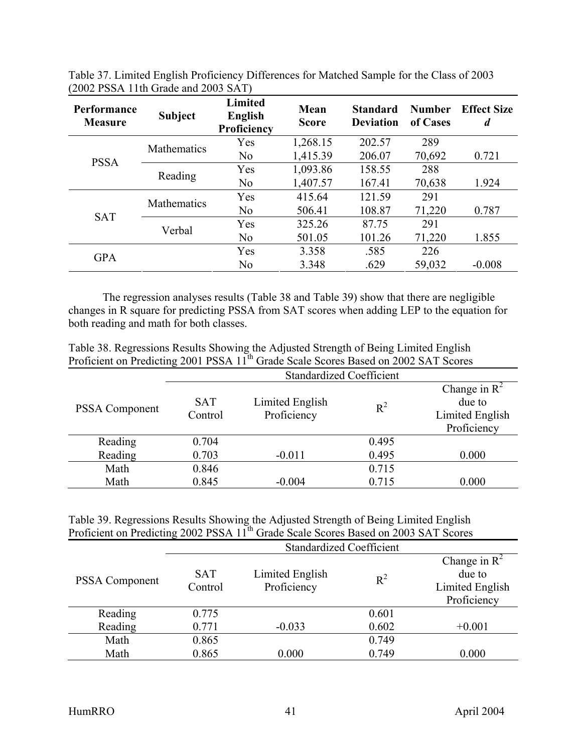Table 37. Limited English Proficiency Differences for Matched Sample for the Class of 2003 (2002 PSSA 11th Grade and 2003 SAT)

| **Performance Measure** | **Subject** | **Limited English Proficiency** | **Mean Score** | **Standard Deviation** | **Number of Cases** | **Effect Size *d*** |
|---|---|---|---|---|---|---|
| PSSA | Mathematics | Yes | 1,268.15 | 202.57 | 289 | |
| | | No | 1,415.39 | 206.07 | 70,692 | 0.721 |
| | Reading | Yes | 1,093.86 | 158.55 | 288 | |
| | | No | 1,407.57 | 167.41 | 70,638 | 1.924 |
| SAT | Mathematics | Yes | 415.64 | 121.59 | 291 | |
| | | No | 506.41 | 108.87 | 71,220 | 0.787 |
| | Verbal | Yes | 325.26 | 87.75 | 291 | |
| | | No | 501.05 | 101.26 | 71,220 | 1.855 |
| GPA | | Yes | 3.358 | .585 | 226 | |
| | | No | 3.348 | .629 | 59,032 | -0.008 |

The regression analyses results (Table 38 and Table 39) show that there are negligible changes in R square for predicting PSSA from SAT scores when adding LEP to the equation for both reading and math for both classes.

Table 38. Regressions Results Showing the Adjusted Strength of Being Limited English Proficient on Predicting 2001 PSSA 11th Grade Scale Scores Based on 2002 SAT Scores

| | Standardized Coefficient | | | |
|---|---|---|---|---|
| PSSA Component | SAT Control | Limited English Proficiency | $R^2$ | Change in $R^2$ due to Limited English Proficiency |
| Reading | 0.704 | | 0.495 | |
| Reading | 0.703 | -0.011 | 0.495 | 0.000 |
| Math | 0.846 | | 0.715 | |
| Math | 0.845 | -0.004 | 0.715 | 0.000 |

Table 39. Regressions Results Showing the Adjusted Strength of Being Limited English Proficient on Predicting 2002 PSSA 11th Grade Scale Scores Based on 2003 SAT Scores

| | Standardized Coefficient | | | |
|---|---|---|---|---|
| PSSA Component | SAT Control | Limited English Proficiency | $R^2$ | Change in $R^2$ due to Limited English Proficiency |
| Reading | 0.775 | | 0.601 | |
| Reading | 0.771 | -0.033 | 0.602 | +0.001 |
| Math | 0.865 | | 0.749 | |
| Math | 0.865 | 0.000 | 0.749 | 0.000 |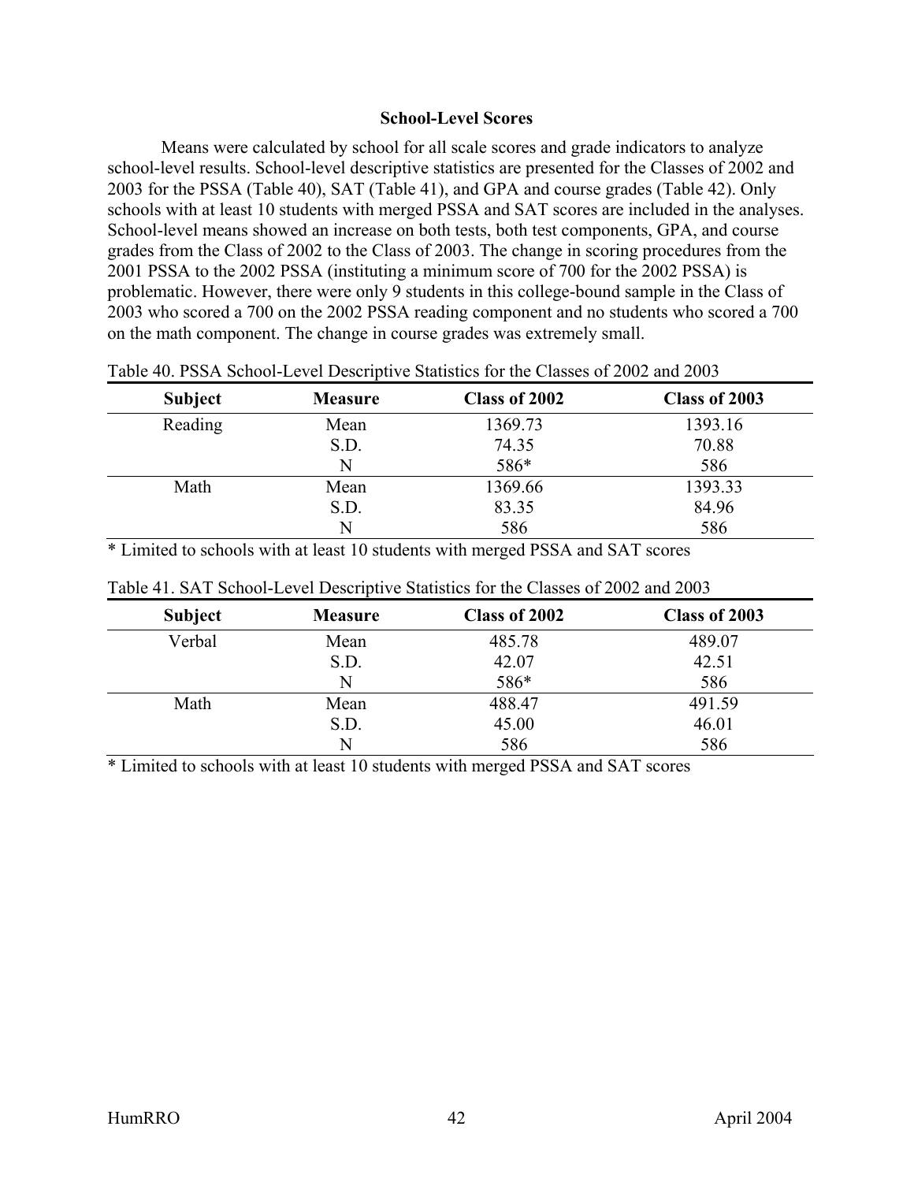### School-Level Scores

Means were calculated by school for all scale scores and grade indicators to analyze school-level results. School-level descriptive statistics are presented for the Classes of 2002 and 2003 for the PSSA (Table 40), SAT (Table 41), and GPA and course grades (Table 42). Only schools with at least 10 students with merged PSSA and SAT scores are included in the analyses. School-level means showed an increase on both tests, both test components, GPA, and course grades from the Class of 2002 to the Class of 2003. The change in scoring procedures from the 2001 PSSA to the 2002 PSSA (instituting a minimum score of 700 for the 2002 PSSA) is problematic. However, there were only 9 students in this college-bound sample in the Class of 2003 who scored a 700 on the 2002 PSSA reading component and no students who scored a 700 on the math component. The change in course grades was extremely small.

Table 40. PSSA School-Level Descriptive Statistics for the Classes of 2002 and 2003

| Subject | Measure | Class of 2002 | Class of 2003 |
|---|---|---|---|
| Reading | Mean | 1369.73 | 1393.16 |
| | S.D. | 74.35 | 70.88 |
| | N | 586* | 586 |
| Math | Mean | 1369.66 | 1393.33 |
| | S.D. | 83.35 | 84.96 |
| | N | 586 | 586 |

* Limited to schools with at least 10 students with merged PSSA and SAT scores

Table 41. SAT School-Level Descriptive Statistics for the Classes of 2002 and 2003

| Subject | Measure | Class of 2002 | Class of 2003 |
|---|---|---|---|
| Verbal | Mean | 485.78 | 489.07 |
| | S.D. | 42.07 | 42.51 |
| | N | 586* | 586 |
| Math | Mean | 488.47 | 491.59 |
| | S.D. | 45.00 | 46.01 |
| | N | 586 | 586 |

* Limited to schools with at least 10 students with merged PSSA and SAT scores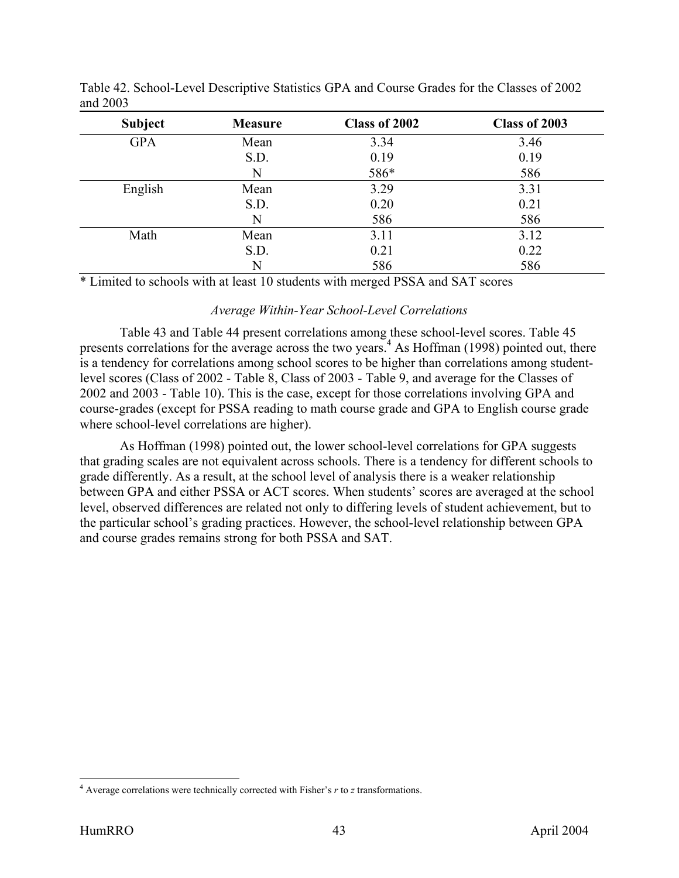Table 42. School-Level Descriptive Statistics GPA and Course Grades for the Classes of 2002 and 2003

| Subject | Measure | Class of 2002 | Class of 2003 |
|---|---|---|---|
| GPA | Mean | 3.34 | 3.46 |
| | S.D. | 0.19 | 0.19 |
| | N | 586* | 586 |
| English | Mean | 3.29 | 3.31 |
| | S.D. | 0.20 | 0.21 |
| | N | 586 | 586 |
| Math | Mean | 3.11 | 3.12 |
| | S.D. | 0.21 | 0.22 |
| | N | 586 | 586 |

* Limited to schools with at least 10 students with merged PSSA and SAT scores

### *Average Within-Year School-Level Correlations*

Table 43 and Table 44 present correlations among these school-level scores. Table 45 presents correlations for the average across the two years.[4] As Hoffman (1998) pointed out, there is a tendency for correlations among school scores to be higher than correlations among student-level scores (Class of 2002 - Table 8, Class of 2003 - Table 9, and average for the Classes of 2002 and 2003 - Table 10). This is the case, except for those correlations involving GPA and course-grades (except for PSSA reading to math course grade and GPA to English course grade where school-level correlations are higher).

As Hoffman (1998) pointed out, the lower school-level correlations for GPA suggests that grading scales are not equivalent across schools. There is a tendency for different schools to grade differently. As a result, at the school level of analysis there is a weaker relationship between GPA and either PSSA or ACT scores. When students' scores are averaged at the school level, observed differences are related not only to differing levels of student achievement, but to the particular school's grading practices. However, the school-level relationship between GPA and course grades remains strong for both PSSA and SAT.

[4] Average correlations were technically corrected with Fisher's $r$ to $z$ transformations.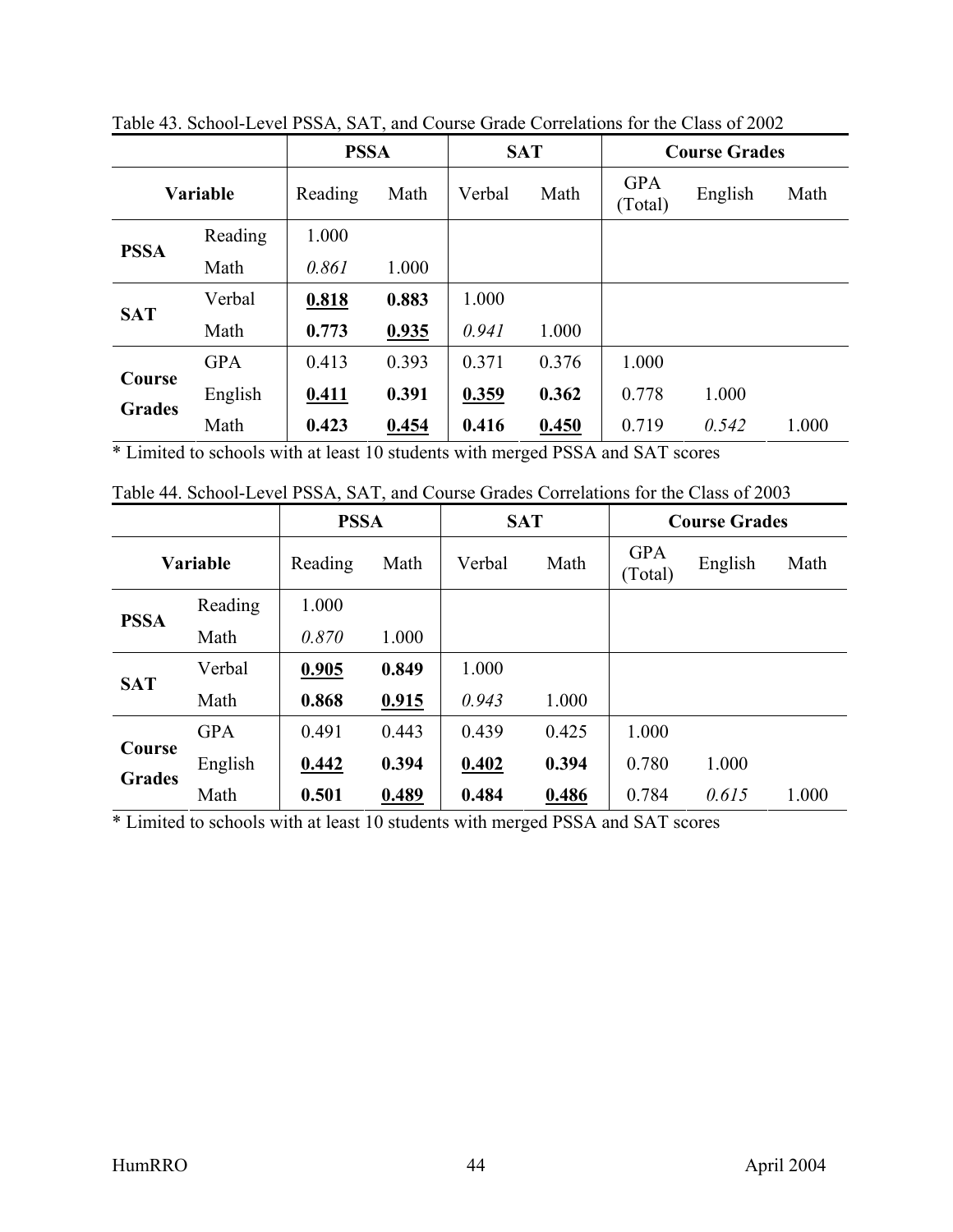Table 43. School-Level PSSA, SAT, and Course Grade Correlations for the Class of 2002

| | | PSSA | | SAT | | Course Grades | | |
|---|---|---|---|---|---|---|---|---|
| Variable | | Reading | Math | Verbal | Math | GPA (Total) | English | Math |
| **PSSA** | Reading | 1.000 | | | | | | |
| | Math | *0.861* | 1.000 | | | | | |
| **SAT** | Verbal | **0.818** | **0.883** | 1.000 | | | | |
| | Math | **0.773** | **0.935** | *0.941* | 1.000 | | | |
| **Course Grades** | GPA | 0.413 | 0.393 | 0.371 | 0.376 | 1.000 | | |
| | English | **0.411** | **0.391** | **0.359** | **0.362** | 0.778 | 1.000 | |
| | Math | **0.423** | **0.454** | **0.416** | **0.450** | 0.719 | *0.542* | 1.000 |

* Limited to schools with at least 10 students with merged PSSA and SAT scores

Table 44. School-Level PSSA, SAT, and Course Grades Correlations for the Class of 2003

| | | PSSA | | SAT | | Course Grades | | |
|---|---|---|---|---|---|---|---|---|
| Variable | | Reading | Math | Verbal | Math | GPA (Total) | English | Math |
| **PSSA** | Reading | 1.000 | | | | | | |
| | Math | *0.870* | 1.000 | | | | | |
| **SAT** | Verbal | **0.905** | **0.849** | 1.000 | | | | |
| | Math | **0.868** | **0.915** | *0.943* | 1.000 | | | |
| **Course Grades** | GPA | 0.491 | 0.443 | 0.439 | 0.425 | 1.000 | | |
| | English | **0.442** | **0.394** | **0.402** | **0.394** | 0.780 | 1.000 | |
| | Math | **0.501** | **0.489** | **0.484** | **0.486** | 0.784 | *0.615* | 1.000 |

* Limited to schools with at least 10 students with merged PSSA and SAT scores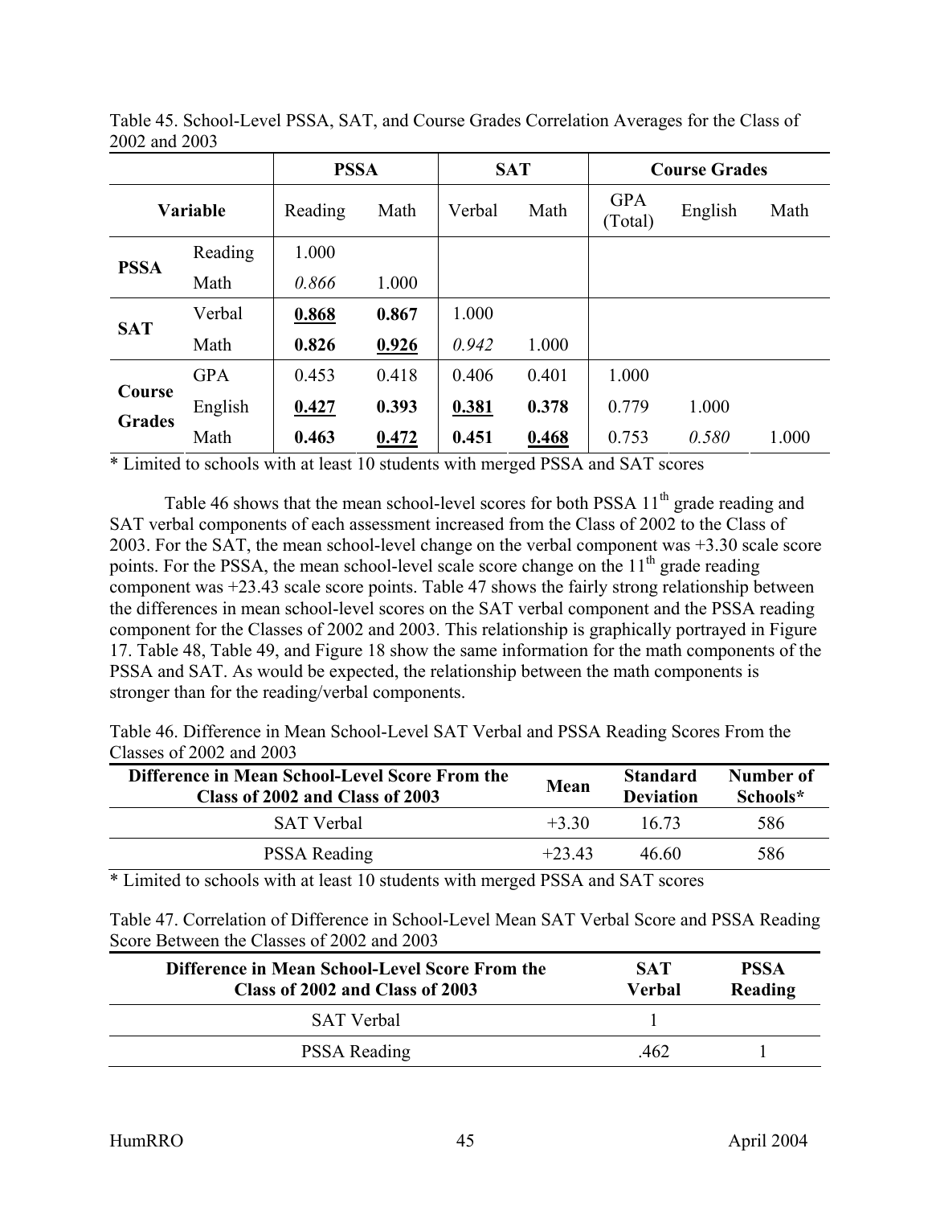Table 45. School-Level PSSA, SAT, and Course Grades Correlation Averages for the Class of 2002 and 2003

| | | PSSA | | SAT | | Course Grades | | |
|---|---|---|---|---|---|---|---|---|
| **Variable** | | Reading | Math | Verbal | Math | GPA (Total) | English | Math |
| **PSSA** | Reading | 1.000 | | | | | | |
| | Math | *0.866* | 1.000 | | | | | |
| **SAT** | Verbal | <u>**0.868**</u> | **0.867** | 1.000 | | | | |
| | Math | **0.826** | <u>**0.926**</u> | *0.942* | 1.000 | | | |
| **Course Grades** | GPA | 0.453 | 0.418 | 0.406 | 0.401 | 1.000 | | |
| | English | <u>**0.427**</u> | **0.393** | <u>**0.381**</u> | **0.378** | 0.779 | 1.000 | |
| | Math | **0.463** | <u>**0.472**</u> | **0.451** | <u>**0.468**</u> | 0.753 | *0.580* | 1.000 |

* Limited to schools with at least 10 students with merged PSSA and SAT scores

Table 46 shows that the mean school-level scores for both PSSA 11th grade reading and SAT verbal components of each assessment increased from the Class of 2002 to the Class of 2003. For the SAT, the mean school-level change on the verbal component was +3.30 scale score points. For the PSSA, the mean school-level scale score change on the 11th grade reading component was +23.43 scale score points. Table 47 shows the fairly strong relationship between the differences in mean school-level scores on the SAT verbal component and the PSSA reading component for the Classes of 2002 and 2003. This relationship is graphically portrayed in Figure 17. Table 48, Table 49, and Figure 18 show the same information for the math components of the PSSA and SAT. As would be expected, the relationship between the math components is stronger than for the reading/verbal components.

Table 46. Difference in Mean School-Level SAT Verbal and PSSA Reading Scores From the Classes of 2002 and 2003

| Difference in Mean School-Level Score From the Class of 2002 and Class of 2003 | Mean | Standard Deviation | Number of Schools* |
|---|---|---|---|
| SAT Verbal | +3.30 | 16.73 | 586 |
| PSSA Reading | +23.43 | 46.60 | 586 |

* Limited to schools with at least 10 students with merged PSSA and SAT scores

Table 47. Correlation of Difference in School-Level Mean SAT Verbal Score and PSSA Reading Score Between the Classes of 2002 and 2003

| Difference in Mean School-Level Score From the Class of 2002 and Class of 2003 | SAT Verbal | PSSA Reading |
|---|---|---|
| SAT Verbal | 1 | |
| PSSA Reading | .462 | 1 |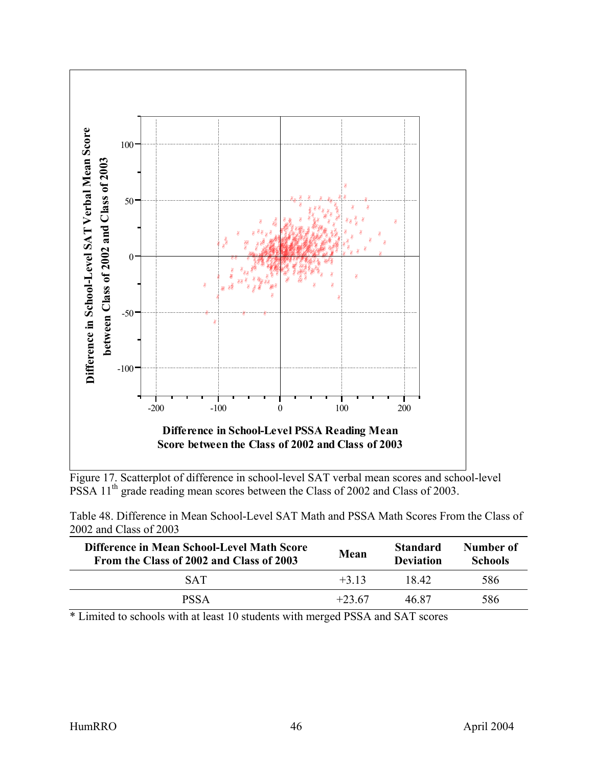Figure 17. Scatterplot of difference in school-level SAT verbal mean scores and school-level PSSA 11th grade reading mean scores between the Class of 2002 and Class of 2003.

Table 48. Difference in Mean School-Level SAT Math and PSSA Math Scores From the Class of 2002 and Class of 2003

| Difference in Mean School-Level Math Score From the Class of 2002 and Class of 2003 | Mean | Standard Deviation | Number of Schools |
|---|---|---|---|
| SAT | +3.13 | 18.42 | 586 |
| PSSA | +23.67 | 46.87 | 586 |

* Limited to schools with at least 10 students with merged PSSA and SAT scores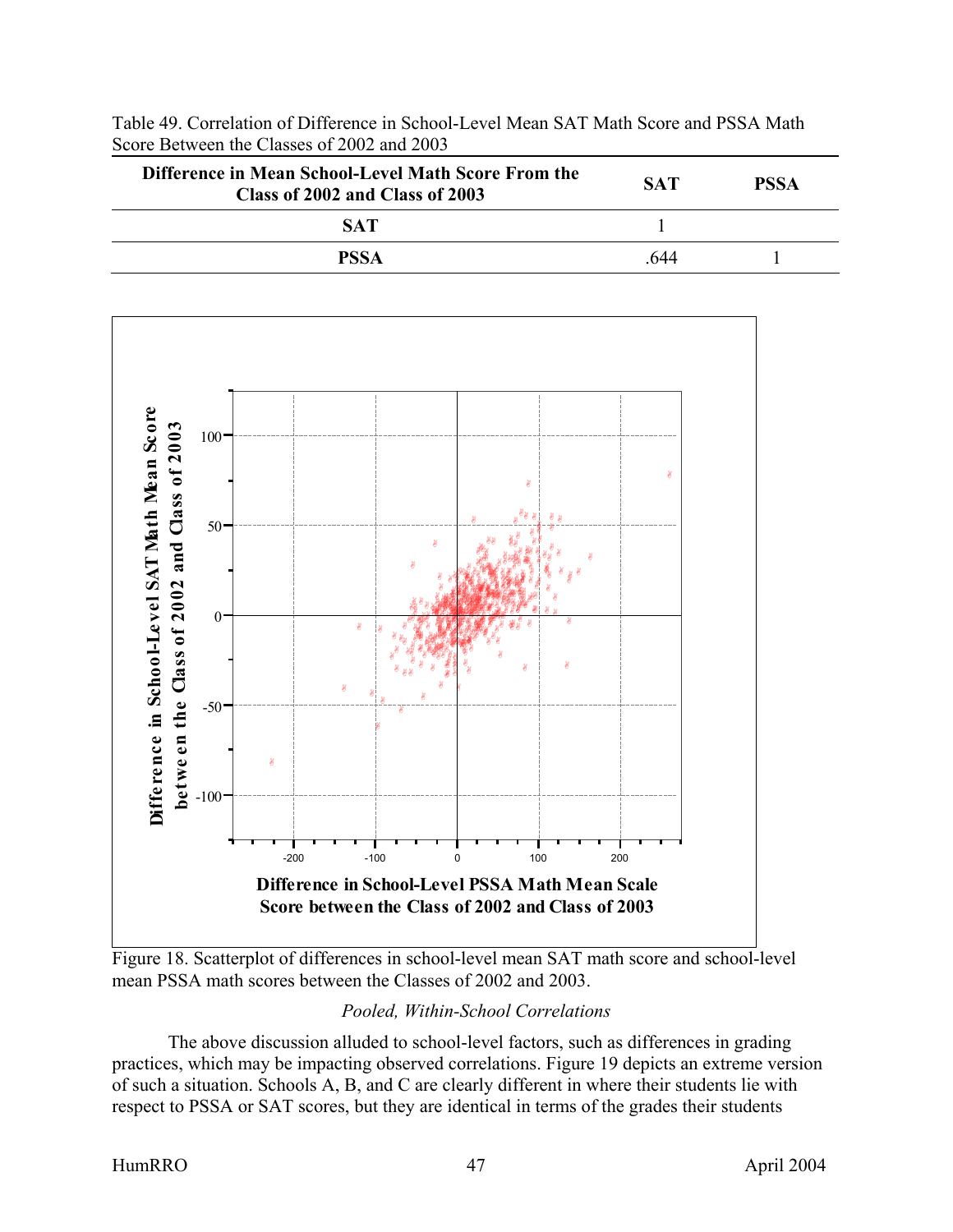Table 49. Correlation of Difference in School-Level Mean SAT Math Score and PSSA Math Score Between the Classes of 2002 and 2003

| Difference in Mean School-Level Math Score From the Class of 2002 and Class of 2003 | SAT | PSSA |
|---|---|---|
| SAT | 1 | |
| PSSA | .644 | 1 |

Figure 18. Scatterplot of differences in school-level mean SAT math score and school-level mean PSSA math scores between the Classes of 2002 and 2003.

*Pooled, Within-School Correlations*

The above discussion alluded to school-level factors, such as differences in grading practices, which may be impacting observed correlations. Figure 19 depicts an extreme version of such a situation. Schools A, B, and C are clearly different in where their students lie with respect to PSSA or SAT scores, but they are identical in terms of the grades their students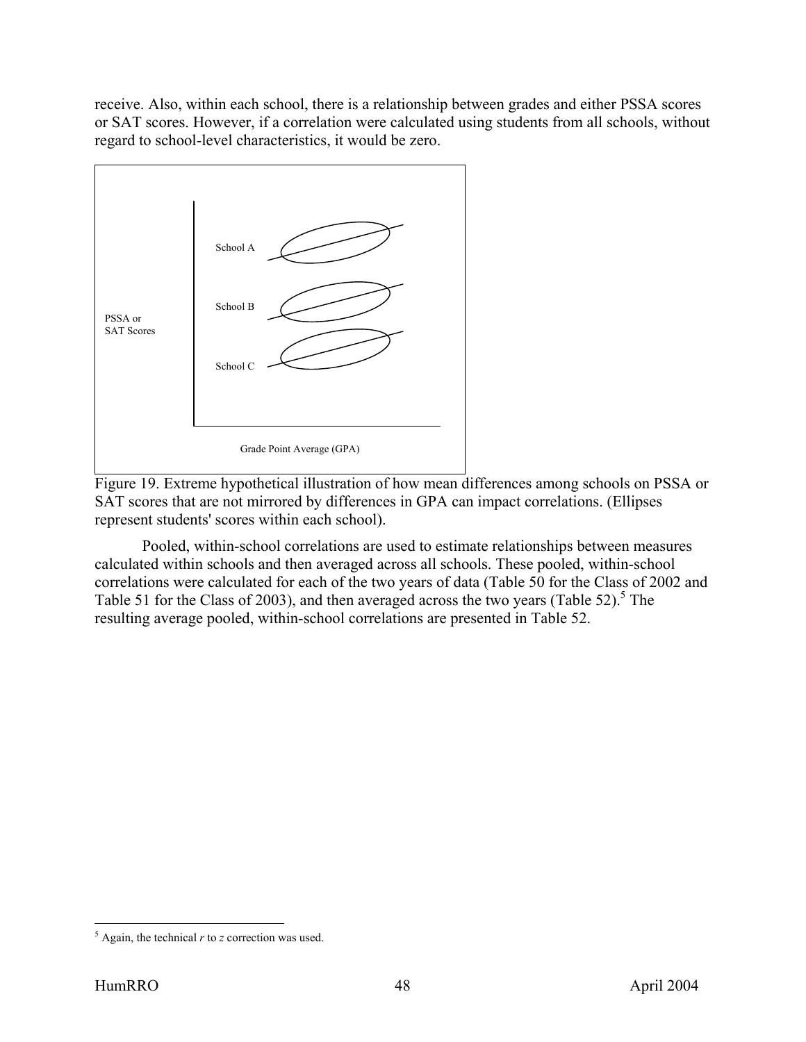receive. Also, within each school, there is a relationship between grades and either PSSA scores or SAT scores. However, if a correlation were calculated using students from all schools, without regard to school-level characteristics, it would be zero.

Figure 19. Extreme hypothetical illustration of how mean differences among schools on PSSA or SAT scores that are not mirrored by differences in GPA can impact correlations. (Ellipses represent students' scores within each school).

Pooled, within-school correlations are used to estimate relationships between measures calculated within schools and then averaged across all schools. These pooled, within-school correlations were calculated for each of the two years of data (Table 50 for the Class of 2002 and Table 51 for the Class of 2003), and then averaged across the two years (Table 52).[5] The resulting average pooled, within-school correlations are presented in Table 52.

[5] Again, the technical *r* to *z* correction was used.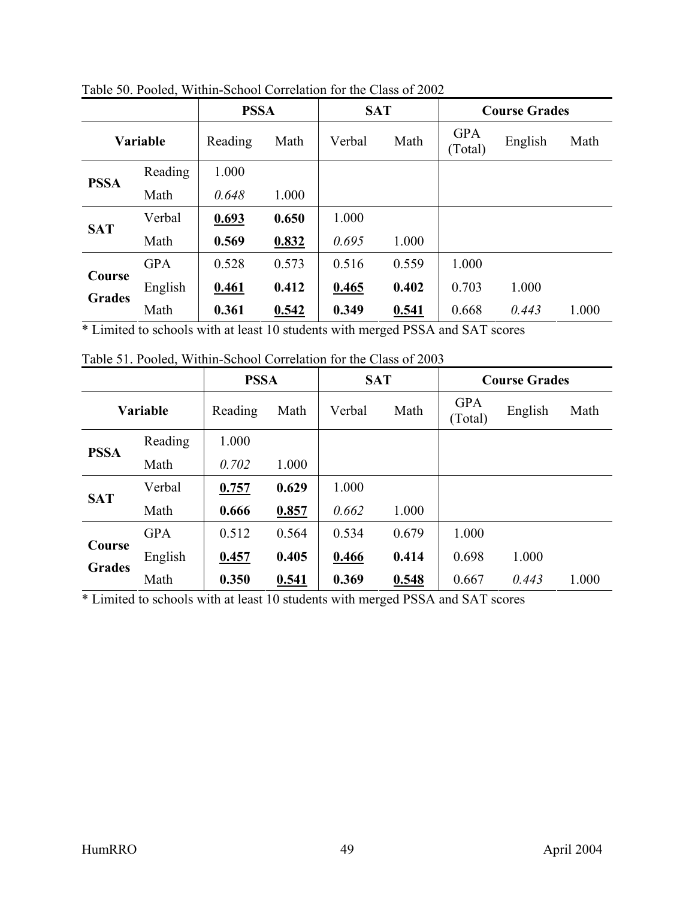Table 50. Pooled, Within-School Correlation for the Class of 2002

| | | PSSA | | SAT | | Course Grades | | |
|---|---|---|---|---|---|---|---|---|
| **Variable** | | Reading | Math | Verbal | Math | GPA (Total) | English | Math |
| **PSSA** | Reading | 1.000 | | | | | | |
| | Math | *0.648* | 1.000 | | | | | |
| **SAT** | Verbal | **0.693** | **0.650** | 1.000 | | | | |
| | Math | **0.569** | **0.832** | *0.695* | 1.000 | | | |
| **Course Grades** | GPA | 0.528 | 0.573 | 0.516 | 0.559 | 1.000 | | |
| | English | **0.461** | **0.412** | **0.465** | **0.402** | 0.703 | 1.000 | |
| | Math | **0.361** | **0.542** | **0.349** | **0.541** | 0.668 | *0.443* | 1.000 |

* Limited to schools with at least 10 students with merged PSSA and SAT scores

Table 51. Pooled, Within-School Correlation for the Class of 2003

| | | PSSA | | SAT | | Course Grades | | |
|---|---|---|---|---|---|---|---|---|
| **Variable** | | Reading | Math | Verbal | Math | GPA (Total) | English | Math |
| **PSSA** | Reading | 1.000 | | | | | | |
| | Math | *0.702* | 1.000 | | | | | |
| **SAT** | Verbal | **0.757** | **0.629** | 1.000 | | | | |
| | Math | **0.666** | **0.857** | *0.662* | 1.000 | | | |
| **Course Grades** | GPA | 0.512 | 0.564 | 0.534 | 0.679 | 1.000 | | |
| | English | **0.457** | **0.405** | **0.466** | **0.414** | 0.698 | 1.000 | |
| | Math | **0.350** | **0.541** | **0.369** | **0.548** | 0.667 | *0.443* | 1.000 |

* Limited to schools with at least 10 students with merged PSSA and SAT scores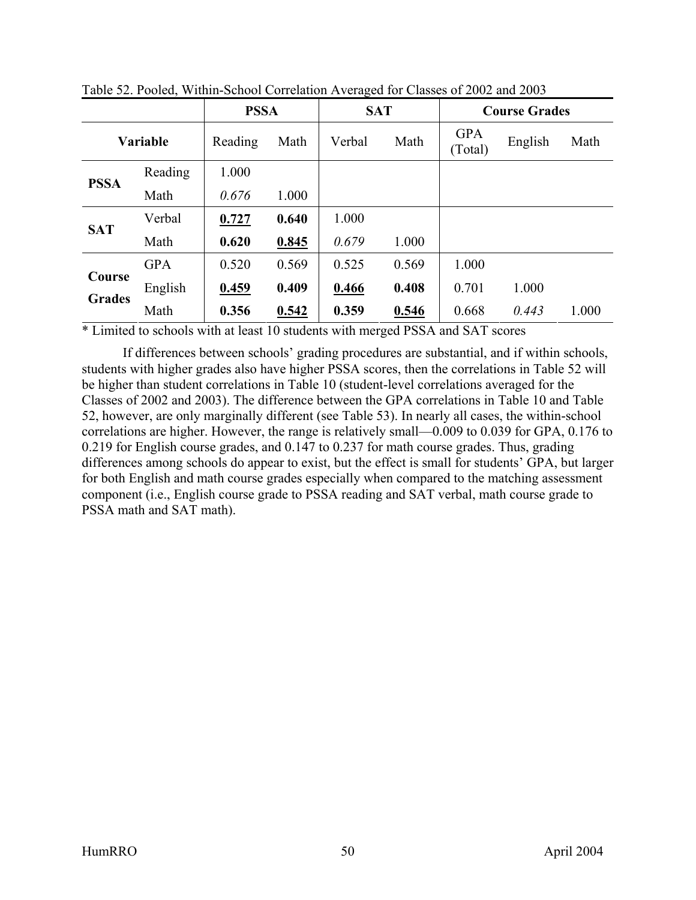Table 52. Pooled, Within-School Correlation Averaged for Classes of 2002 and 2003

| | | **PSSA** | | **SAT** | | **Course Grades** | | |
|---|---|---|---|---|---|---|---|---|
| **Variable** | | Reading | Math | Verbal | Math | GPA (Total) | English | Math |
| **PSSA** | Reading | 1.000 | | | | | | |
| | Math | *0.676* | 1.000 | | | | | |
| **SAT** | Verbal | **<u>0.727</u>** | **0.640** | 1.000 | | | | |
| | Math | **0.620** | **<u>0.845</u>** | *0.679* | 1.000 | | | |
| **Course Grades** | GPA | 0.520 | 0.569 | 0.525 | 0.569 | 1.000 | | |
| | English | **<u>0.459</u>** | **0.409** | **<u>0.466</u>** | **0.408** | 0.701 | 1.000 | |
| | Math | **0.356** | **<u>0.542</u>** | **0.359** | **<u>0.546</u>** | 0.668 | *0.443* | 1.000 |

* Limited to schools with at least 10 students with merged PSSA and SAT scores

If differences between schools' grading procedures are substantial, and if within schools, students with higher grades also have higher PSSA scores, then the correlations in Table 52 will be higher than student correlations in Table 10 (student-level correlations averaged for the Classes of 2002 and 2003). The difference between the GPA correlations in Table 10 and Table 52, however, are only marginally different (see Table 53). In nearly all cases, the within-school correlations are higher. However, the range is relatively small—0.009 to 0.039 for GPA, 0.176 to 0.219 for English course grades, and 0.147 to 0.237 for math course grades. Thus, grading differences among schools do appear to exist, but the effect is small for students' GPA, but larger for both English and math course grades especially when compared to the matching assessment component (i.e., English course grade to PSSA reading and SAT verbal, math course grade to PSSA math and SAT math).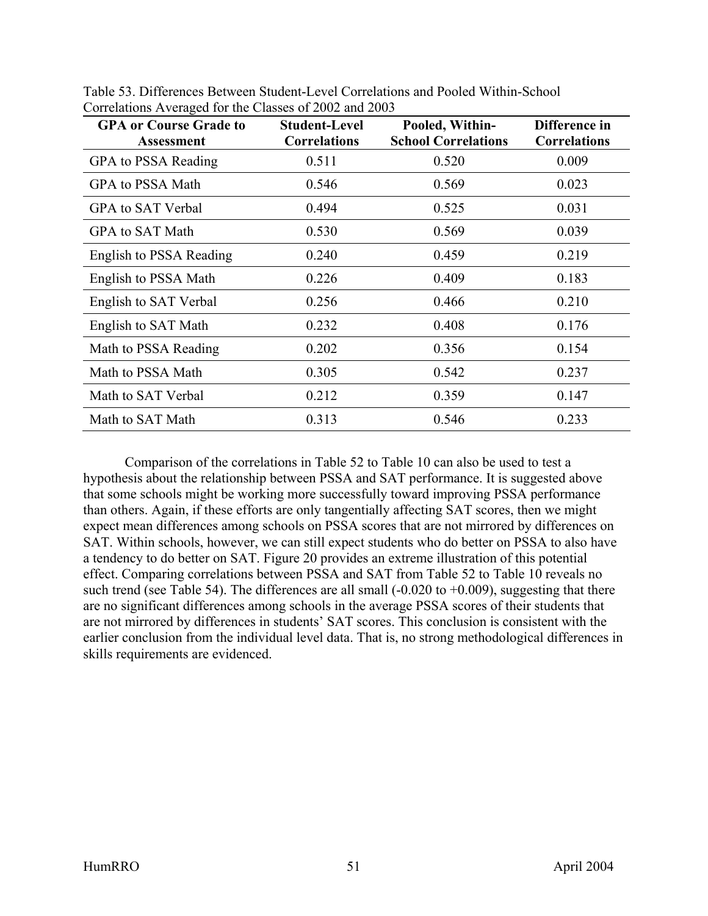Table 53. Differences Between Student-Level Correlations and Pooled Within-School Correlations Averaged for the Classes of 2002 and 2003

| GPA or Course Grade to Assessment | Student-Level Correlations | Pooled, Within-School Correlations | Difference in Correlations |
|---|---|---|---|
| GPA to PSSA Reading | 0.511 | 0.520 | 0.009 |
| GPA to PSSA Math | 0.546 | 0.569 | 0.023 |
| GPA to SAT Verbal | 0.494 | 0.525 | 0.031 |
| GPA to SAT Math | 0.530 | 0.569 | 0.039 |
| English to PSSA Reading | 0.240 | 0.459 | 0.219 |
| English to PSSA Math | 0.226 | 0.409 | 0.183 |
| English to SAT Verbal | 0.256 | 0.466 | 0.210 |
| English to SAT Math | 0.232 | 0.408 | 0.176 |
| Math to PSSA Reading | 0.202 | 0.356 | 0.154 |
| Math to PSSA Math | 0.305 | 0.542 | 0.237 |
| Math to SAT Verbal | 0.212 | 0.359 | 0.147 |
| Math to SAT Math | 0.313 | 0.546 | 0.233 |

Comparison of the correlations in Table 52 to Table 10 can also be used to test a hypothesis about the relationship between PSSA and SAT performance. It is suggested above that some schools might be working more successfully toward improving PSSA performance than others. Again, if these efforts are only tangentially affecting SAT scores, then we might expect mean differences among schools on PSSA scores that are not mirrored by differences on SAT. Within schools, however, we can still expect students who do better on PSSA to also have a tendency to do better on SAT. Figure 20 provides an extreme illustration of this potential effect. Comparing correlations between PSSA and SAT from Table 52 to Table 10 reveals no such trend (see Table 54). The differences are all small (-0.020 to +0.009), suggesting that there are no significant differences among schools in the average PSSA scores of their students that are not mirrored by differences in students' SAT scores. This conclusion is consistent with the earlier conclusion from the individual level data. That is, no strong methodological differences in skills requirements are evidenced.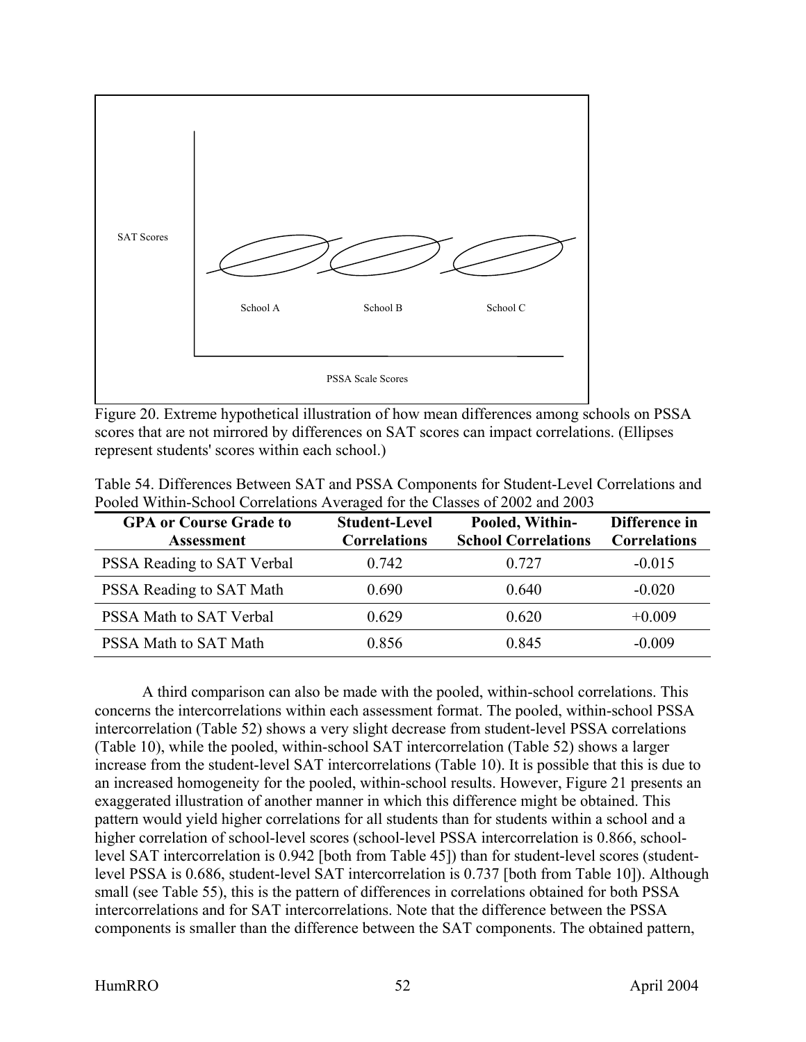SAT Scores

School A School B School C

PSSA Scale Scores

Figure 20. Extreme hypothetical illustration of how mean differences among schools on PSSA scores that are not mirrored by differences on SAT scores can impact correlations. (Ellipses represent students' scores within each school.)

Table 54. Differences Between SAT and PSSA Components for Student-Level Correlations and Pooled Within-School Correlations Averaged for the Classes of 2002 and 2003

| GPA or Course Grade to Assessment | Student-Level Correlations | Pooled, Within-School Correlations | Difference in Correlations |
|---|---|---|---|
| PSSA Reading to SAT Verbal | 0.742 | 0.727 | -0.015 |
| PSSA Reading to SAT Math | 0.690 | 0.640 | -0.020 |
| PSSA Math to SAT Verbal | 0.629 | 0.620 | +0.009 |
| PSSA Math to SAT Math | 0.856 | 0.845 | -0.009 |

A third comparison can also be made with the pooled, within-school correlations. This concerns the intercorrelations within each assessment format. The pooled, within-school PSSA intercorrelation (Table 52) shows a very slight decrease from student-level PSSA correlations (Table 10), while the pooled, within-school SAT intercorrelation (Table 52) shows a larger increase from the student-level SAT intercorrelations (Table 10). It is possible that this is due to an increased homogeneity for the pooled, within-school results. However, Figure 21 presents an exaggerated illustration of another manner in which this difference might be obtained. This pattern would yield higher correlations for all students than for students within a school and a higher correlation of school-level scores (school-level PSSA intercorrelation is 0.866, school-level SAT intercorrelation is 0.942 [both from Table 45]) than for student-level scores (student-level PSSA is 0.686, student-level SAT intercorrelation is 0.737 [both from Table 10]). Although small (see Table 55), this is the pattern of differences in correlations obtained for both PSSA intercorrelations and for SAT intercorrelations. Note that the difference between the PSSA components is smaller than the difference between the SAT components. The obtained pattern,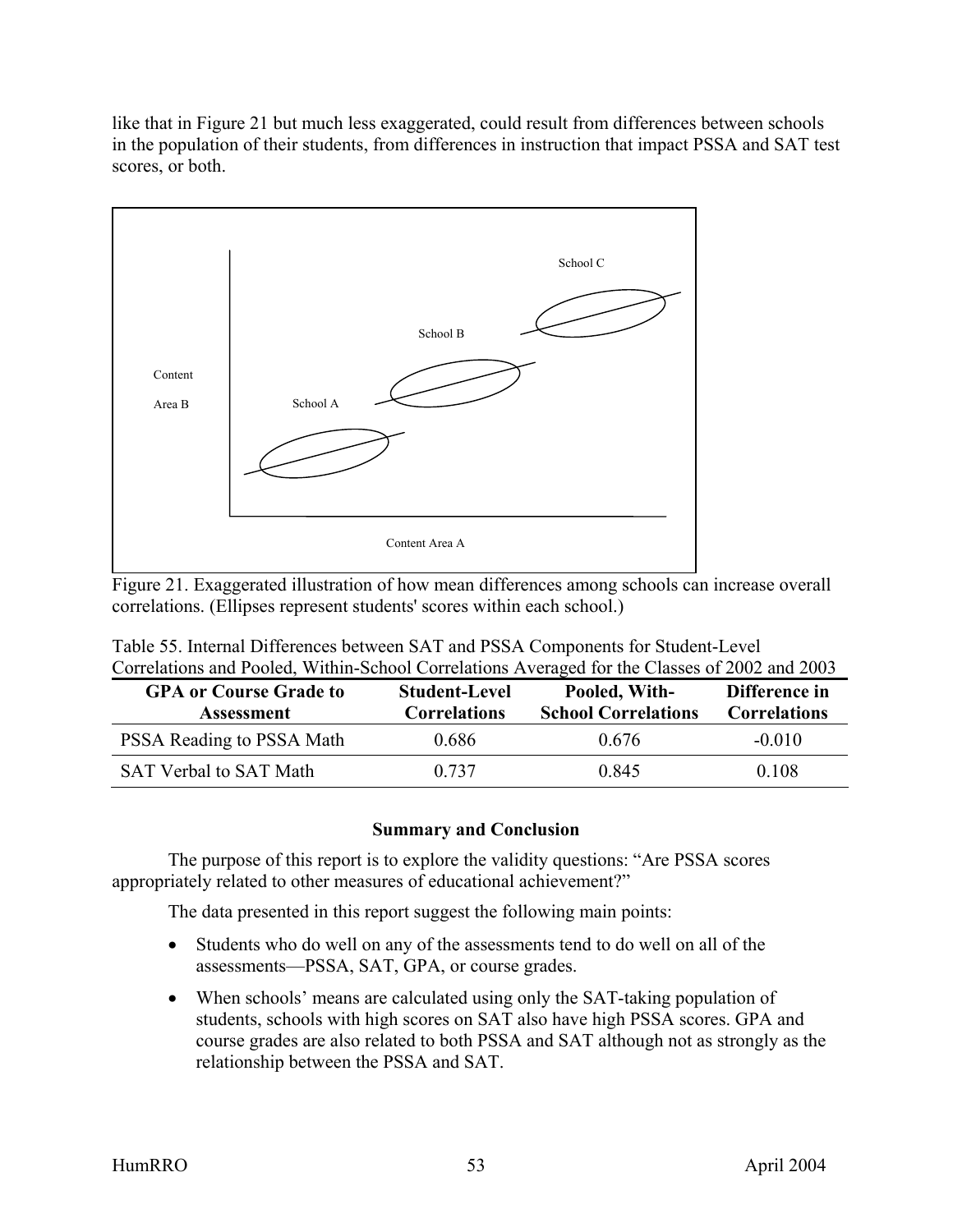like that in Figure 21 but much less exaggerated, could result from differences between schools in the population of their students, from differences in instruction that impact PSSA and SAT test scores, or both.

Figure 21. Exaggerated illustration of how mean differences among schools can increase overall correlations. (Ellipses represent students' scores within each school.)

Table 55. Internal Differences between SAT and PSSA Components for Student-Level Correlations and Pooled, Within-School Correlations Averaged for the Classes of 2002 and 2003

| GPA or Course Grade to Assessment | Student-Level Correlations | Pooled, With-School Correlations | Difference in Correlations |
|---|---|---|---|
| PSSA Reading to PSSA Math | 0.686 | 0.676 | -0.010 |
| SAT Verbal to SAT Math | 0.737 | 0.845 | 0.108 |

## Summary and Conclusion

The purpose of this report is to explore the validity questions: "Are PSSA scores appropriately related to other measures of educational achievement?"

The data presented in this report suggest the following main points:

- Students who do well on any of the assessments tend to do well on all of the assessments—PSSA, SAT, GPA, or course grades.
- When schools' means are calculated using only the SAT-taking population of students, schools with high scores on SAT also have high PSSA scores. GPA and course grades are also related to both PSSA and SAT although not as strongly as the relationship between the PSSA and SAT.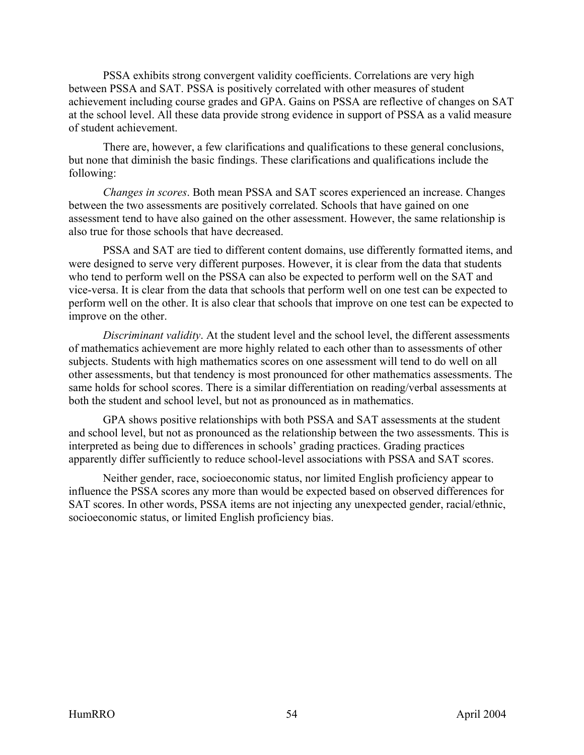PSSA exhibits strong convergent validity coefficients. Correlations are very high between PSSA and SAT. PSSA is positively correlated with other measures of student achievement including course grades and GPA. Gains on PSSA are reflective of changes on SAT at the school level. All these data provide strong evidence in support of PSSA as a valid measure of student achievement.

There are, however, a few clarifications and qualifications to these general conclusions, but none that diminish the basic findings. These clarifications and qualifications include the following:

*Changes in scores*. Both mean PSSA and SAT scores experienced an increase. Changes between the two assessments are positively correlated. Schools that have gained on one assessment tend to have also gained on the other assessment. However, the same relationship is also true for those schools that have decreased.

PSSA and SAT are tied to different content domains, use differently formatted items, and were designed to serve very different purposes. However, it is clear from the data that students who tend to perform well on the PSSA can also be expected to perform well on the SAT and vice-versa. It is clear from the data that schools that perform well on one test can be expected to perform well on the other. It is also clear that schools that improve on one test can be expected to improve on the other.

*Discriminant validity*. At the student level and the school level, the different assessments of mathematics achievement are more highly related to each other than to assessments of other subjects. Students with high mathematics scores on one assessment will tend to do well on all other assessments, but that tendency is most pronounced for other mathematics assessments. The same holds for school scores. There is a similar differentiation on reading/verbal assessments at both the student and school level, but not as pronounced as in mathematics.

GPA shows positive relationships with both PSSA and SAT assessments at the student and school level, but not as pronounced as the relationship between the two assessments. This is interpreted as being due to differences in schools' grading practices. Grading practices apparently differ sufficiently to reduce school-level associations with PSSA and SAT scores.

Neither gender, race, socioeconomic status, nor limited English proficiency appear to influence the PSSA scores any more than would be expected based on observed differences for SAT scores. In other words, PSSA items are not injecting any unexpected gender, racial/ethnic, socioeconomic status, or limited English proficiency bias.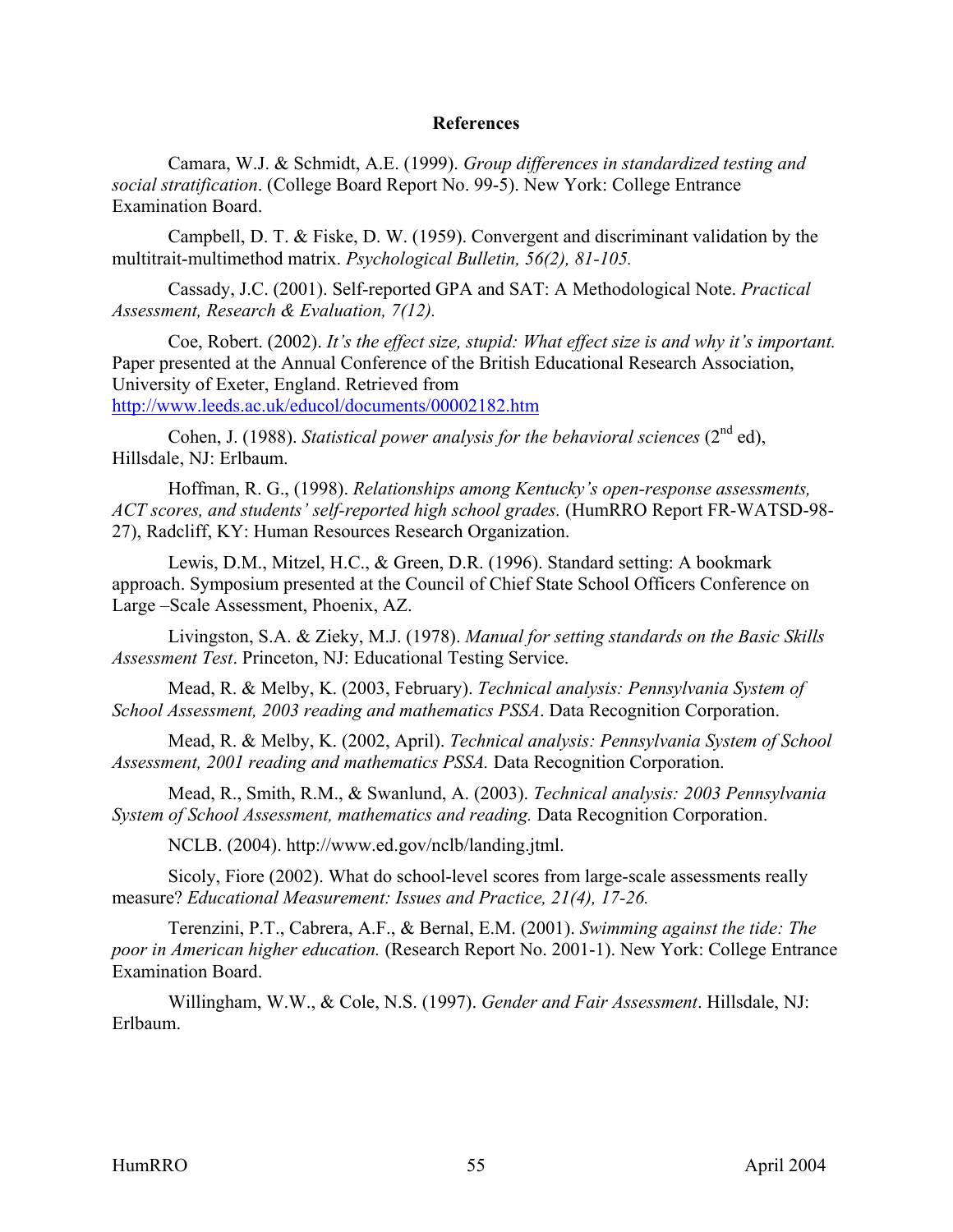## References

Camara, W.J. & Schmidt, A.E. (1999). *Group differences in standardized testing and social stratification*. (College Board Report No. 99-5). New York: College Entrance Examination Board.

Campbell, D. T. & Fiske, D. W. (1959). Convergent and discriminant validation by the multitrait-multimethod matrix. *Psychological Bulletin, 56(2), 81-105.*

Cassady, J.C. (2001). Self-reported GPA and SAT: A Methodological Note. *Practical Assessment, Research & Evaluation, 7(12).*

Coe, Robert. (2002). *It's the effect size, stupid: What effect size is and why it's important.* Paper presented at the Annual Conference of the British Educational Research Association, University of Exeter, England. Retrieved from http://www.leeds.ac.uk/educol/documents/00002182.htm

Cohen, J. (1988). *Statistical power analysis for the behavioral sciences* (2nd ed), Hillsdale, NJ: Erlbaum.

Hoffman, R. G., (1998). *Relationships among Kentucky's open-response assessments, ACT scores, and students' self-reported high school grades.* (HumRRO Report FR-WATSD-98-27), Radcliff, KY: Human Resources Research Organization.

Lewis, D.M., Mitzel, H.C., & Green, D.R. (1996). Standard setting: A bookmark approach. Symposium presented at the Council of Chief State School Officers Conference on Large –Scale Assessment, Phoenix, AZ.

Livingston, S.A. & Zieky, M.J. (1978). *Manual for setting standards on the Basic Skills Assessment Test*. Princeton, NJ: Educational Testing Service.

Mead, R. & Melby, K. (2003, February). *Technical analysis: Pennsylvania System of School Assessment, 2003 reading and mathematics PSSA*. Data Recognition Corporation.

Mead, R. & Melby, K. (2002, April). *Technical analysis: Pennsylvania System of School Assessment, 2001 reading and mathematics PSSA.* Data Recognition Corporation.

Mead, R., Smith, R.M., & Swanlund, A. (2003). *Technical analysis: 2003 Pennsylvania System of School Assessment, mathematics and reading.* Data Recognition Corporation.

NCLB. (2004). http://www.ed.gov/nclb/landing.jtml.

Sicoly, Fiore (2002). What do school-level scores from large-scale assessments really measure? *Educational Measurement: Issues and Practice, 21(4), 17-26.*

Terenzini, P.T., Cabrera, A.F., & Bernal, E.M. (2001). *Swimming against the tide: The poor in American higher education.* (Research Report No. 2001-1). New York: College Entrance Examination Board.

Willingham, W.W., & Cole, N.S. (1997). *Gender and Fair Assessment*. Hillsdale, NJ: Erlbaum.